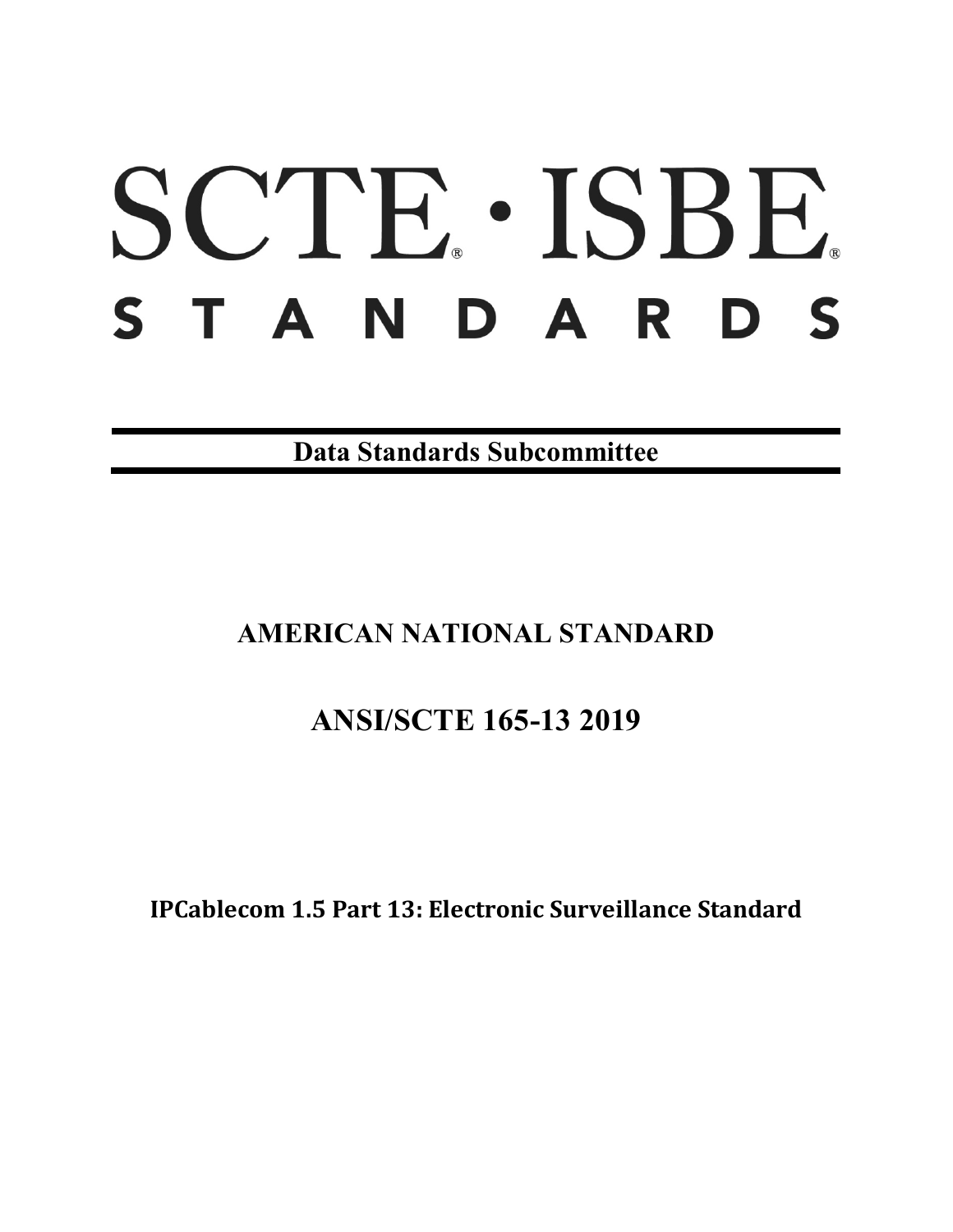# SCTE · ISBE STANDARDS

**Data Standards Subcommittee**

## AMERICAN NATIONAL STANDARD

## ANSI/SCTE 165-13 2019

**IPCablecom 1.5 Part 13: Electronic Surveillance Standard**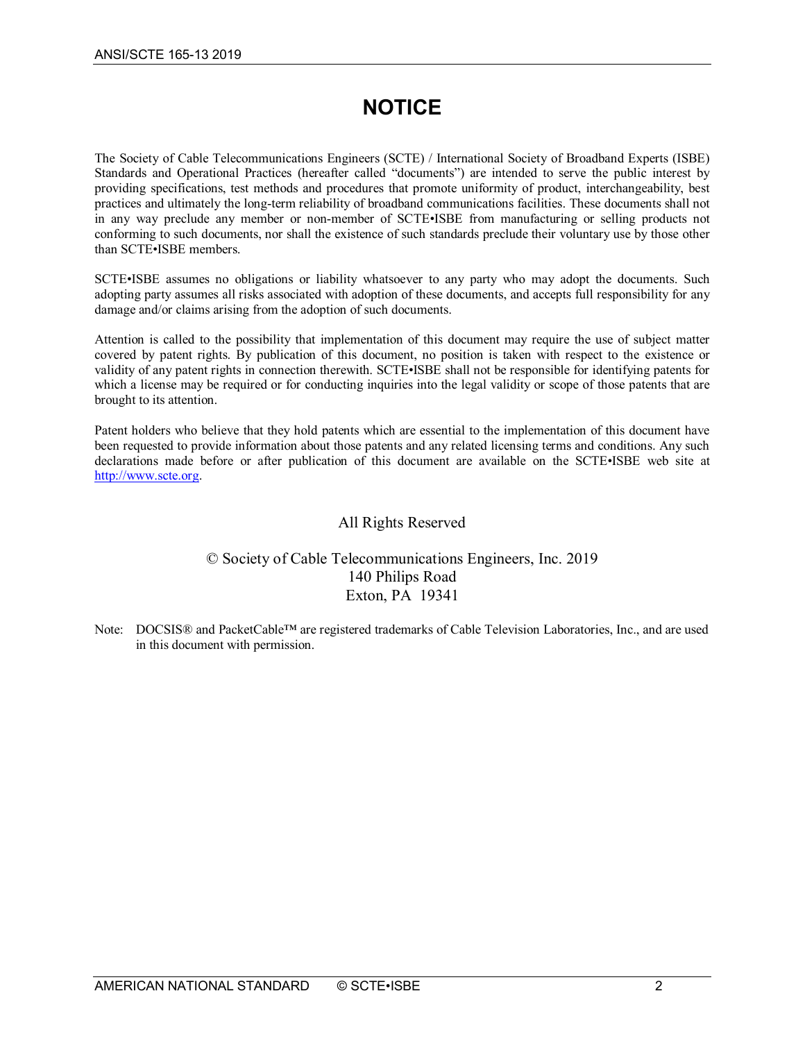# NOTICE

The Society of Cable Telecommunications Engineers (SCTE) / International Society of Broadband Experts (ISBE) Standards and Operational Practices (hereafter called "documents") are intended to serve the public interest by providing specifications, test methods and procedures that promote uniformity of product, interchangeability, best practices and ultimately the long-term reliability of broadband communications facilities. These documents shall not in any way preclude any member or non-member of SCTE•ISBE from manufacturing or selling products not conforming to such documents, nor shall the existence of such standards preclude their voluntary use by those other than SCTE•ISBE members.

SCTE•ISBE assumes no obligations or liability whatsoever to any party who may adopt the documents. Such adopting party assumes all risks associated with adoption of these documents, and accepts full responsibility for any damage and/or claims arising from the adoption of such documents.

Attention is called to the possibility that implementation of this document may require the use of subject matter covered by patent rights. By publication of this document, no position is taken with respect to the existence or validity of any patent rights in connection therewith. SCTE•ISBE shall not be responsible for identifying patents for which a license may be required or for conducting inquiries into the legal validity or scope of those patents that are brought to its attention.

Patent holders who believe that they hold patents which are essential to the implementation of this document have been requested to provide information about those patents and any related licensing terms and conditions. Any such declarations made before or after publication of this document are available on the SCTE•ISBE web site at http://www.scte.org.

All Rights Reserved

© Society of Cable Telecommunications Engineers, Inc. 2019
140 Philips Road
Exton, PA 19341

Note: DOCSIS® and PacketCable™ are registered trademarks of Cable Television Laboratories, Inc., and are used in this document with permission.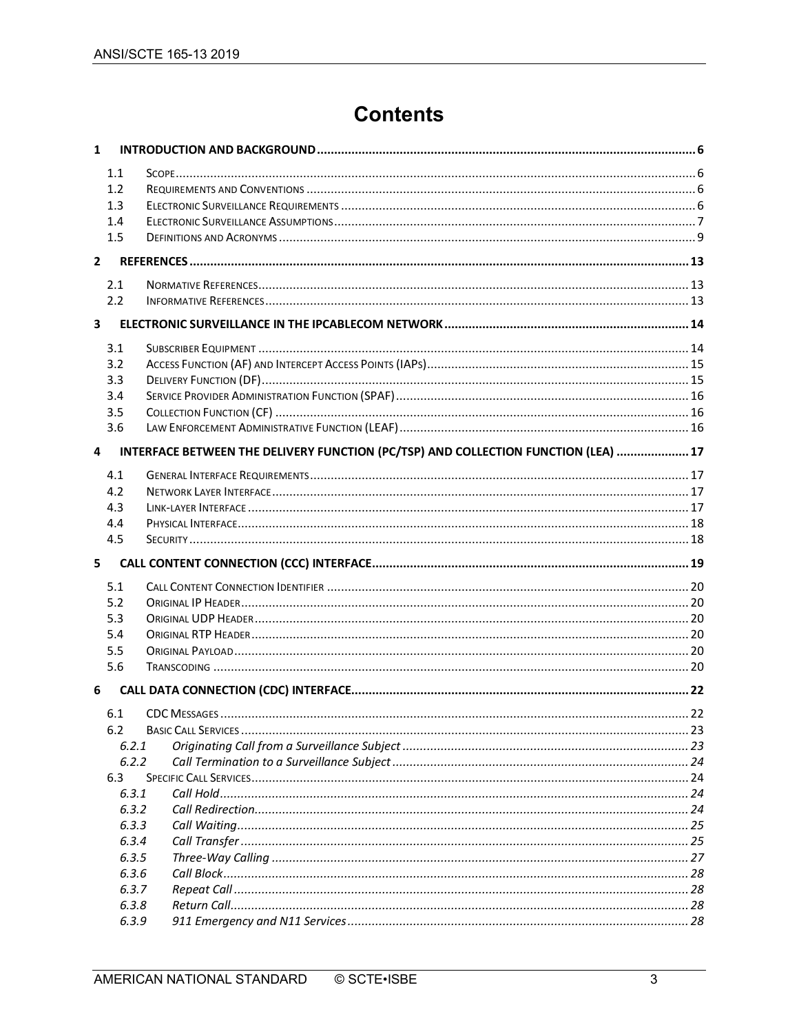# Contents

**1 INTRODUCTION AND BACKGROUND ... 6**

- 1.1 SCOPE ... 6
- 1.2 REQUIREMENTS AND CONVENTIONS ... 6
- 1.3 ELECTRONIC SURVEILLANCE REQUIREMENTS ... 6
- 1.4 ELECTRONIC SURVEILLANCE ASSUMPTIONS ... 7
- 1.5 DEFINITIONS AND ACRONYMS ... 9

**2 REFERENCES ... 13**

- 2.1 NORMATIVE REFERENCES ... 13
- 2.2 INFORMATIVE REFERENCES ... 13

**3 ELECTRONIC SURVEILLANCE IN THE IPCABLECOM NETWORK ... 14**

- 3.1 SUBSCRIBER EQUIPMENT ... 14
- 3.2 ACCESS FUNCTION (AF) AND INTERCEPT ACCESS POINTS (IAPS) ... 15
- 3.3 DELIVERY FUNCTION (DF) ... 15
- 3.4 SERVICE PROVIDER ADMINISTRATION FUNCTION (SPAF) ... 16
- 3.5 COLLECTION FUNCTION (CF) ... 16
- 3.6 LAW ENFORCEMENT ADMINISTRATIVE FUNCTION (LEAF) ... 16

**4 INTERFACE BETWEEN THE DELIVERY FUNCTION (PC/TSP) AND COLLECTION FUNCTION (LEA) ... 17**

- 4.1 GENERAL INTERFACE REQUIREMENTS ... 17
- 4.2 NETWORK LAYER INTERFACE ... 17
- 4.3 LINK-LAYER INTERFACE ... 17
- 4.4 PHYSICAL INTERFACE ... 18
- 4.5 SECURITY ... 18

**5 CALL CONTENT CONNECTION (CCC) INTERFACE ... 19**

- 5.1 CALL CONTENT CONNECTION IDENTIFIER ... 20
- 5.2 ORIGINAL IP HEADER ... 20
- 5.3 ORIGINAL UDP HEADER ... 20
- 5.4 ORIGINAL RTP HEADER ... 20
- 5.5 ORIGINAL PAYLOAD ... 20
- 5.6 TRANSCODING ... 20

**6 CALL DATA CONNECTION (CDC) INTERFACE ... 22**

- 6.1 CDC MESSAGES ... 22
- 6.2 BASIC CALL SERVICES ... 23
  - *6.2.1 Originating Call from a Surveillance Subject ... 23*
  - *6.2.2 Call Termination to a Surveillance Subject ... 24*
- 6.3 SPECIFIC CALL SERVICES ... 24
  - *6.3.1 Call Hold ... 24*
  - *6.3.2 Call Redirection ... 24*
  - *6.3.3 Call Waiting ... 25*
  - *6.3.4 Call Transfer ... 25*
  - *6.3.5 Three-Way Calling ... 27*
  - *6.3.6 Call Block ... 28*
  - *6.3.7 Repeat Call ... 28*
  - *6.3.8 Return Call ... 28*
  - *6.3.9 911 Emergency and N11 Services ... 28*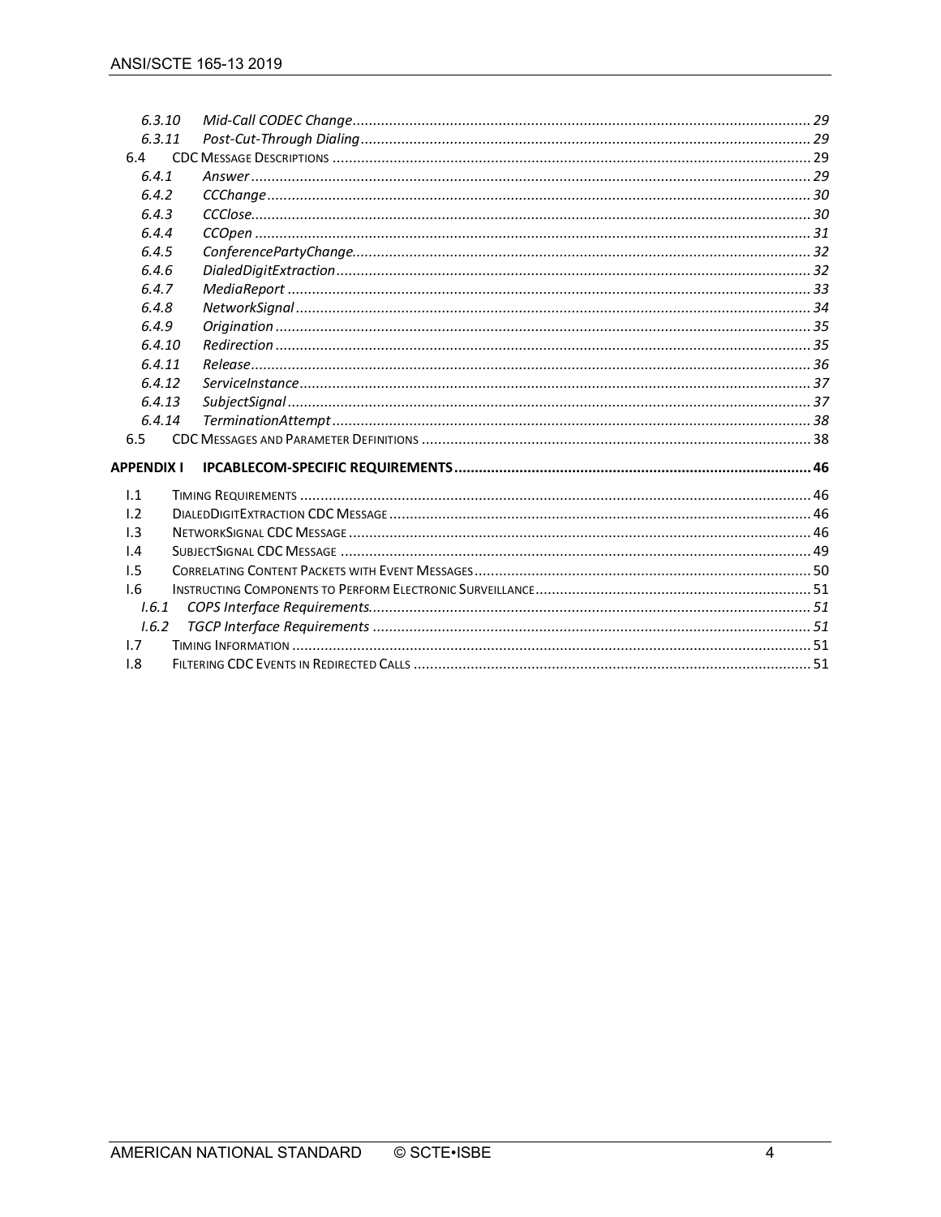6.3.10 Mid-Call CODEC Change ... 29
6.3.11 Post-Cut-Through Dialing ... 29
6.4 CDC Message Descriptions ... 29
6.4.1 Answer ... 29
6.4.2 CCChange ... 30
6.4.3 CCClose ... 30
6.4.4 CCOpen ... 31
6.4.5 ConferencePartyChange ... 32
6.4.6 DialedDigitExtraction ... 32
6.4.7 MediaReport ... 33
6.4.8 NetworkSignal ... 34
6.4.9 Origination ... 35
6.4.10 Redirection ... 35
6.4.11 Release ... 36
6.4.12 ServiceInstance ... 37
6.4.13 SubjectSignal ... 37
6.4.14 TerminationAttempt ... 38
6.5 CDC Messages and Parameter Definitions ... 38

**APPENDIX I IPCABLECOM-SPECIFIC REQUIREMENTS ... 46**

I.1 Timing Requirements ... 46
I.2 DialedDigitExtraction CDC Message ... 46
I.3 NetworkSignal CDC Message ... 46
I.4 SubjectSignal CDC Message ... 49
I.5 Correlating Content Packets with Event Messages ... 50
I.6 Instructing Components to Perform Electronic Surveillance ... 51
I.6.1 COPS Interface Requirements ... 51
I.6.2 TGCP Interface Requirements ... 51
I.7 Timing Information ... 51
I.8 Filtering CDC Events in Redirected Calls ... 51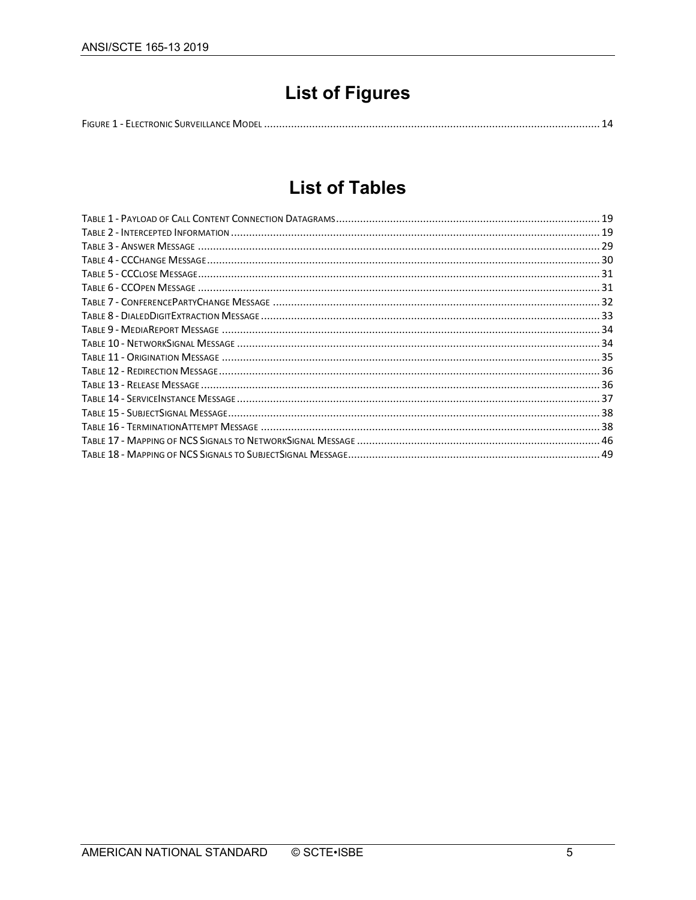# List of Figures

FIGURE 1 - ELECTRONIC SURVEILLANCE MODEL ............................................................................................................... 14

# List of Tables

TABLE 1 - PAYLOAD OF CALL CONTENT CONNECTION DATAGRAMS ....................................................................................... 19
TABLE 2 - INTERCEPTED INFORMATION ........................................................................................................................ 19
TABLE 3 - ANSWER MESSAGE ...................................................................................................................................... 29
TABLE 4 - CCCHANGE MESSAGE ................................................................................................................................... 30
TABLE 5 - CCCLOSE MESSAGE ..................................................................................................................................... 31
TABLE 6 - CCOPEN MESSAGE ...................................................................................................................................... 31
TABLE 7 - CONFERENCEPARTYCHANGE MESSAGE ............................................................................................................ 32
TABLE 8 - DIALEDDIGITEXTRACTION MESSAGE ................................................................................................................ 33
TABLE 9 - MEDIAREPORT MESSAGE .............................................................................................................................. 34
TABLE 10 - NETWORKSIGNAL MESSAGE ........................................................................................................................ 34
TABLE 11 - ORIGINATION MESSAGE ............................................................................................................................. 35
TABLE 12 - REDIRECTION MESSAGE .............................................................................................................................. 36
TABLE 13 - RELEASE MESSAGE ..................................................................................................................................... 36
TABLE 14 - SERVICEINSTANCE MESSAGE ........................................................................................................................ 37
TABLE 15 - SUBJECTSIGNAL MESSAGE ........................................................................................................................... 38
TABLE 16 - TERMINATIONATTEMPT MESSAGE ................................................................................................................ 38
TABLE 17 - MAPPING OF NCS SIGNALS TO NETWORKSIGNAL MESSAGE ................................................................................ 46
TABLE 18 - MAPPING OF NCS SIGNALS TO SUBJECTSIGNAL MESSAGE ................................................................................... 49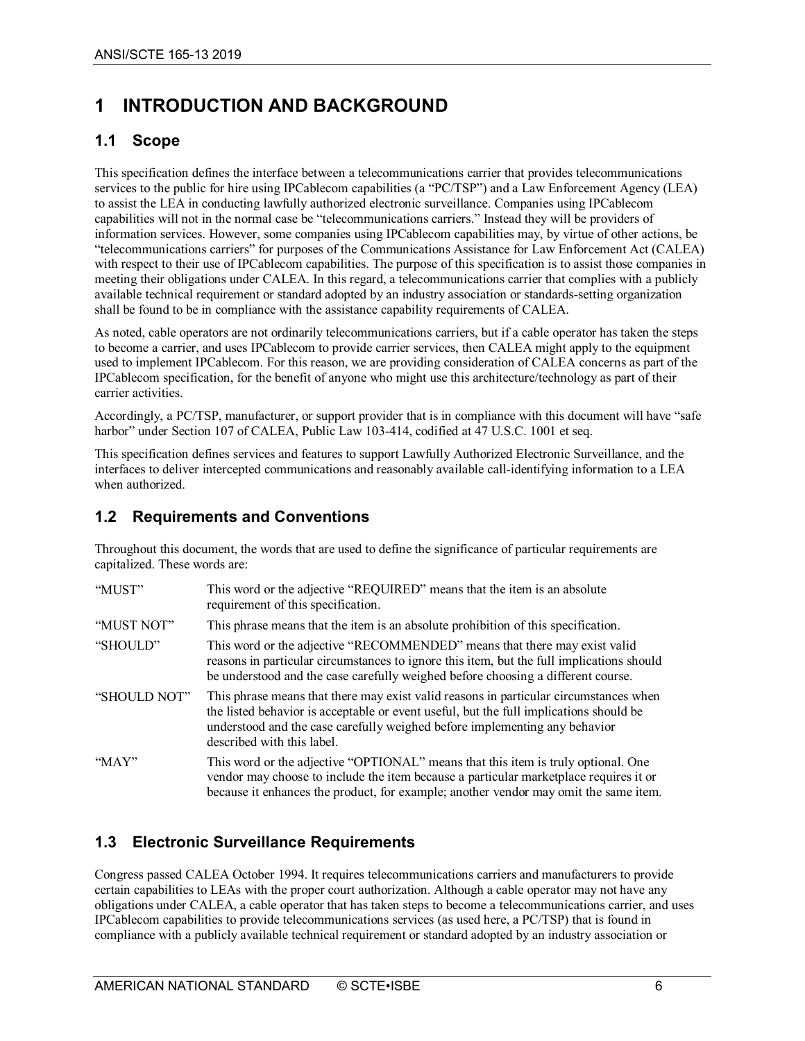# 1 INTRODUCTION AND BACKGROUND

## 1.1 Scope

This specification defines the interface between a telecommunications carrier that provides telecommunications services to the public for hire using IPCablecom capabilities (a "PC/TSP") and a Law Enforcement Agency (LEA) to assist the LEA in conducting lawfully authorized electronic surveillance. Companies using IPCablecom capabilities will not in the normal case be "telecommunications carriers." Instead they will be providers of information services. However, some companies using IPCablecom capabilities may, by virtue of other actions, be "telecommunications carriers" for purposes of the Communications Assistance for Law Enforcement Act (CALEA) with respect to their use of IPCablecom capabilities. The purpose of this specification is to assist those companies in meeting their obligations under CALEA. In this regard, a telecommunications carrier that complies with a publicly available technical requirement or standard adopted by an industry association or standards-setting organization shall be found to be in compliance with the assistance capability requirements of CALEA.

As noted, cable operators are not ordinarily telecommunications carriers, but if a cable operator has taken the steps to become a carrier, and uses IPCablecom to provide carrier services, then CALEA might apply to the equipment used to implement IPCablecom. For this reason, we are providing consideration of CALEA concerns as part of the IPCablecom specification, for the benefit of anyone who might use this architecture/technology as part of their carrier activities.

Accordingly, a PC/TSP, manufacturer, or support provider that is in compliance with this document will have "safe harbor" under Section 107 of CALEA, Public Law 103-414, codified at 47 U.S.C. 1001 et seq.

This specification defines services and features to support Lawfully Authorized Electronic Surveillance, and the interfaces to deliver intercepted communications and reasonably available call-identifying information to a LEA when authorized.

## 1.2 Requirements and Conventions

Throughout this document, the words that are used to define the significance of particular requirements are capitalized. These words are:

| | |
|---|---|
| "MUST" | This word or the adjective "REQUIRED" means that the item is an absolute requirement of this specification. |
| "MUST NOT" | This phrase means that the item is an absolute prohibition of this specification. |
| "SHOULD" | This word or the adjective "RECOMMENDED" means that there may exist valid reasons in particular circumstances to ignore this item, but the full implications should be understood and the case carefully weighed before choosing a different course. |
| "SHOULD NOT" | This phrase means that there may exist valid reasons in particular circumstances when the listed behavior is acceptable or event useful, but the full implications should be understood and the case carefully weighed before implementing any behavior described with this label. |
| "MAY" | This word or the adjective "OPTIONAL" means that this item is truly optional. One vendor may choose to include the item because a particular marketplace requires it or because it enhances the product, for example; another vendor may omit the same item. |

## 1.3 Electronic Surveillance Requirements

Congress passed CALEA October 1994. It requires telecommunications carriers and manufacturers to provide certain capabilities to LEAs with the proper court authorization. Although a cable operator may not have any obligations under CALEA, a cable operator that has taken steps to become a telecommunications carrier, and uses IPCablecom capabilities to provide telecommunications services (as used here, a PC/TSP) that is found in compliance with a publicly available technical requirement or standard adopted by an industry association or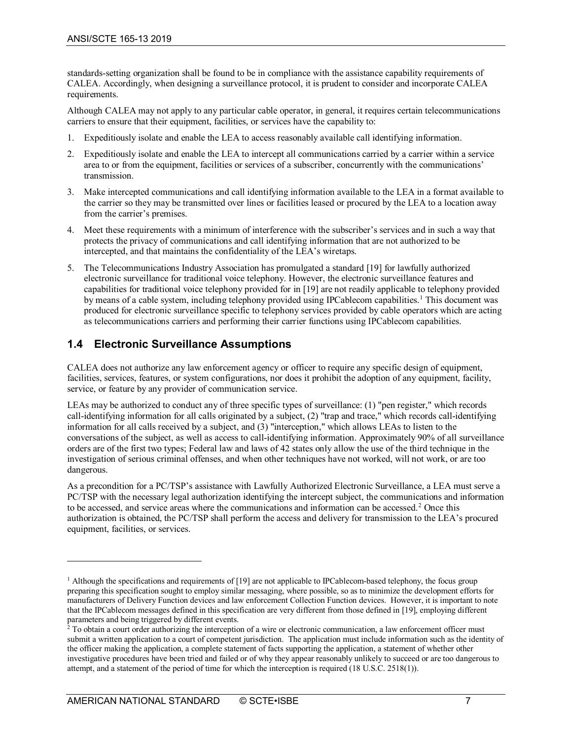standards-setting organization shall be found to be in compliance with the assistance capability requirements of CALEA. Accordingly, when designing a surveillance protocol, it is prudent to consider and incorporate CALEA requirements.

Although CALEA may not apply to any particular cable operator, in general, it requires certain telecommunications carriers to ensure that their equipment, facilities, or services have the capability to:

1. Expeditiously isolate and enable the LEA to access reasonably available call identifying information.
2. Expeditiously isolate and enable the LEA to intercept all communications carried by a carrier within a service area to or from the equipment, facilities or services of a subscriber, concurrently with the communications' transmission.
3. Make intercepted communications and call identifying information available to the LEA in a format available to the carrier so they may be transmitted over lines or facilities leased or procured by the LEA to a location away from the carrier's premises.
4. Meet these requirements with a minimum of interference with the subscriber's services and in such a way that protects the privacy of communications and call identifying information that are not authorized to be intercepted, and that maintains the confidentiality of the LEA's wiretaps.
5. The Telecommunications Industry Association has promulgated a standard [19] for lawfully authorized electronic surveillance for traditional voice telephony. However, the electronic surveillance features and capabilities for traditional voice telephony provided for in [19] are not readily applicable to telephony provided by means of a cable system, including telephony provided using IPCablecom capabilities.[1] This document was produced for electronic surveillance specific to telephony services provided by cable operators which are acting as telecommunications carriers and performing their carrier functions using IPCablecom capabilities.

## 1.4 Electronic Surveillance Assumptions

CALEA does not authorize any law enforcement agency or officer to require any specific design of equipment, facilities, services, features, or system configurations, nor does it prohibit the adoption of any equipment, facility, service, or feature by any provider of communication service.

LEAs may be authorized to conduct any of three specific types of surveillance: (1) "pen register," which records call-identifying information for all calls originated by a subject, (2) "trap and trace," which records call-identifying information for all calls received by a subject, and (3) "interception," which allows LEAs to listen to the conversations of the subject, as well as access to call-identifying information. Approximately 90% of all surveillance orders are of the first two types; Federal law and laws of 42 states only allow the use of the third technique in the investigation of serious criminal offenses, and when other techniques have not worked, will not work, or are too dangerous.

As a precondition for a PC/TSP's assistance with Lawfully Authorized Electronic Surveillance, a LEA must serve a PC/TSP with the necessary legal authorization identifying the intercept subject, the communications and information to be accessed, and service areas where the communications and information can be accessed.[2] Once this authorization is obtained, the PC/TSP shall perform the access and delivery for transmission to the LEA's procured equipment, facilities, or services.

---

[1] Although the specifications and requirements of [19] are not applicable to IPCablecom-based telephony, the focus group preparing this specification sought to employ similar messaging, where possible, so as to minimize the development efforts for manufacturers of Delivery Function devices and law enforcement Collection Function devices. However, it is important to note that the IPCablecom messages defined in this specification are very different from those defined in [19], employing different parameters and being triggered by different events.

[2] To obtain a court order authorizing the interception of a wire or electronic communication, a law enforcement officer must submit a written application to a court of competent jurisdiction. The application must include information such as the identity of the officer making the application, a complete statement of facts supporting the application, a statement of whether other investigative procedures have been tried and failed or of why they appear reasonably unlikely to succeed or are too dangerous to attempt, and a statement of the period of time for which the interception is required (18 U.S.C. 2518(1)).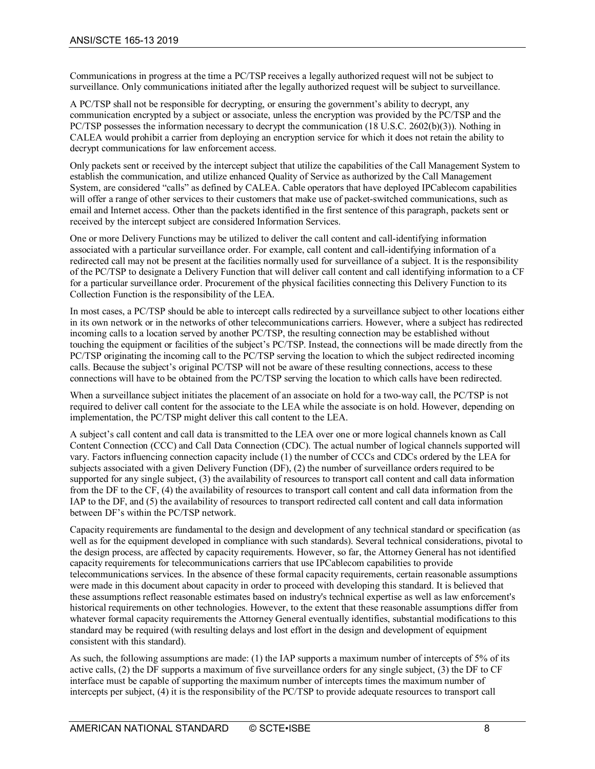Communications in progress at the time a PC/TSP receives a legally authorized request will not be subject to surveillance. Only communications initiated after the legally authorized request will be subject to surveillance.

A PC/TSP shall not be responsible for decrypting, or ensuring the government's ability to decrypt, any communication encrypted by a subject or associate, unless the encryption was provided by the PC/TSP and the PC/TSP possesses the information necessary to decrypt the communication (18 U.S.C. 2602(b)(3)). Nothing in CALEA would prohibit a carrier from deploying an encryption service for which it does not retain the ability to decrypt communications for law enforcement access.

Only packets sent or received by the intercept subject that utilize the capabilities of the Call Management System to establish the communication, and utilize enhanced Quality of Service as authorized by the Call Management System, are considered "calls" as defined by CALEA. Cable operators that have deployed IPCablecom capabilities will offer a range of other services to their customers that make use of packet-switched communications, such as email and Internet access. Other than the packets identified in the first sentence of this paragraph, packets sent or received by the intercept subject are considered Information Services.

One or more Delivery Functions may be utilized to deliver the call content and call-identifying information associated with a particular surveillance order. For example, call content and call-identifying information of a redirected call may not be present at the facilities normally used for surveillance of a subject. It is the responsibility of the PC/TSP to designate a Delivery Function that will deliver call content and call identifying information to a CF for a particular surveillance order. Procurement of the physical facilities connecting this Delivery Function to its Collection Function is the responsibility of the LEA.

In most cases, a PC/TSP should be able to intercept calls redirected by a surveillance subject to other locations either in its own network or in the networks of other telecommunications carriers. However, where a subject has redirected incoming calls to a location served by another PC/TSP, the resulting connection may be established without touching the equipment or facilities of the subject's PC/TSP. Instead, the connections will be made directly from the PC/TSP originating the incoming call to the PC/TSP serving the location to which the subject redirected incoming calls. Because the subject's original PC/TSP will not be aware of these resulting connections, access to these connections will have to be obtained from the PC/TSP serving the location to which calls have been redirected.

When a surveillance subject initiates the placement of an associate on hold for a two-way call, the PC/TSP is not required to deliver call content for the associate to the LEA while the associate is on hold. However, depending on implementation, the PC/TSP might deliver this call content to the LEA.

A subject's call content and call data is transmitted to the LEA over one or more logical channels known as Call Content Connection (CCC) and Call Data Connection (CDC). The actual number of logical channels supported will vary. Factors influencing connection capacity include (1) the number of CCCs and CDCs ordered by the LEA for subjects associated with a given Delivery Function (DF), (2) the number of surveillance orders required to be supported for any single subject, (3) the availability of resources to transport call content and call data information from the DF to the CF, (4) the availability of resources to transport call content and call data information from the IAP to the DF, and (5) the availability of resources to transport redirected call content and call data information between DF's within the PC/TSP network.

Capacity requirements are fundamental to the design and development of any technical standard or specification (as well as for the equipment developed in compliance with such standards). Several technical considerations, pivotal to the design process, are affected by capacity requirements. However, so far, the Attorney General has not identified capacity requirements for telecommunications carriers that use IPCablecom capabilities to provide telecommunications services. In the absence of these formal capacity requirements, certain reasonable assumptions were made in this document about capacity in order to proceed with developing this standard. It is believed that these assumptions reflect reasonable estimates based on industry's technical expertise as well as law enforcement's historical requirements on other technologies. However, to the extent that these reasonable assumptions differ from whatever formal capacity requirements the Attorney General eventually identifies, substantial modifications to this standard may be required (with resulting delays and lost effort in the design and development of equipment consistent with this standard).

As such, the following assumptions are made: (1) the IAP supports a maximum number of intercepts of 5% of its active calls, (2) the DF supports a maximum of five surveillance orders for any single subject, (3) the DF to CF interface must be capable of supporting the maximum number of intercepts times the maximum number of intercepts per subject, (4) it is the responsibility of the PC/TSP to provide adequate resources to transport call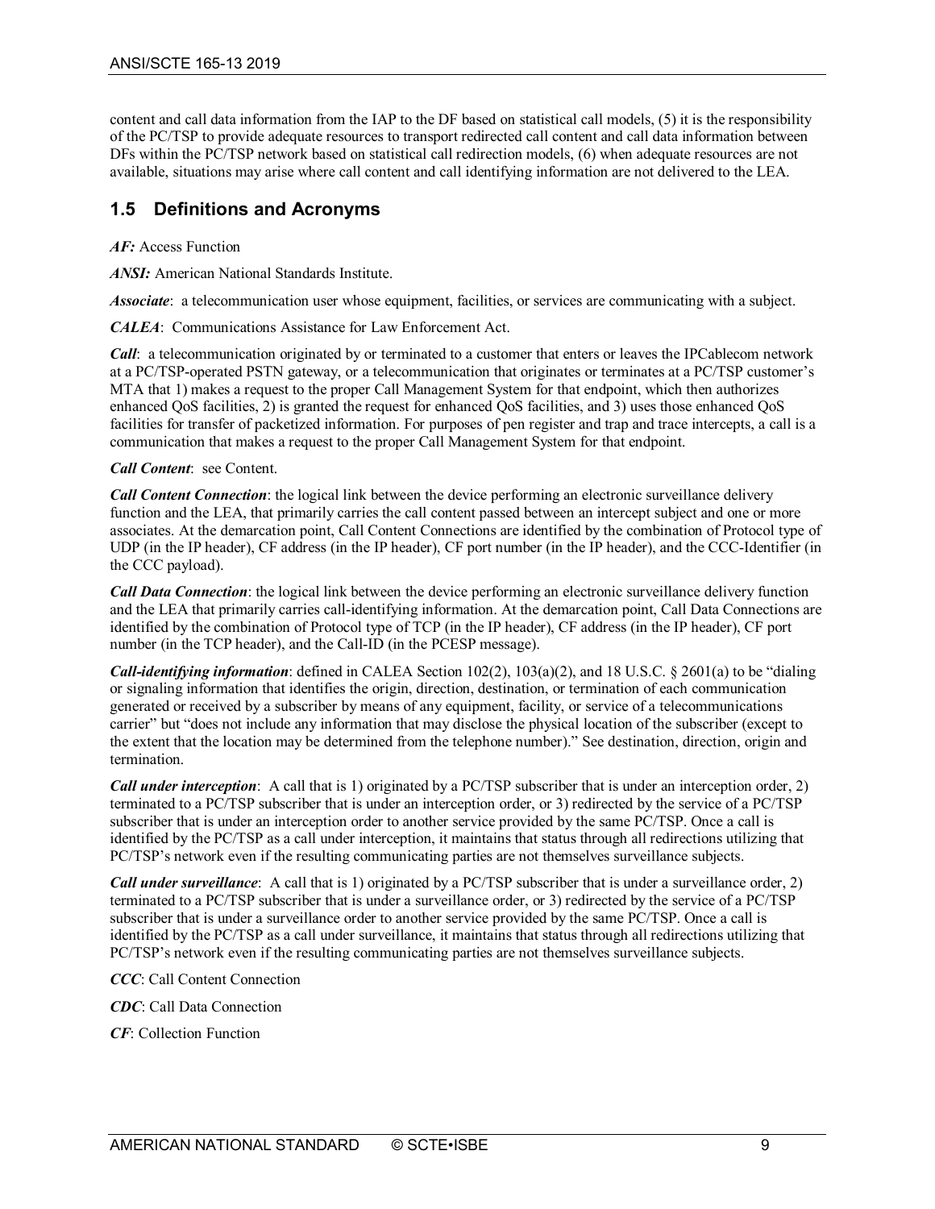content and call data information from the IAP to the DF based on statistical call models, (5) it is the responsibility of the PC/TSP to provide adequate resources to transport redirected call content and call data information between DFs within the PC/TSP network based on statistical call redirection models, (6) when adequate resources are not available, situations may arise where call content and call identifying information are not delivered to the LEA.

## 1.5 Definitions and Acronyms

***AF:*** Access Function

***ANSI:*** American National Standards Institute.

***Associate***: a telecommunication user whose equipment, facilities, or services are communicating with a subject.

***CALEA***: Communications Assistance for Law Enforcement Act.

***Call***: a telecommunication originated by or terminated to a customer that enters or leaves the IPCablecom network at a PC/TSP-operated PSTN gateway, or a telecommunication that originates or terminates at a PC/TSP customer's MTA that 1) makes a request to the proper Call Management System for that endpoint, which then authorizes enhanced QoS facilities, 2) is granted the request for enhanced QoS facilities, and 3) uses those enhanced QoS facilities for transfer of packetized information. For purposes of pen register and trap and trace intercepts, a call is a communication that makes a request to the proper Call Management System for that endpoint.

***Call Content***: see Content.

***Call Content Connection***: the logical link between the device performing an electronic surveillance delivery function and the LEA, that primarily carries the call content passed between an intercept subject and one or more associates. At the demarcation point, Call Content Connections are identified by the combination of Protocol type of UDP (in the IP header), CF address (in the IP header), CF port number (in the IP header), and the CCC-Identifier (in the CCC payload).

***Call Data Connection***: the logical link between the device performing an electronic surveillance delivery function and the LEA that primarily carries call-identifying information. At the demarcation point, Call Data Connections are identified by the combination of Protocol type of TCP (in the IP header), CF address (in the IP header), CF port number (in the TCP header), and the Call-ID (in the PCESP message).

***Call-identifying information***: defined in CALEA Section 102(2), 103(a)(2), and 18 U.S.C. § 2601(a) to be "dialing or signaling information that identifies the origin, direction, destination, or termination of each communication generated or received by a subscriber by means of any equipment, facility, or service of a telecommunications carrier" but "does not include any information that may disclose the physical location of the subscriber (except to the extent that the location may be determined from the telephone number)." See destination, direction, origin and termination.

***Call under interception***: A call that is 1) originated by a PC/TSP subscriber that is under an interception order, 2) terminated to a PC/TSP subscriber that is under an interception order, or 3) redirected by the service of a PC/TSP subscriber that is under an interception order to another service provided by the same PC/TSP. Once a call is identified by the PC/TSP as a call under interception, it maintains that status through all redirections utilizing that PC/TSP's network even if the resulting communicating parties are not themselves surveillance subjects.

***Call under surveillance***: A call that is 1) originated by a PC/TSP subscriber that is under a surveillance order, 2) terminated to a PC/TSP subscriber that is under a surveillance order, or 3) redirected by the service of a PC/TSP subscriber that is under a surveillance order to another service provided by the same PC/TSP. Once a call is identified by the PC/TSP as a call under surveillance, it maintains that status through all redirections utilizing that PC/TSP's network even if the resulting communicating parties are not themselves surveillance subjects.

***CCC***: Call Content Connection

***CDC***: Call Data Connection

***CF***: Collection Function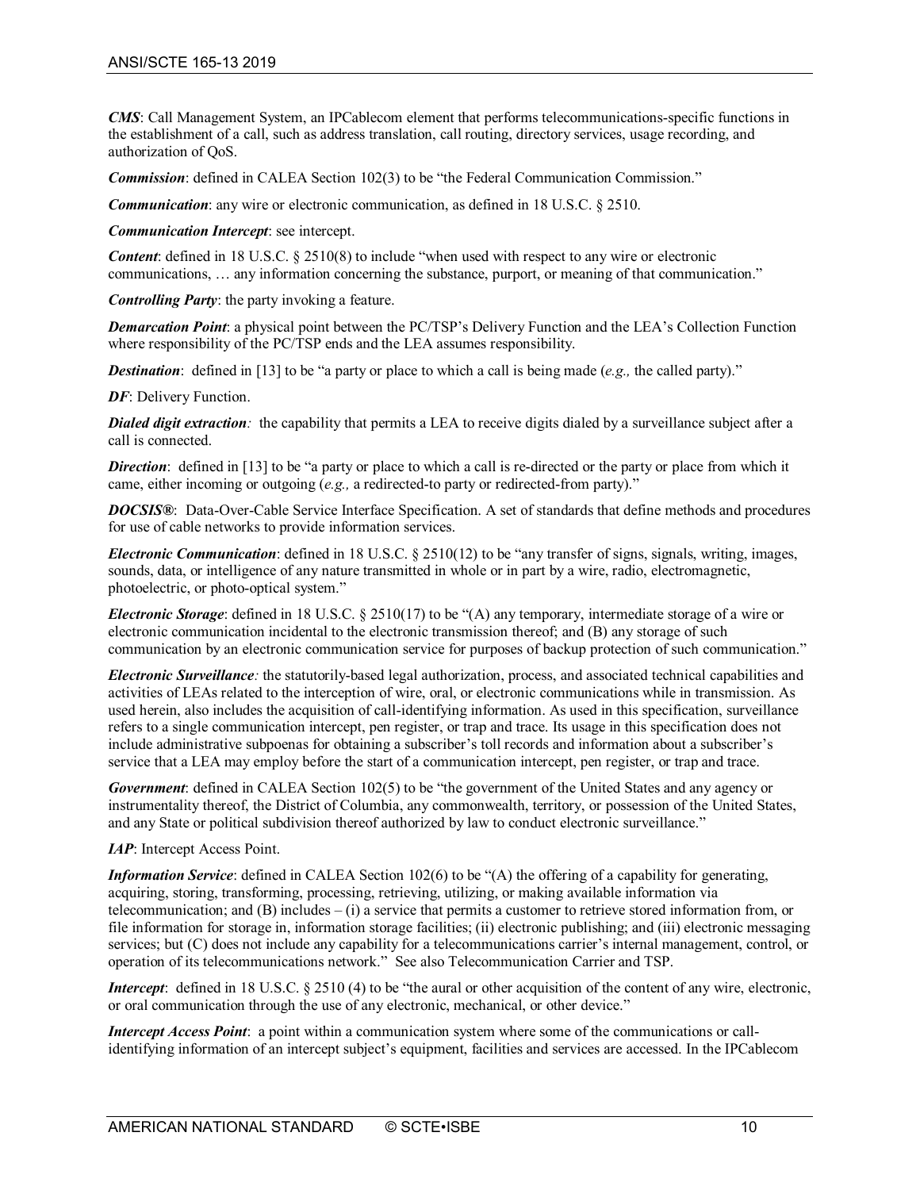***CMS***: Call Management System, an IPCablecom element that performs telecommunications-specific functions in the establishment of a call, such as address translation, call routing, directory services, usage recording, and authorization of QoS.

***Commission***: defined in CALEA Section 102(3) to be "the Federal Communication Commission."

***Communication***: any wire or electronic communication, as defined in 18 U.S.C. § 2510.

***Communication Intercept***: see intercept.

***Content***: defined in 18 U.S.C. § 2510(8) to include "when used with respect to any wire or electronic communications, … any information concerning the substance, purport, or meaning of that communication."

***Controlling Party***: the party invoking a feature.

***Demarcation Point***: a physical point between the PC/TSP's Delivery Function and the LEA's Collection Function where responsibility of the PC/TSP ends and the LEA assumes responsibility.

***Destination***: defined in [13] to be "a party or place to which a call is being made (*e.g.,* the called party)."

***DF***: Delivery Function.

***Dialed digit extraction**:* the capability that permits a LEA to receive digits dialed by a surveillance subject after a call is connected.

***Direction***: defined in [13] to be "a party or place to which a call is re-directed or the party or place from which it came, either incoming or outgoing (*e.g.,* a redirected-to party or redirected-from party)."

***DOCSIS®***: Data-Over-Cable Service Interface Specification. A set of standards that define methods and procedures for use of cable networks to provide information services.

***Electronic Communication***: defined in 18 U.S.C. § 2510(12) to be "any transfer of signs, signals, writing, images, sounds, data, or intelligence of any nature transmitted in whole or in part by a wire, radio, electromagnetic, photoelectric, or photo-optical system."

***Electronic Storage***: defined in 18 U.S.C. § 2510(17) to be "(A) any temporary, intermediate storage of a wire or electronic communication incidental to the electronic transmission thereof; and (B) any storage of such communication by an electronic communication service for purposes of backup protection of such communication."

***Electronic Surveillance**:* the statutorily-based legal authorization, process, and associated technical capabilities and activities of LEAs related to the interception of wire, oral, or electronic communications while in transmission. As used herein, also includes the acquisition of call-identifying information. As used in this specification, surveillance refers to a single communication intercept, pen register, or trap and trace. Its usage in this specification does not include administrative subpoenas for obtaining a subscriber's toll records and information about a subscriber's service that a LEA may employ before the start of a communication intercept, pen register, or trap and trace.

***Government***: defined in CALEA Section 102(5) to be "the government of the United States and any agency or instrumentality thereof, the District of Columbia, any commonwealth, territory, or possession of the United States, and any State or political subdivision thereof authorized by law to conduct electronic surveillance."

***IAP***: Intercept Access Point.

***Information Service***: defined in CALEA Section 102(6) to be "(A) the offering of a capability for generating, acquiring, storing, transforming, processing, retrieving, utilizing, or making available information via telecommunication; and (B) includes – (i) a service that permits a customer to retrieve stored information from, or file information for storage in, information storage facilities; (ii) electronic publishing; and (iii) electronic messaging services; but (C) does not include any capability for a telecommunications carrier's internal management, control, or operation of its telecommunications network." See also Telecommunication Carrier and TSP.

***Intercept***: defined in 18 U.S.C. § 2510 (4) to be "the aural or other acquisition of the content of any wire, electronic, or oral communication through the use of any electronic, mechanical, or other device."

***Intercept Access Point***: a point within a communication system where some of the communications or call-identifying information of an intercept subject's equipment, facilities and services are accessed. In the IPCablecom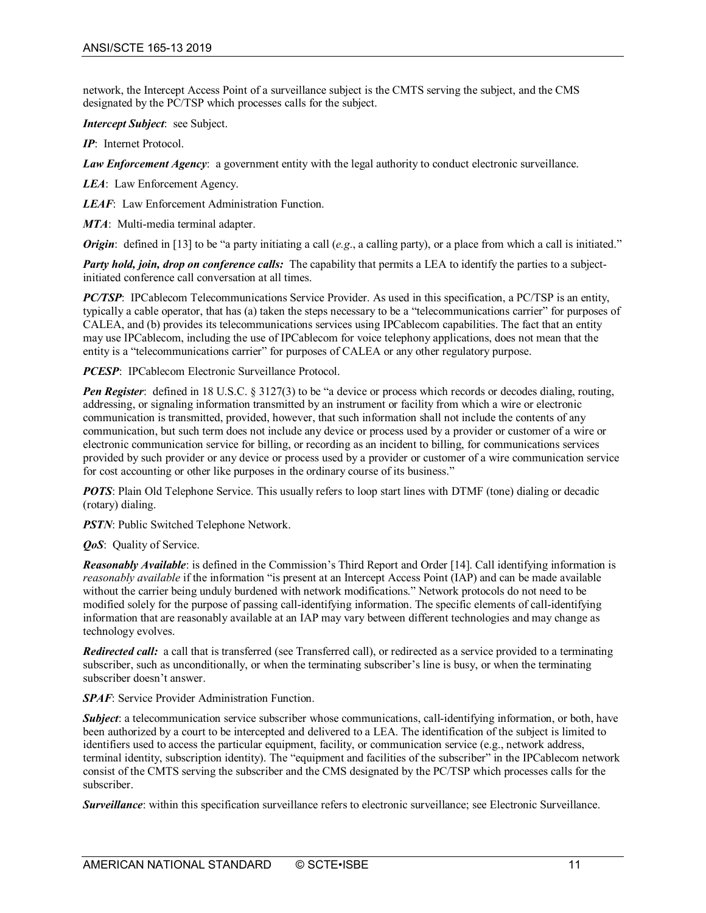network, the Intercept Access Point of a surveillance subject is the CMTS serving the subject, and the CMS designated by the PC/TSP which processes calls for the subject.

***Intercept Subject***: see Subject.

***IP***: Internet Protocol.

***Law Enforcement Agency***: a government entity with the legal authority to conduct electronic surveillance.

***LEA***: Law Enforcement Agency.

***LEAF***: Law Enforcement Administration Function.

***MTA***: Multi-media terminal adapter.

***Origin***: defined in [13] to be "a party initiating a call (*e.g.*, a calling party), or a place from which a call is initiated."

***Party hold, join, drop on conference calls:*** The capability that permits a LEA to identify the parties to a subject-initiated conference call conversation at all times.

***PC/TSP***: IPCablecom Telecommunications Service Provider. As used in this specification, a PC/TSP is an entity, typically a cable operator, that has (a) taken the steps necessary to be a "telecommunications carrier" for purposes of CALEA, and (b) provides its telecommunications services using IPCablecom capabilities. The fact that an entity may use IPCablecom, including the use of IPCablecom for voice telephony applications, does not mean that the entity is a "telecommunications carrier" for purposes of CALEA or any other regulatory purpose.

***PCESP***: IPCablecom Electronic Surveillance Protocol.

***Pen Register***: defined in 18 U.S.C. § 3127(3) to be "a device or process which records or decodes dialing, routing, addressing, or signaling information transmitted by an instrument or facility from which a wire or electronic communication is transmitted, provided, however, that such information shall not include the contents of any communication, but such term does not include any device or process used by a provider or customer of a wire or electronic communication service for billing, or recording as an incident to billing, for communications services provided by such provider or any device or process used by a provider or customer of a wire communication service for cost accounting or other like purposes in the ordinary course of its business."

***POTS***: Plain Old Telephone Service. This usually refers to loop start lines with DTMF (tone) dialing or decadic (rotary) dialing.

***PSTN***: Public Switched Telephone Network.

***QoS***: Quality of Service.

***Reasonably Available***: is defined in the Commission's Third Report and Order [14]. Call identifying information is *reasonably available* if the information "is present at an Intercept Access Point (IAP) and can be made available without the carrier being unduly burdened with network modifications." Network protocols do not need to be modified solely for the purpose of passing call-identifying information. The specific elements of call-identifying information that are reasonably available at an IAP may vary between different technologies and may change as technology evolves.

***Redirected call:*** a call that is transferred (see Transferred call), or redirected as a service provided to a terminating subscriber, such as unconditionally, or when the terminating subscriber's line is busy, or when the terminating subscriber doesn't answer.

***SPAF***: Service Provider Administration Function.

***Subject***: a telecommunication service subscriber whose communications, call-identifying information, or both, have been authorized by a court to be intercepted and delivered to a LEA. The identification of the subject is limited to identifiers used to access the particular equipment, facility, or communication service (e.g., network address, terminal identity, subscription identity). The "equipment and facilities of the subscriber" in the IPCablecom network consist of the CMTS serving the subscriber and the CMS designated by the PC/TSP which processes calls for the subscriber.

***Surveillance***: within this specification surveillance refers to electronic surveillance; see Electronic Surveillance.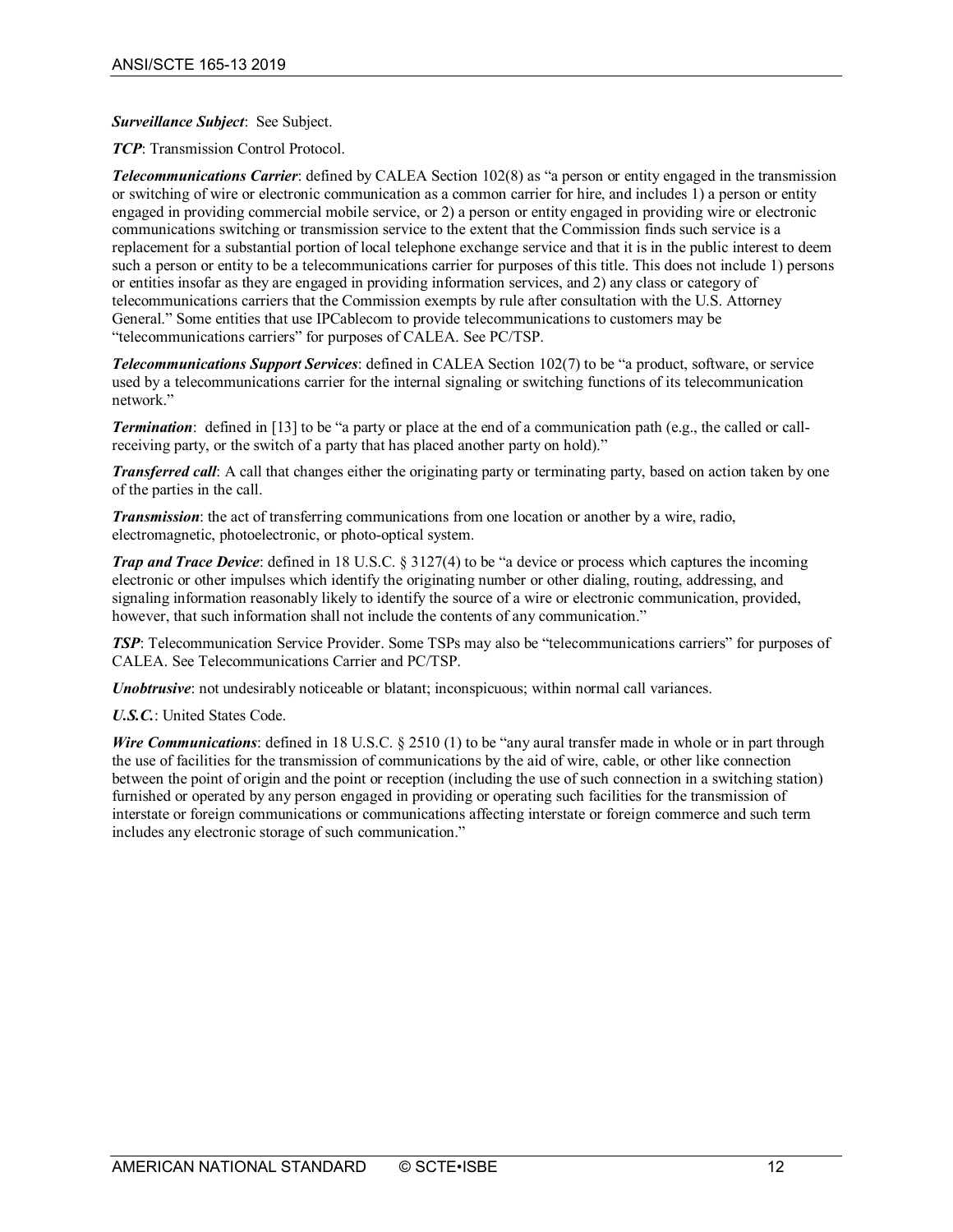***Surveillance Subject***: See Subject.

***TCP***: Transmission Control Protocol.

***Telecommunications Carrier***: defined by CALEA Section 102(8) as "a person or entity engaged in the transmission or switching of wire or electronic communication as a common carrier for hire, and includes 1) a person or entity engaged in providing commercial mobile service, or 2) a person or entity engaged in providing wire or electronic communications switching or transmission service to the extent that the Commission finds such service is a replacement for a substantial portion of local telephone exchange service and that it is in the public interest to deem such a person or entity to be a telecommunications carrier for purposes of this title. This does not include 1) persons or entities insofar as they are engaged in providing information services, and 2) any class or category of telecommunications carriers that the Commission exempts by rule after consultation with the U.S. Attorney General." Some entities that use IPCablecom to provide telecommunications to customers may be "telecommunications carriers" for purposes of CALEA. See PC/TSP.

***Telecommunications Support Services***: defined in CALEA Section 102(7) to be "a product, software, or service used by a telecommunications carrier for the internal signaling or switching functions of its telecommunication network."

***Termination***: defined in [13] to be "a party or place at the end of a communication path (e.g., the called or call-receiving party, or the switch of a party that has placed another party on hold)."

***Transferred call***: A call that changes either the originating party or terminating party, based on action taken by one of the parties in the call.

***Transmission***: the act of transferring communications from one location or another by a wire, radio, electromagnetic, photoelectronic, or photo-optical system.

***Trap and Trace Device***: defined in 18 U.S.C. § 3127(4) to be "a device or process which captures the incoming electronic or other impulses which identify the originating number or other dialing, routing, addressing, and signaling information reasonably likely to identify the source of a wire or electronic communication, provided, however, that such information shall not include the contents of any communication."

***TSP***: Telecommunication Service Provider. Some TSPs may also be "telecommunications carriers" for purposes of CALEA. See Telecommunications Carrier and PC/TSP.

***Unobtrusive***: not undesirably noticeable or blatant; inconspicuous; within normal call variances.

***U.S.C.***: United States Code.

***Wire Communications***: defined in 18 U.S.C. § 2510 (1) to be "any aural transfer made in whole or in part through the use of facilities for the transmission of communications by the aid of wire, cable, or other like connection between the point of origin and the point or reception (including the use of such connection in a switching station) furnished or operated by any person engaged in providing or operating such facilities for the transmission of interstate or foreign communications or communications affecting interstate or foreign commerce and such term includes any electronic storage of such communication."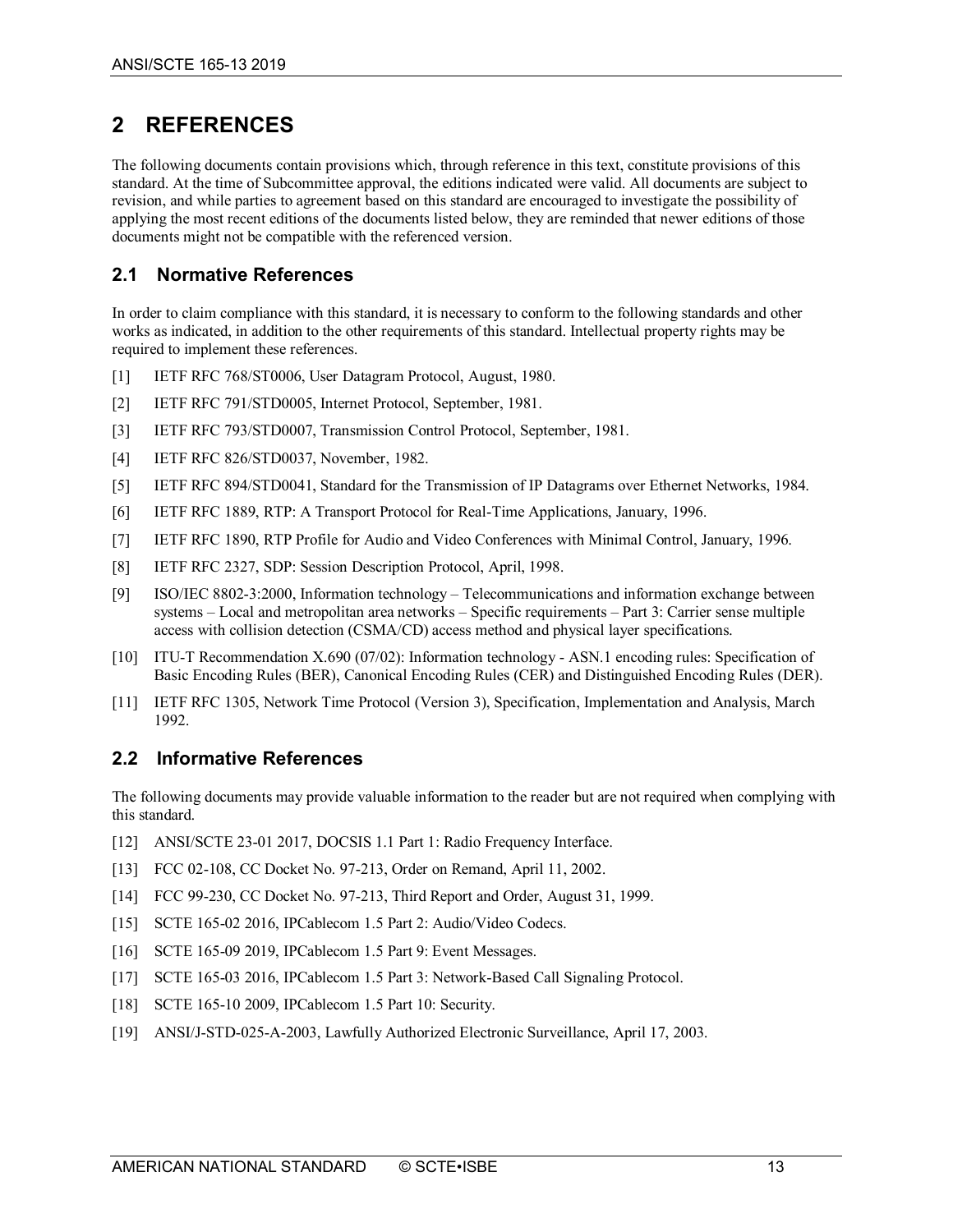# 2 REFERENCES

The following documents contain provisions which, through reference in this text, constitute provisions of this standard. At the time of Subcommittee approval, the editions indicated were valid. All documents are subject to revision, and while parties to agreement based on this standard are encouraged to investigate the possibility of applying the most recent editions of the documents listed below, they are reminded that newer editions of those documents might not be compatible with the referenced version.

## 2.1 Normative References

In order to claim compliance with this standard, it is necessary to conform to the following standards and other works as indicated, in addition to the other requirements of this standard. Intellectual property rights may be required to implement these references.

[1] IETF RFC 768/ST0006, User Datagram Protocol, August, 1980.

[2] IETF RFC 791/STD0005, Internet Protocol, September, 1981.

[3] IETF RFC 793/STD0007, Transmission Control Protocol, September, 1981.

[4] IETF RFC 826/STD0037, November, 1982.

[5] IETF RFC 894/STD0041, Standard for the Transmission of IP Datagrams over Ethernet Networks, 1984.

[6] IETF RFC 1889, RTP: A Transport Protocol for Real-Time Applications, January, 1996.

[7] IETF RFC 1890, RTP Profile for Audio and Video Conferences with Minimal Control, January, 1996.

[8] IETF RFC 2327, SDP: Session Description Protocol, April, 1998.

[9] ISO/IEC 8802-3:2000, Information technology – Telecommunications and information exchange between systems – Local and metropolitan area networks – Specific requirements – Part 3: Carrier sense multiple access with collision detection (CSMA/CD) access method and physical layer specifications.

[10] ITU-T Recommendation X.690 (07/02): Information technology - ASN.1 encoding rules: Specification of Basic Encoding Rules (BER), Canonical Encoding Rules (CER) and Distinguished Encoding Rules (DER).

[11] IETF RFC 1305, Network Time Protocol (Version 3), Specification, Implementation and Analysis, March 1992.

## 2.2 Informative References

The following documents may provide valuable information to the reader but are not required when complying with this standard.

[12] ANSI/SCTE 23-01 2017, DOCSIS 1.1 Part 1: Radio Frequency Interface.

[13] FCC 02-108, CC Docket No. 97-213, Order on Remand, April 11, 2002.

[14] FCC 99-230, CC Docket No. 97-213, Third Report and Order, August 31, 1999.

[15] SCTE 165-02 2016, IPCablecom 1.5 Part 2: Audio/Video Codecs.

[16] SCTE 165-09 2019, IPCablecom 1.5 Part 9: Event Messages.

[17] SCTE 165-03 2016, IPCablecom 1.5 Part 3: Network-Based Call Signaling Protocol.

[18] SCTE 165-10 2009, IPCablecom 1.5 Part 10: Security.

[19] ANSI/J-STD-025-A-2003, Lawfully Authorized Electronic Surveillance, April 17, 2003.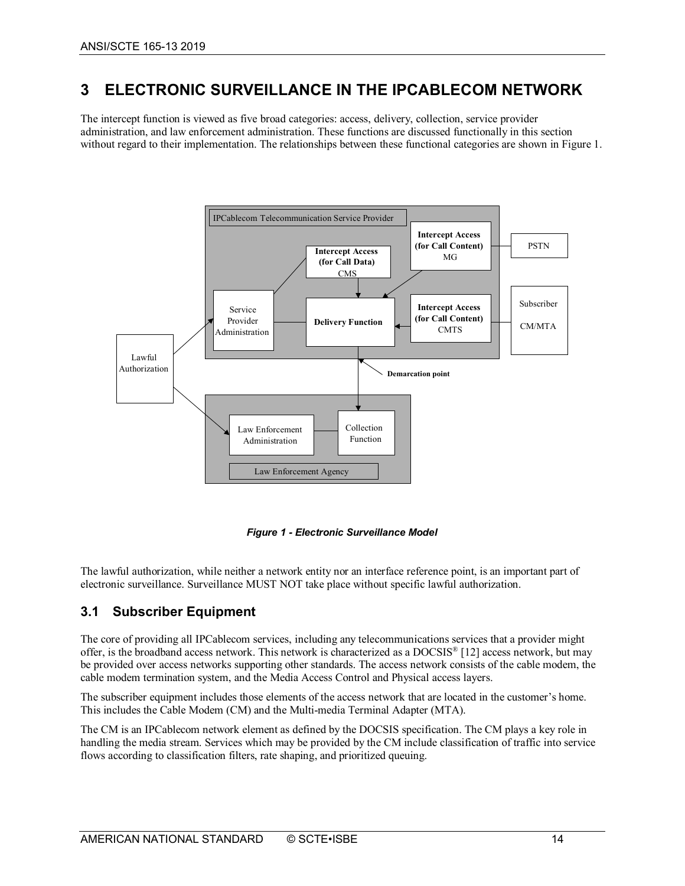# 3 ELECTRONIC SURVEILLANCE IN THE IPCABLECOM NETWORK

The intercept function is viewed as five broad categories: access, delivery, collection, service provider administration, and law enforcement administration. These functions are discussed functionally in this section without regard to their implementation. The relationships between these functional categories are shown in Figure 1.

***Figure 1 - Electronic Surveillance Model***

The lawful authorization, while neither a network entity nor an interface reference point, is an important part of electronic surveillance. Surveillance MUST NOT take place without specific lawful authorization.

## 3.1 Subscriber Equipment

The core of providing all IPCablecom services, including any telecommunications services that a provider might offer, is the broadband access network. This network is characterized as a DOCSIS® [12] access network, but may be provided over access networks supporting other standards. The access network consists of the cable modem, the cable modem termination system, and the Media Access Control and Physical access layers.

The subscriber equipment includes those elements of the access network that are located in the customer's home. This includes the Cable Modem (CM) and the Multi-media Terminal Adapter (MTA).

The CM is an IPCablecom network element as defined by the DOCSIS specification. The CM plays a key role in handling the media stream. Services which may be provided by the CM include classification of traffic into service flows according to classification filters, rate shaping, and prioritized queuing.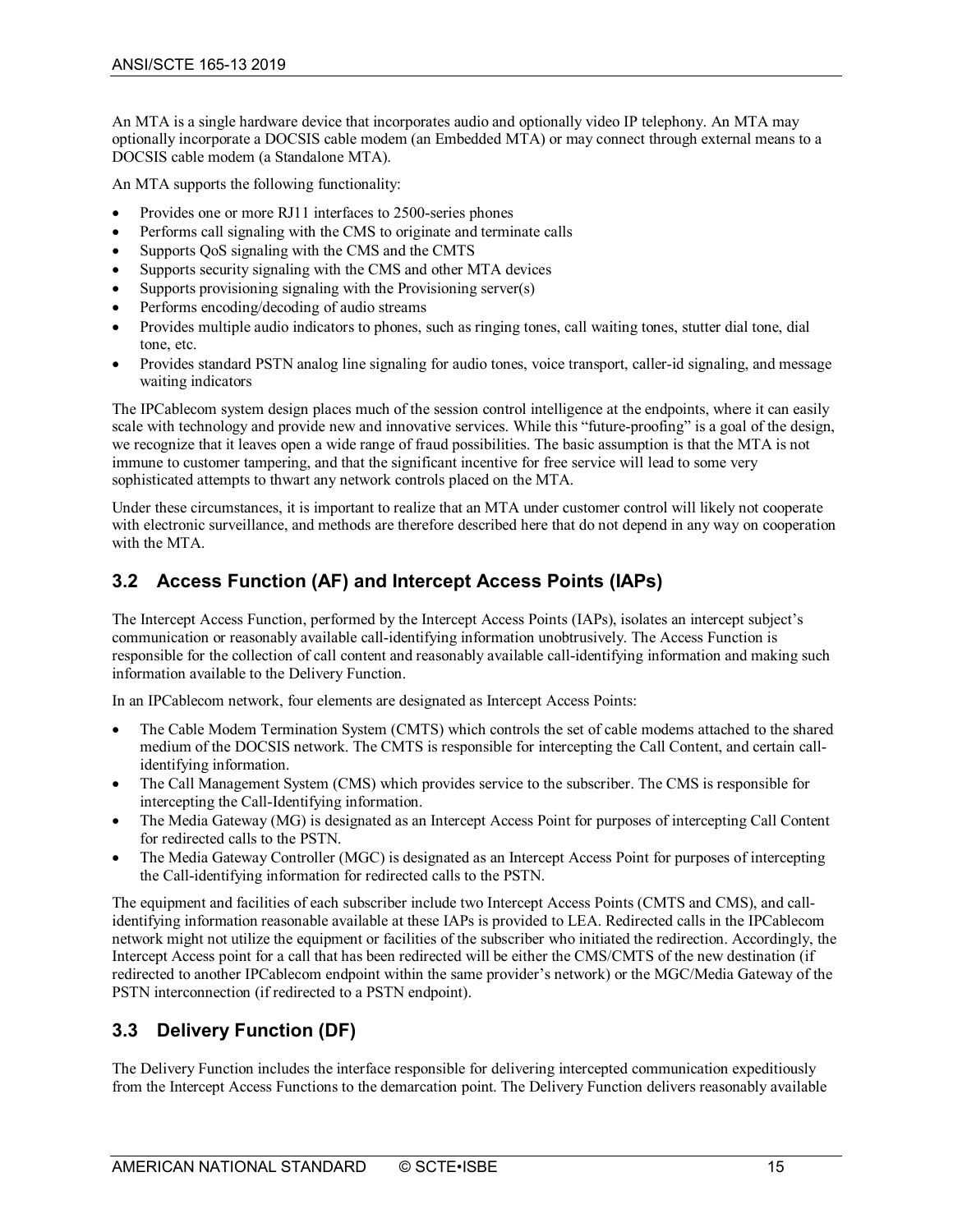An MTA is a single hardware device that incorporates audio and optionally video IP telephony. An MTA may optionally incorporate a DOCSIS cable modem (an Embedded MTA) or may connect through external means to a DOCSIS cable modem (a Standalone MTA).

An MTA supports the following functionality:

- Provides one or more RJ11 interfaces to 2500-series phones
- Performs call signaling with the CMS to originate and terminate calls
- Supports QoS signaling with the CMS and the CMTS
- Supports security signaling with the CMS and other MTA devices
- Supports provisioning signaling with the Provisioning server(s)
- Performs encoding/decoding of audio streams
- Provides multiple audio indicators to phones, such as ringing tones, call waiting tones, stutter dial tone, dial tone, etc.
- Provides standard PSTN analog line signaling for audio tones, voice transport, caller-id signaling, and message waiting indicators

The IPCablecom system design places much of the session control intelligence at the endpoints, where it can easily scale with technology and provide new and innovative services. While this "future-proofing" is a goal of the design, we recognize that it leaves open a wide range of fraud possibilities. The basic assumption is that the MTA is not immune to customer tampering, and that the significant incentive for free service will lead to some very sophisticated attempts to thwart any network controls placed on the MTA.

Under these circumstances, it is important to realize that an MTA under customer control will likely not cooperate with electronic surveillance, and methods are therefore described here that do not depend in any way on cooperation with the MTA.

## 3.2 Access Function (AF) and Intercept Access Points (IAPs)

The Intercept Access Function, performed by the Intercept Access Points (IAPs), isolates an intercept subject's communication or reasonably available call-identifying information unobtrusively. The Access Function is responsible for the collection of call content and reasonably available call-identifying information and making such information available to the Delivery Function.

In an IPCablecom network, four elements are designated as Intercept Access Points:

- The Cable Modem Termination System (CMTS) which controls the set of cable modems attached to the shared medium of the DOCSIS network. The CMTS is responsible for intercepting the Call Content, and certain call-identifying information.
- The Call Management System (CMS) which provides service to the subscriber. The CMS is responsible for intercepting the Call-Identifying information.
- The Media Gateway (MG) is designated as an Intercept Access Point for purposes of intercepting Call Content for redirected calls to the PSTN.
- The Media Gateway Controller (MGC) is designated as an Intercept Access Point for purposes of intercepting the Call-identifying information for redirected calls to the PSTN.

The equipment and facilities of each subscriber include two Intercept Access Points (CMTS and CMS), and call-identifying information reasonable available at these IAPs is provided to LEA. Redirected calls in the IPCablecom network might not utilize the equipment or facilities of the subscriber who initiated the redirection. Accordingly, the Intercept Access point for a call that has been redirected will be either the CMS/CMTS of the new destination (if redirected to another IPCablecom endpoint within the same provider's network) or the MGC/Media Gateway of the PSTN interconnection (if redirected to a PSTN endpoint).

## 3.3 Delivery Function (DF)

The Delivery Function includes the interface responsible for delivering intercepted communication expeditiously from the Intercept Access Functions to the demarcation point. The Delivery Function delivers reasonably available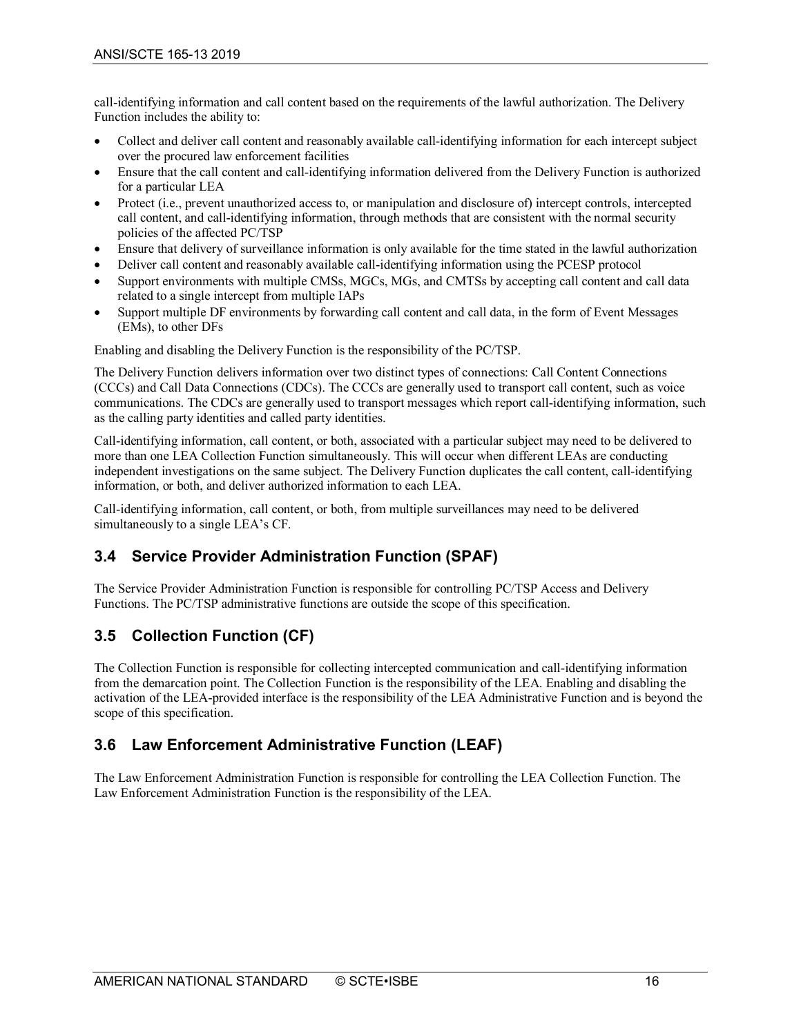call-identifying information and call content based on the requirements of the lawful authorization. The Delivery Function includes the ability to:

- Collect and deliver call content and reasonably available call-identifying information for each intercept subject over the procured law enforcement facilities
- Ensure that the call content and call-identifying information delivered from the Delivery Function is authorized for a particular LEA
- Protect (i.e., prevent unauthorized access to, or manipulation and disclosure of) intercept controls, intercepted call content, and call-identifying information, through methods that are consistent with the normal security policies of the affected PC/TSP
- Ensure that delivery of surveillance information is only available for the time stated in the lawful authorization
- Deliver call content and reasonably available call-identifying information using the PCESP protocol
- Support environments with multiple CMSs, MGCs, MGs, and CMTSs by accepting call content and call data related to a single intercept from multiple IAPs
- Support multiple DF environments by forwarding call content and call data, in the form of Event Messages (EMs), to other DFs

Enabling and disabling the Delivery Function is the responsibility of the PC/TSP.

The Delivery Function delivers information over two distinct types of connections: Call Content Connections (CCCs) and Call Data Connections (CDCs). The CCCs are generally used to transport call content, such as voice communications. The CDCs are generally used to transport messages which report call-identifying information, such as the calling party identities and called party identities.

Call-identifying information, call content, or both, associated with a particular subject may need to be delivered to more than one LEA Collection Function simultaneously. This will occur when different LEAs are conducting independent investigations on the same subject. The Delivery Function duplicates the call content, call-identifying information, or both, and deliver authorized information to each LEA.

Call-identifying information, call content, or both, from multiple surveillances may need to be delivered simultaneously to a single LEA's CF.

## 3.4 Service Provider Administration Function (SPAF)

The Service Provider Administration Function is responsible for controlling PC/TSP Access and Delivery Functions. The PC/TSP administrative functions are outside the scope of this specification.

## 3.5 Collection Function (CF)

The Collection Function is responsible for collecting intercepted communication and call-identifying information from the demarcation point. The Collection Function is the responsibility of the LEA. Enabling and disabling the activation of the LEA-provided interface is the responsibility of the LEA Administrative Function and is beyond the scope of this specification.

## 3.6 Law Enforcement Administrative Function (LEAF)

The Law Enforcement Administration Function is responsible for controlling the LEA Collection Function. The Law Enforcement Administration Function is the responsibility of the LEA.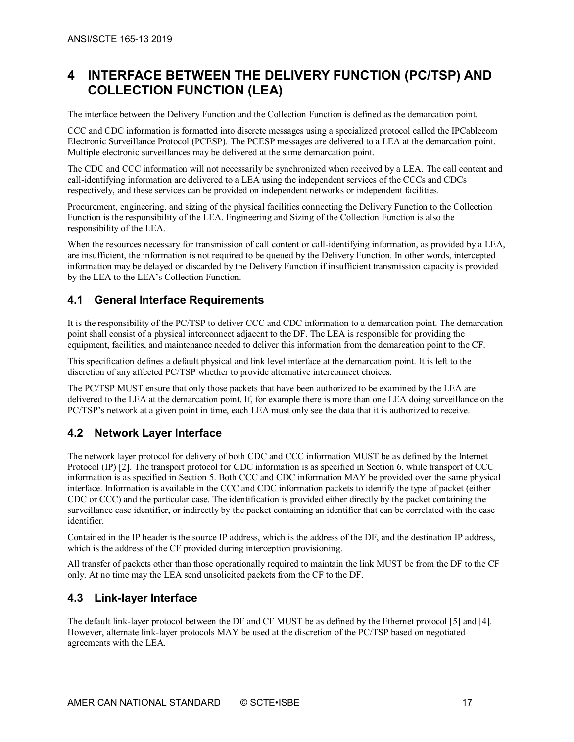# 4 INTERFACE BETWEEN THE DELIVERY FUNCTION (PC/TSP) AND COLLECTION FUNCTION (LEA)

The interface between the Delivery Function and the Collection Function is defined as the demarcation point.

CCC and CDC information is formatted into discrete messages using a specialized protocol called the IPCablecom Electronic Surveillance Protocol (PCESP). The PCESP messages are delivered to a LEA at the demarcation point. Multiple electronic surveillances may be delivered at the same demarcation point.

The CDC and CCC information will not necessarily be synchronized when received by a LEA. The call content and call-identifying information are delivered to a LEA using the independent services of the CCCs and CDCs respectively, and these services can be provided on independent networks or independent facilities.

Procurement, engineering, and sizing of the physical facilities connecting the Delivery Function to the Collection Function is the responsibility of the LEA. Engineering and Sizing of the Collection Function is also the responsibility of the LEA.

When the resources necessary for transmission of call content or call-identifying information, as provided by a LEA, are insufficient, the information is not required to be queued by the Delivery Function. In other words, intercepted information may be delayed or discarded by the Delivery Function if insufficient transmission capacity is provided by the LEA to the LEA's Collection Function.

## 4.1 General Interface Requirements

It is the responsibility of the PC/TSP to deliver CCC and CDC information to a demarcation point. The demarcation point shall consist of a physical interconnect adjacent to the DF. The LEA is responsible for providing the equipment, facilities, and maintenance needed to deliver this information from the demarcation point to the CF.

This specification defines a default physical and link level interface at the demarcation point. It is left to the discretion of any affected PC/TSP whether to provide alternative interconnect choices.

The PC/TSP MUST ensure that only those packets that have been authorized to be examined by the LEA are delivered to the LEA at the demarcation point. If, for example there is more than one LEA doing surveillance on the PC/TSP's network at a given point in time, each LEA must only see the data that it is authorized to receive.

## 4.2 Network Layer Interface

The network layer protocol for delivery of both CDC and CCC information MUST be as defined by the Internet Protocol (IP) [2]. The transport protocol for CDC information is as specified in Section 6, while transport of CCC information is as specified in Section 5. Both CCC and CDC information MAY be provided over the same physical interface. Information is available in the CCC and CDC information packets to identify the type of packet (either CDC or CCC) and the particular case. The identification is provided either directly by the packet containing the surveillance case identifier, or indirectly by the packet containing an identifier that can be correlated with the case identifier.

Contained in the IP header is the source IP address, which is the address of the DF, and the destination IP address, which is the address of the CF provided during interception provisioning.

All transfer of packets other than those operationally required to maintain the link MUST be from the DF to the CF only. At no time may the LEA send unsolicited packets from the CF to the DF.

## 4.3 Link-layer Interface

The default link-layer protocol between the DF and CF MUST be as defined by the Ethernet protocol [5] and [4]. However, alternate link-layer protocols MAY be used at the discretion of the PC/TSP based on negotiated agreements with the LEA.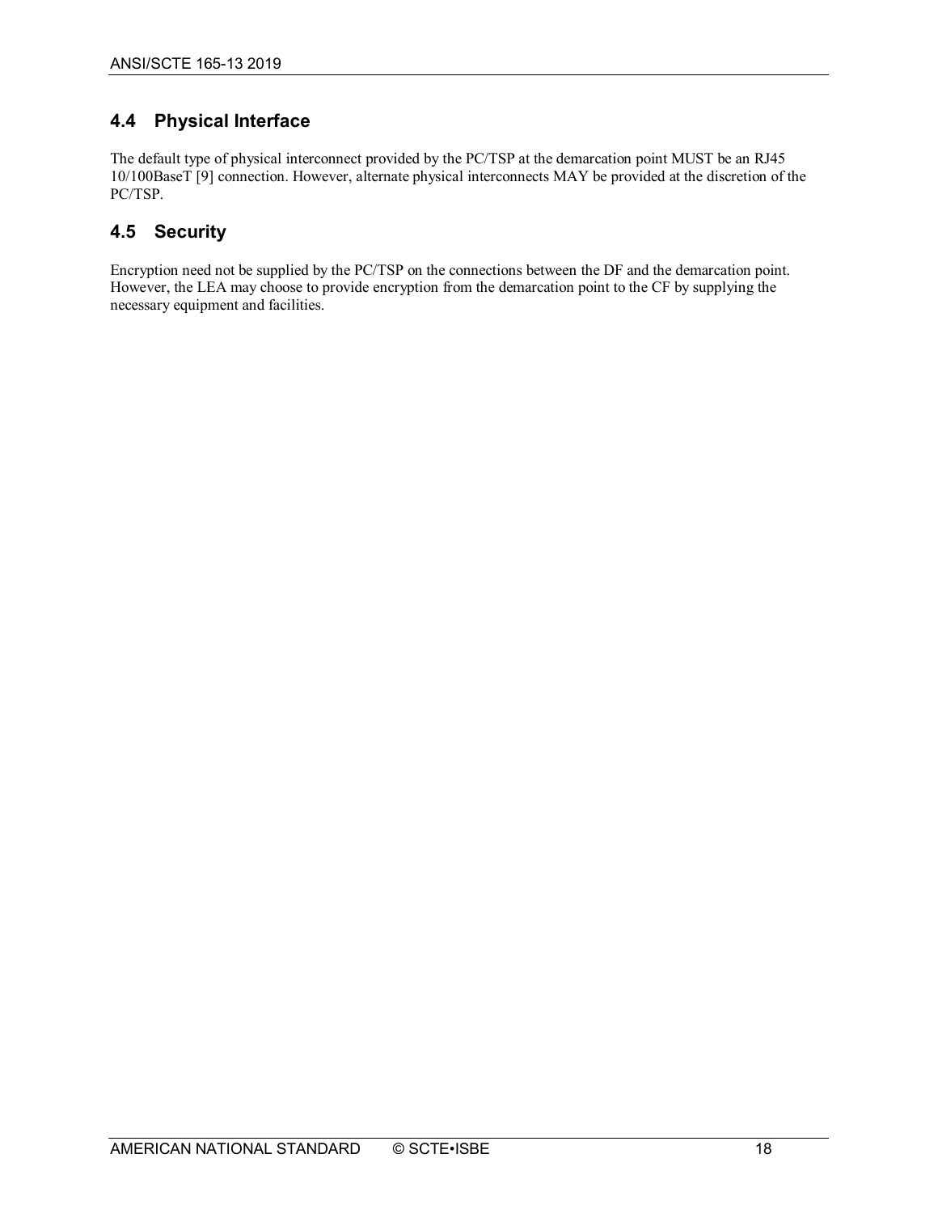## 4.4 Physical Interface

The default type of physical interconnect provided by the PC/TSP at the demarcation point MUST be an RJ45 10/100BaseT [9] connection. However, alternate physical interconnects MAY be provided at the discretion of the PC/TSP.

## 4.5 Security

Encryption need not be supplied by the PC/TSP on the connections between the DF and the demarcation point. However, the LEA may choose to provide encryption from the demarcation point to the CF by supplying the necessary equipment and facilities.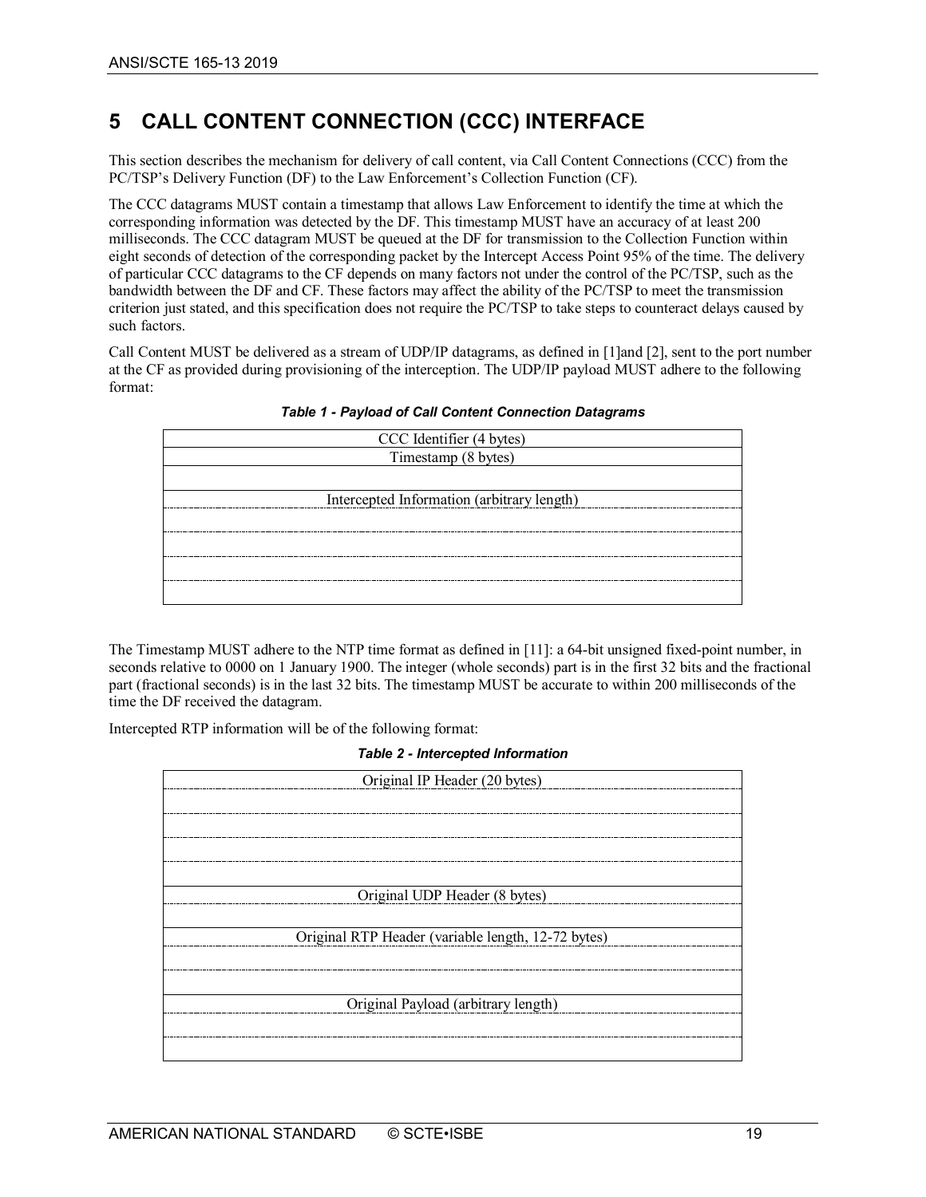# 5 CALL CONTENT CONNECTION (CCC) INTERFACE

This section describes the mechanism for delivery of call content, via Call Content Connections (CCC) from the PC/TSP's Delivery Function (DF) to the Law Enforcement's Collection Function (CF).

The CCC datagrams MUST contain a timestamp that allows Law Enforcement to identify the time at which the corresponding information was detected by the DF. This timestamp MUST have an accuracy of at least 200 milliseconds. The CCC datagram MUST be queued at the DF for transmission to the Collection Function within eight seconds of detection of the corresponding packet by the Intercept Access Point 95% of the time. The delivery of particular CCC datagrams to the CF depends on many factors not under the control of the PC/TSP, such as the bandwidth between the DF and CF. These factors may affect the ability of the PC/TSP to meet the transmission criterion just stated, and this specification does not require the PC/TSP to take steps to counteract delays caused by such factors.

Call Content MUST be delivered as a stream of UDP/IP datagrams, as defined in [1]and [2], sent to the port number at the CF as provided during provisioning of the interception. The UDP/IP payload MUST adhere to the following format:

***Table 1 - Payload of Call Content Connection Datagrams***

| Field |
|---|
| CCC Identifier (4 bytes) |
| Timestamp (8 bytes) |
| Intercepted Information (arbitrary length) |

The Timestamp MUST adhere to the NTP time format as defined in [11]: a 64-bit unsigned fixed-point number, in seconds relative to 0000 on 1 January 1900. The integer (whole seconds) part is in the first 32 bits and the fractional part (fractional seconds) is in the last 32 bits. The timestamp MUST be accurate to within 200 milliseconds of the time the DF received the datagram.

Intercepted RTP information will be of the following format:

***Table 2 - Intercepted Information***

| Field |
|---|
| Original IP Header (20 bytes) |
| Original UDP Header (8 bytes) |
| Original RTP Header (variable length, 12-72 bytes) |
| Original Payload (arbitrary length) |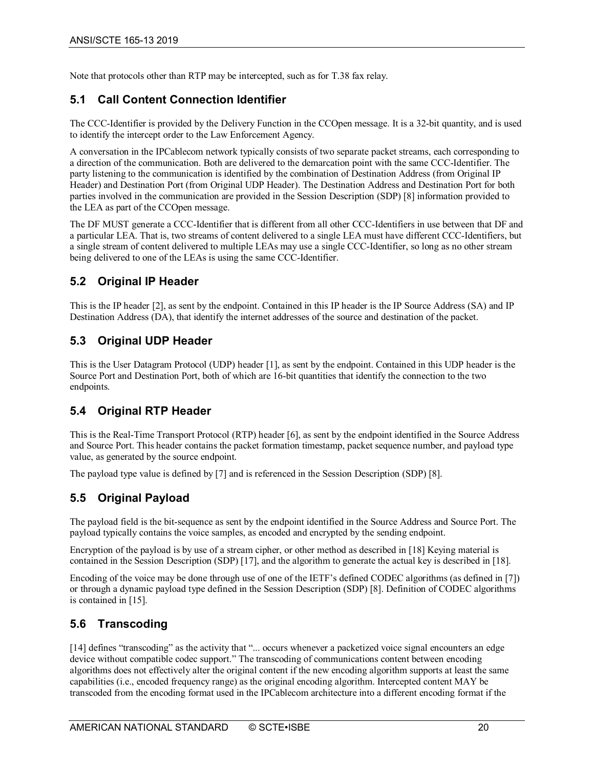Note that protocols other than RTP may be intercepted, such as for T.38 fax relay.

## 5.1 Call Content Connection Identifier

The CCC-Identifier is provided by the Delivery Function in the CCOpen message. It is a 32-bit quantity, and is used to identify the intercept order to the Law Enforcement Agency.

A conversation in the IPCablecom network typically consists of two separate packet streams, each corresponding to a direction of the communication. Both are delivered to the demarcation point with the same CCC-Identifier. The party listening to the communication is identified by the combination of Destination Address (from Original IP Header) and Destination Port (from Original UDP Header). The Destination Address and Destination Port for both parties involved in the communication are provided in the Session Description (SDP) [8] information provided to the LEA as part of the CCOpen message.

The DF MUST generate a CCC-Identifier that is different from all other CCC-Identifiers in use between that DF and a particular LEA. That is, two streams of content delivered to a single LEA must have different CCC-Identifiers, but a single stream of content delivered to multiple LEAs may use a single CCC-Identifier, so long as no other stream being delivered to one of the LEAs is using the same CCC-Identifier.

## 5.2 Original IP Header

This is the IP header [2], as sent by the endpoint. Contained in this IP header is the IP Source Address (SA) and IP Destination Address (DA), that identify the internet addresses of the source and destination of the packet.

## 5.3 Original UDP Header

This is the User Datagram Protocol (UDP) header [1], as sent by the endpoint. Contained in this UDP header is the Source Port and Destination Port, both of which are 16-bit quantities that identify the connection to the two endpoints.

## 5.4 Original RTP Header

This is the Real-Time Transport Protocol (RTP) header [6], as sent by the endpoint identified in the Source Address and Source Port. This header contains the packet formation timestamp, packet sequence number, and payload type value, as generated by the source endpoint.

The payload type value is defined by [7] and is referenced in the Session Description (SDP) [8].

## 5.5 Original Payload

The payload field is the bit-sequence as sent by the endpoint identified in the Source Address and Source Port. The payload typically contains the voice samples, as encoded and encrypted by the sending endpoint.

Encryption of the payload is by use of a stream cipher, or other method as described in [18] Keying material is contained in the Session Description (SDP) [17], and the algorithm to generate the actual key is described in [18].

Encoding of the voice may be done through use of one of the IETF's defined CODEC algorithms (as defined in [7]) or through a dynamic payload type defined in the Session Description (SDP) [8]. Definition of CODEC algorithms is contained in [15].

## 5.6 Transcoding

[14] defines "transcoding" as the activity that "... occurs whenever a packetized voice signal encounters an edge device without compatible codec support." The transcoding of communications content between encoding algorithms does not effectively alter the original content if the new encoding algorithm supports at least the same capabilities (i.e., encoded frequency range) as the original encoding algorithm. Intercepted content MAY be transcoded from the encoding format used in the IPCablecom architecture into a different encoding format if the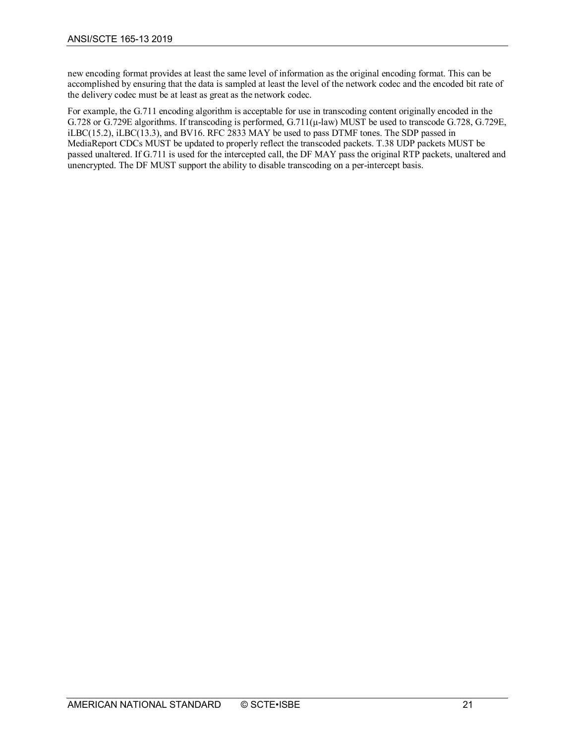new encoding format provides at least the same level of information as the original encoding format. This can be accomplished by ensuring that the data is sampled at least the level of the network codec and the encoded bit rate of the delivery codec must be at least as great as the network codec.

For example, the G.711 encoding algorithm is acceptable for use in transcoding content originally encoded in the G.728 or G.729E algorithms. If transcoding is performed, G.711(μ-law) MUST be used to transcode G.728, G.729E, iLBC(15.2), iLBC(13.3), and BV16. RFC 2833 MAY be used to pass DTMF tones. The SDP passed in MediaReport CDCs MUST be updated to properly reflect the transcoded packets. T.38 UDP packets MUST be passed unaltered. If G.711 is used for the intercepted call, the DF MAY pass the original RTP packets, unaltered and unencrypted. The DF MUST support the ability to disable transcoding on a per-intercept basis.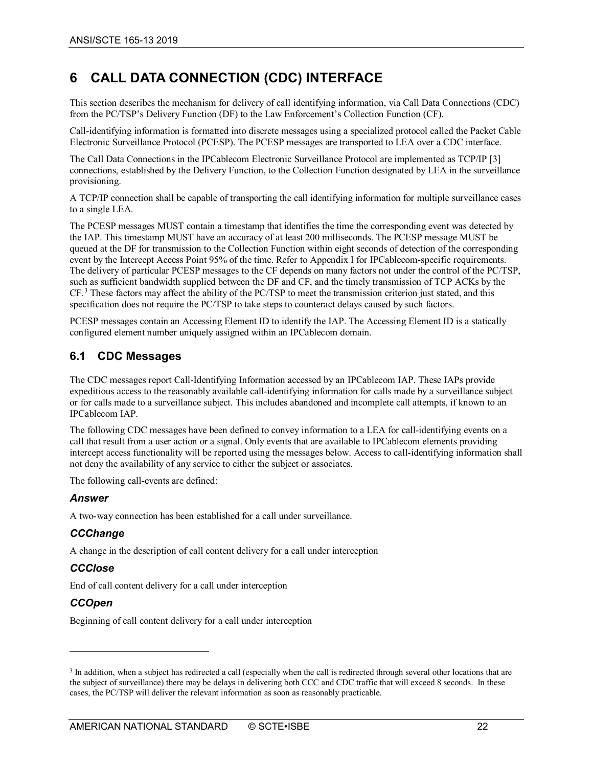# 6 CALL DATA CONNECTION (CDC) INTERFACE

This section describes the mechanism for delivery of call identifying information, via Call Data Connections (CDC) from the PC/TSP's Delivery Function (DF) to the Law Enforcement's Collection Function (CF).

Call-identifying information is formatted into discrete messages using a specialized protocol called the Packet Cable Electronic Surveillance Protocol (PCESP). The PCESP messages are transported to LEA over a CDC interface.

The Call Data Connections in the IPCablecom Electronic Surveillance Protocol are implemented as TCP/IP [3] connections, established by the Delivery Function, to the Collection Function designated by LEA in the surveillance provisioning.

A TCP/IP connection shall be capable of transporting the call identifying information for multiple surveillance cases to a single LEA.

The PCESP messages MUST contain a timestamp that identifies the time the corresponding event was detected by the IAP. This timestamp MUST have an accuracy of at least 200 milliseconds. The PCESP message MUST be queued at the DF for transmission to the Collection Function within eight seconds of detection of the corresponding event by the Intercept Access Point 95% of the time. Refer to Appendix I for IPCablecom-specific requirements. The delivery of particular PCESP messages to the CF depends on many factors not under the control of the PC/TSP, such as sufficient bandwidth supplied between the DF and CF, and the timely transmission of TCP ACKs by the CF.[3] These factors may affect the ability of the PC/TSP to meet the transmission criterion just stated, and this specification does not require the PC/TSP to take steps to counteract delays caused by such factors.

PCESP messages contain an Accessing Element ID to identify the IAP. The Accessing Element ID is a statically configured element number uniquely assigned within an IPCablecom domain.

## 6.1 CDC Messages

The CDC messages report Call-Identifying Information accessed by an IPCablecom IAP. These IAPs provide expeditious access to the reasonably available call-identifying information for calls made by a surveillance subject or for calls made to a surveillance subject. This includes abandoned and incomplete call attempts, if known to an IPCablecom IAP.

The following CDC messages have been defined to convey information to a LEA for call-identifying events on a call that result from a user action or a signal. Only events that are available to IPCablecom elements providing intercept access functionality will be reported using the messages below. Access to call-identifying information shall not deny the availability of any service to either the subject or associates.

The following call-events are defined:

### *Answer*

A two-way connection has been established for a call under surveillance.

### *CCChange*

A change in the description of call content delivery for a call under interception

### *CCClose*

End of call content delivery for a call under interception

### *CCOpen*

Beginning of call content delivery for a call under interception

---

[3] In addition, when a subject has redirected a call (especially when the call is redirected through several other locations that are the subject of surveillance) there may be delays in delivering both CCC and CDC traffic that will exceed 8 seconds. In these cases, the PC/TSP will deliver the relevant information as soon as reasonably practicable.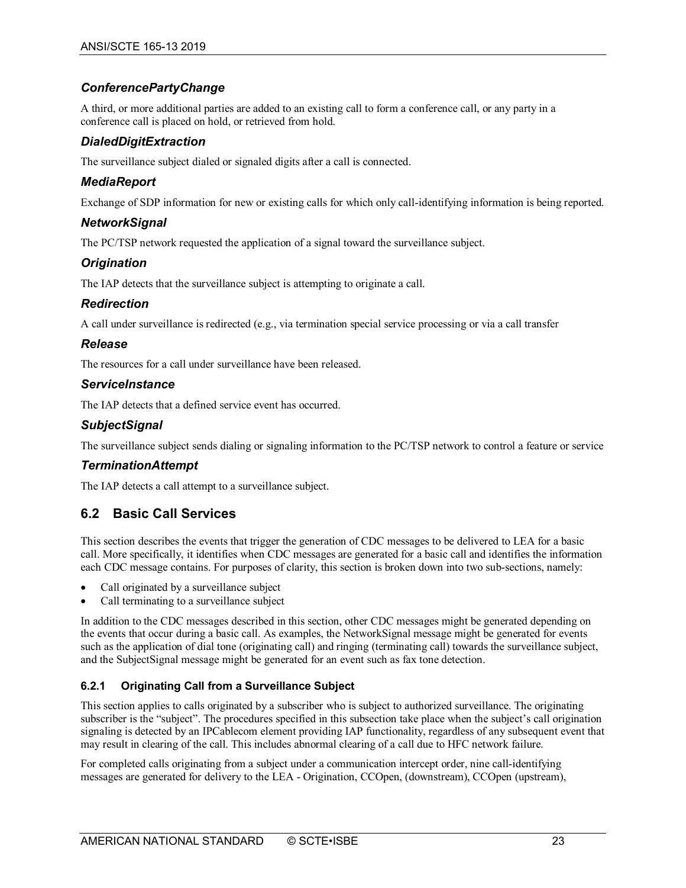### *ConferencePartyChange*

A third, or more additional parties are added to an existing call to form a conference call, or any party in a conference call is placed on hold, or retrieved from hold.

### *DialedDigitExtraction*

The surveillance subject dialed or signaled digits after a call is connected.

### *MediaReport*

Exchange of SDP information for new or existing calls for which only call-identifying information is being reported.

### *NetworkSignal*

The PC/TSP network requested the application of a signal toward the surveillance subject.

### *Origination*

The IAP detects that the surveillance subject is attempting to originate a call.

### *Redirection*

A call under surveillance is redirected (e.g., via termination special service processing or via a call transfer

### *Release*

The resources for a call under surveillance have been released.

### *ServiceInstance*

The IAP detects that a defined service event has occurred.

### *SubjectSignal*

The surveillance subject sends dialing or signaling information to the PC/TSP network to control a feature or service

### *TerminationAttempt*

The IAP detects a call attempt to a surveillance subject.

## 6.2 Basic Call Services

This section describes the events that trigger the generation of CDC messages to be delivered to LEA for a basic call. More specifically, it identifies when CDC messages are generated for a basic call and identifies the information each CDC message contains. For purposes of clarity, this section is broken down into two sub-sections, namely:

- Call originated by a surveillance subject
- Call terminating to a surveillance subject

In addition to the CDC messages described in this section, other CDC messages might be generated depending on the events that occur during a basic call. As examples, the NetworkSignal message might be generated for events such as the application of dial tone (originating call) and ringing (terminating call) towards the surveillance subject, and the SubjectSignal message might be generated for an event such as fax tone detection.

### 6.2.1 Originating Call from a Surveillance Subject

This section applies to calls originated by a subscriber who is subject to authorized surveillance. The originating subscriber is the "subject". The procedures specified in this subsection take place when the subject's call origination signaling is detected by an IPCablecom element providing IAP functionality, regardless of any subsequent event that may result in clearing of the call. This includes abnormal clearing of a call due to HFC network failure.

For completed calls originating from a subject under a communication intercept order, nine call-identifying messages are generated for delivery to the LEA - Origination, CCOpen, (downstream), CCOpen (upstream),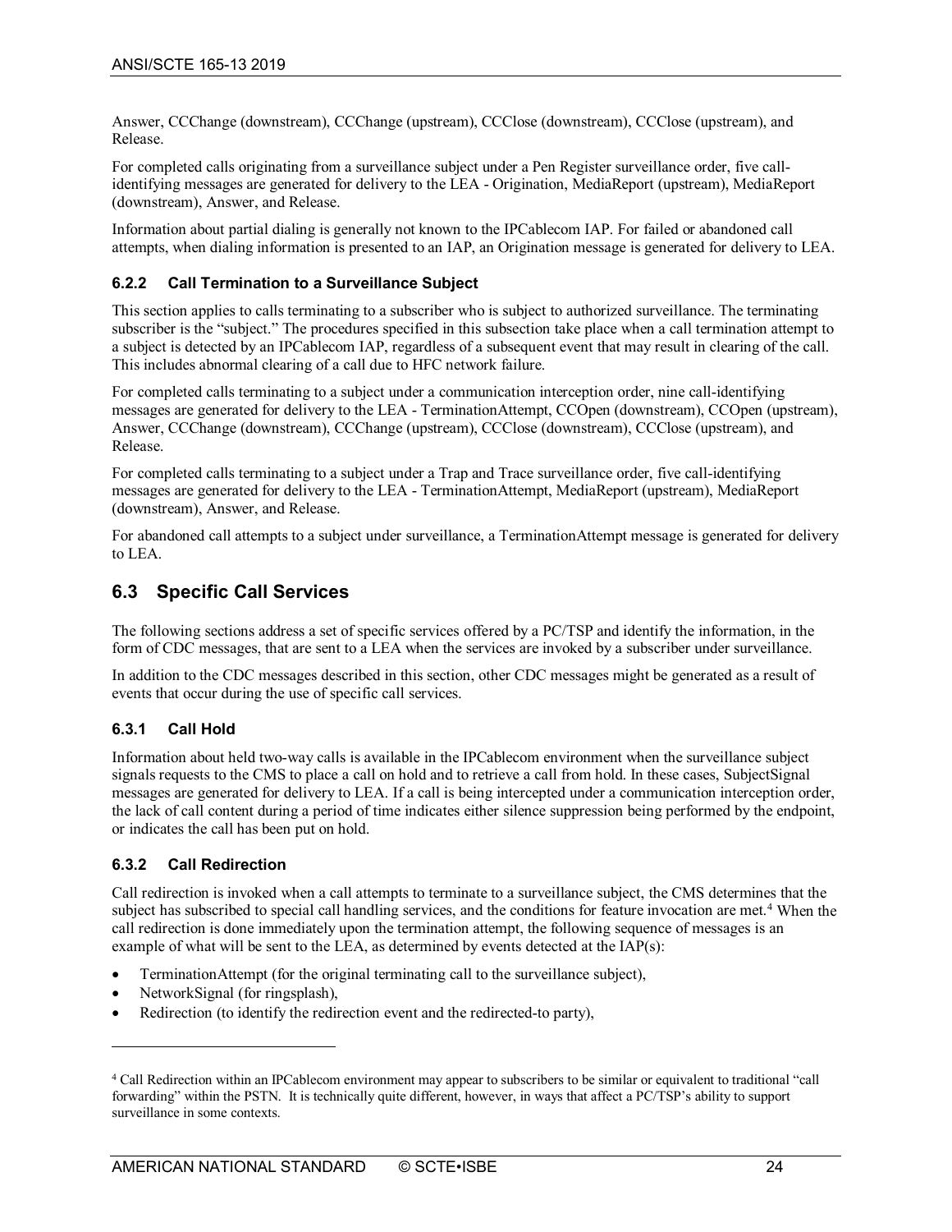Answer, CCChange (downstream), CCChange (upstream), CCClose (downstream), CCClose (upstream), and Release.

For completed calls originating from a surveillance subject under a Pen Register surveillance order, five call-identifying messages are generated for delivery to the LEA - Origination, MediaReport (upstream), MediaReport (downstream), Answer, and Release.

Information about partial dialing is generally not known to the IPCablecom IAP. For failed or abandoned call attempts, when dialing information is presented to an IAP, an Origination message is generated for delivery to LEA.

### 6.2.2 Call Termination to a Surveillance Subject

This section applies to calls terminating to a subscriber who is subject to authorized surveillance. The terminating subscriber is the "subject." The procedures specified in this subsection take place when a call termination attempt to a subject is detected by an IPCablecom IAP, regardless of a subsequent event that may result in clearing of the call. This includes abnormal clearing of a call due to HFC network failure.

For completed calls terminating to a subject under a communication interception order, nine call-identifying messages are generated for delivery to the LEA - TerminationAttempt, CCOpen (downstream), CCOpen (upstream), Answer, CCChange (downstream), CCChange (upstream), CCClose (downstream), CCClose (upstream), and Release.

For completed calls terminating to a subject under a Trap and Trace surveillance order, five call-identifying messages are generated for delivery to the LEA - TerminationAttempt, MediaReport (upstream), MediaReport (downstream), Answer, and Release.

For abandoned call attempts to a subject under surveillance, a TerminationAttempt message is generated for delivery to LEA.

## 6.3 Specific Call Services

The following sections address a set of specific services offered by a PC/TSP and identify the information, in the form of CDC messages, that are sent to a LEA when the services are invoked by a subscriber under surveillance.

In addition to the CDC messages described in this section, other CDC messages might be generated as a result of events that occur during the use of specific call services.

### 6.3.1 Call Hold

Information about held two-way calls is available in the IPCablecom environment when the surveillance subject signals requests to the CMS to place a call on hold and to retrieve a call from hold. In these cases, SubjectSignal messages are generated for delivery to LEA. If a call is being intercepted under a communication interception order, the lack of call content during a period of time indicates either silence suppression being performed by the endpoint, or indicates the call has been put on hold.

### 6.3.2 Call Redirection

Call redirection is invoked when a call attempts to terminate to a surveillance subject, the CMS determines that the subject has subscribed to special call handling services, and the conditions for feature invocation are met.[4] When the call redirection is done immediately upon the termination attempt, the following sequence of messages is an example of what will be sent to the LEA, as determined by events detected at the IAP(s):

- TerminationAttempt (for the original terminating call to the surveillance subject),
- NetworkSignal (for ringsplash),
- Redirection (to identify the redirection event and the redirected-to party),

[4] Call Redirection within an IPCablecom environment may appear to subscribers to be similar or equivalent to traditional "call forwarding" within the PSTN. It is technically quite different, however, in ways that affect a PC/TSP's ability to support surveillance in some contexts.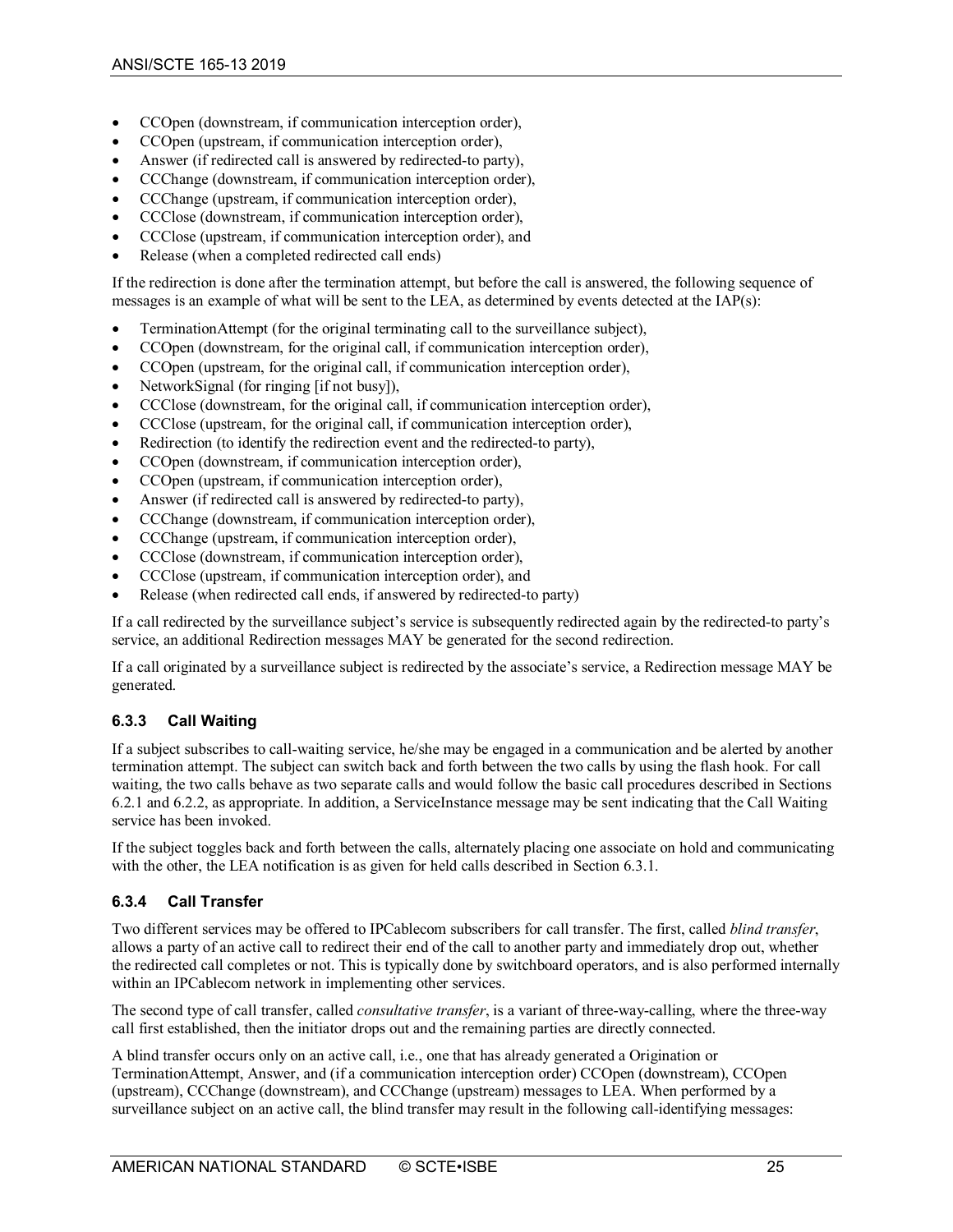- CCOpen (downstream, if communication interception order),
- CCOpen (upstream, if communication interception order),
- Answer (if redirected call is answered by redirected-to party),
- CCChange (downstream, if communication interception order),
- CCChange (upstream, if communication interception order),
- CCClose (downstream, if communication interception order),
- CCClose (upstream, if communication interception order), and
- Release (when a completed redirected call ends)

If the redirection is done after the termination attempt, but before the call is answered, the following sequence of messages is an example of what will be sent to the LEA, as determined by events detected at the IAP(s):

- TerminationAttempt (for the original terminating call to the surveillance subject),
- CCOpen (downstream, for the original call, if communication interception order),
- CCOpen (upstream, for the original call, if communication interception order),
- NetworkSignal (for ringing [if not busy]),
- CCClose (downstream, for the original call, if communication interception order),
- CCClose (upstream, for the original call, if communication interception order),
- Redirection (to identify the redirection event and the redirected-to party),
- CCOpen (downstream, if communication interception order),
- CCOpen (upstream, if communication interception order),
- Answer (if redirected call is answered by redirected-to party),
- CCChange (downstream, if communication interception order),
- CCChange (upstream, if communication interception order),
- CCClose (downstream, if communication interception order),
- CCClose (upstream, if communication interception order), and
- Release (when redirected call ends, if answered by redirected-to party)

If a call redirected by the surveillance subject's service is subsequently redirected again by the redirected-to party's service, an additional Redirection messages MAY be generated for the second redirection.

If a call originated by a surveillance subject is redirected by the associate's service, a Redirection message MAY be generated.

### 6.3.3 Call Waiting

If a subject subscribes to call-waiting service, he/she may be engaged in a communication and be alerted by another termination attempt. The subject can switch back and forth between the two calls by using the flash hook. For call waiting, the two calls behave as two separate calls and would follow the basic call procedures described in Sections 6.2.1 and 6.2.2, as appropriate. In addition, a ServiceInstance message may be sent indicating that the Call Waiting service has been invoked.

If the subject toggles back and forth between the calls, alternately placing one associate on hold and communicating with the other, the LEA notification is as given for held calls described in Section 6.3.1.

### 6.3.4 Call Transfer

Two different services may be offered to IPCablecom subscribers for call transfer. The first, called *blind transfer*, allows a party of an active call to redirect their end of the call to another party and immediately drop out, whether the redirected call completes or not. This is typically done by switchboard operators, and is also performed internally within an IPCablecom network in implementing other services.

The second type of call transfer, called *consultative transfer*, is a variant of three-way-calling, where the three-way call first established, then the initiator drops out and the remaining parties are directly connected.

A blind transfer occurs only on an active call, i.e., one that has already generated a Origination or TerminationAttempt, Answer, and (if a communication interception order) CCOpen (downstream), CCOpen (upstream), CCChange (downstream), and CCChange (upstream) messages to LEA. When performed by a surveillance subject on an active call, the blind transfer may result in the following call-identifying messages: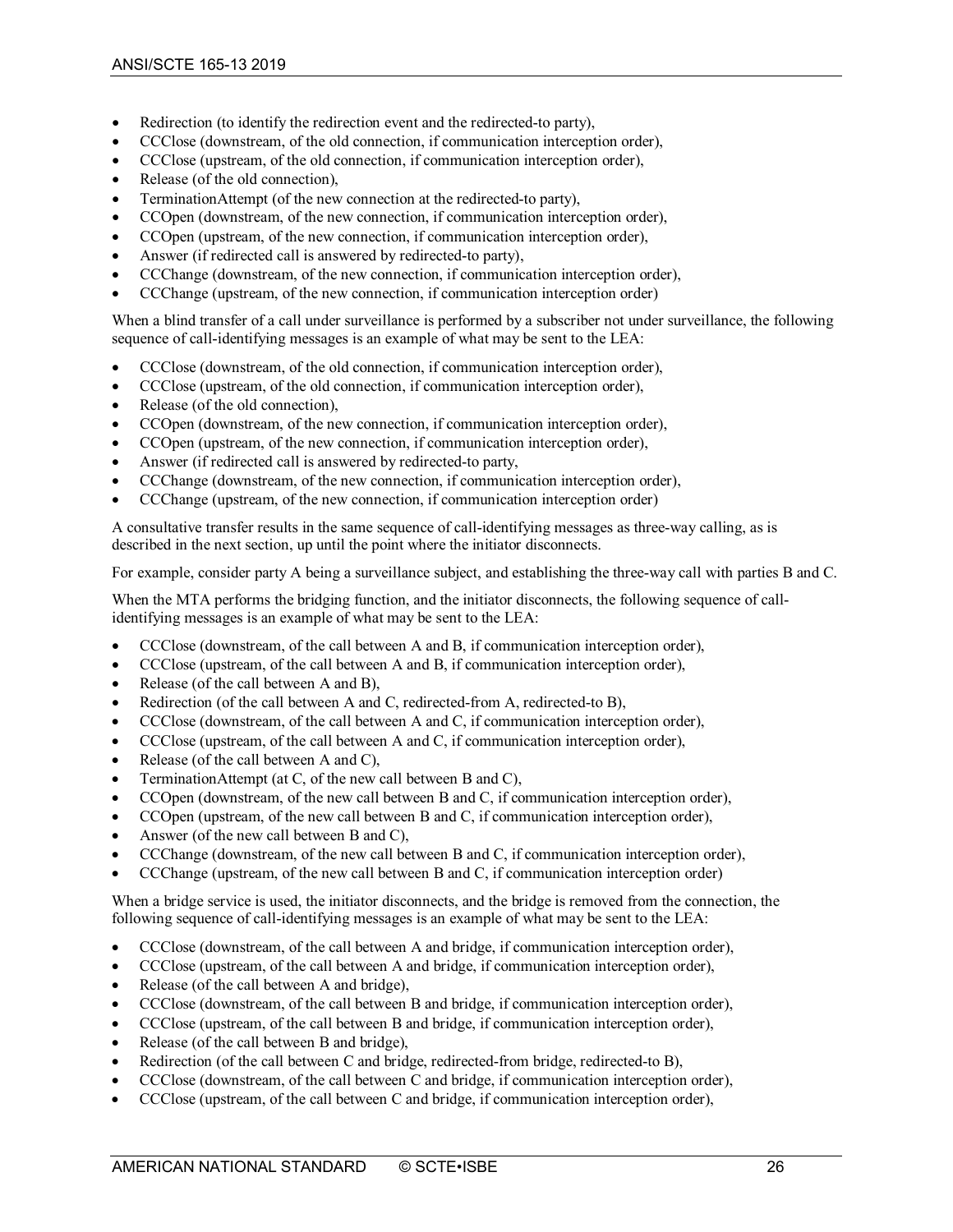- Redirection (to identify the redirection event and the redirected-to party),
- CCClose (downstream, of the old connection, if communication interception order),
- CCClose (upstream, of the old connection, if communication interception order),
- Release (of the old connection),
- TerminationAttempt (of the new connection at the redirected-to party),
- CCOpen (downstream, of the new connection, if communication interception order),
- CCOpen (upstream, of the new connection, if communication interception order),
- Answer (if redirected call is answered by redirected-to party),
- CCChange (downstream, of the new connection, if communication interception order),
- CCChange (upstream, of the new connection, if communication interception order)

When a blind transfer of a call under surveillance is performed by a subscriber not under surveillance, the following sequence of call-identifying messages is an example of what may be sent to the LEA:

- CCClose (downstream, of the old connection, if communication interception order),
- CCClose (upstream, of the old connection, if communication interception order),
- Release (of the old connection),
- CCOpen (downstream, of the new connection, if communication interception order),
- CCOpen (upstream, of the new connection, if communication interception order),
- Answer (if redirected call is answered by redirected-to party,
- CCChange (downstream, of the new connection, if communication interception order),
- CCChange (upstream, of the new connection, if communication interception order)

A consultative transfer results in the same sequence of call-identifying messages as three-way calling, as is described in the next section, up until the point where the initiator disconnects.

For example, consider party A being a surveillance subject, and establishing the three-way call with parties B and C.

When the MTA performs the bridging function, and the initiator disconnects, the following sequence of call-identifying messages is an example of what may be sent to the LEA:

- CCClose (downstream, of the call between A and B, if communication interception order),
- CCClose (upstream, of the call between A and B, if communication interception order),
- Release (of the call between A and B),
- Redirection (of the call between A and C, redirected-from A, redirected-to B),
- CCClose (downstream, of the call between A and C, if communication interception order),
- CCClose (upstream, of the call between A and C, if communication interception order),
- Release (of the call between A and C),
- TerminationAttempt (at C, of the new call between B and C),
- CCOpen (downstream, of the new call between B and C, if communication interception order),
- CCOpen (upstream, of the new call between B and C, if communication interception order),
- Answer (of the new call between B and C),
- CCChange (downstream, of the new call between B and C, if communication interception order),
- CCChange (upstream, of the new call between B and C, if communication interception order)

When a bridge service is used, the initiator disconnects, and the bridge is removed from the connection, the following sequence of call-identifying messages is an example of what may be sent to the LEA:

- CCClose (downstream, of the call between A and bridge, if communication interception order),
- CCClose (upstream, of the call between A and bridge, if communication interception order),
- Release (of the call between A and bridge),
- CCClose (downstream, of the call between B and bridge, if communication interception order),
- CCClose (upstream, of the call between B and bridge, if communication interception order),
- Release (of the call between B and bridge),
- Redirection (of the call between C and bridge, redirected-from bridge, redirected-to B),
- CCClose (downstream, of the call between C and bridge, if communication interception order),
- CCClose (upstream, of the call between C and bridge, if communication interception order),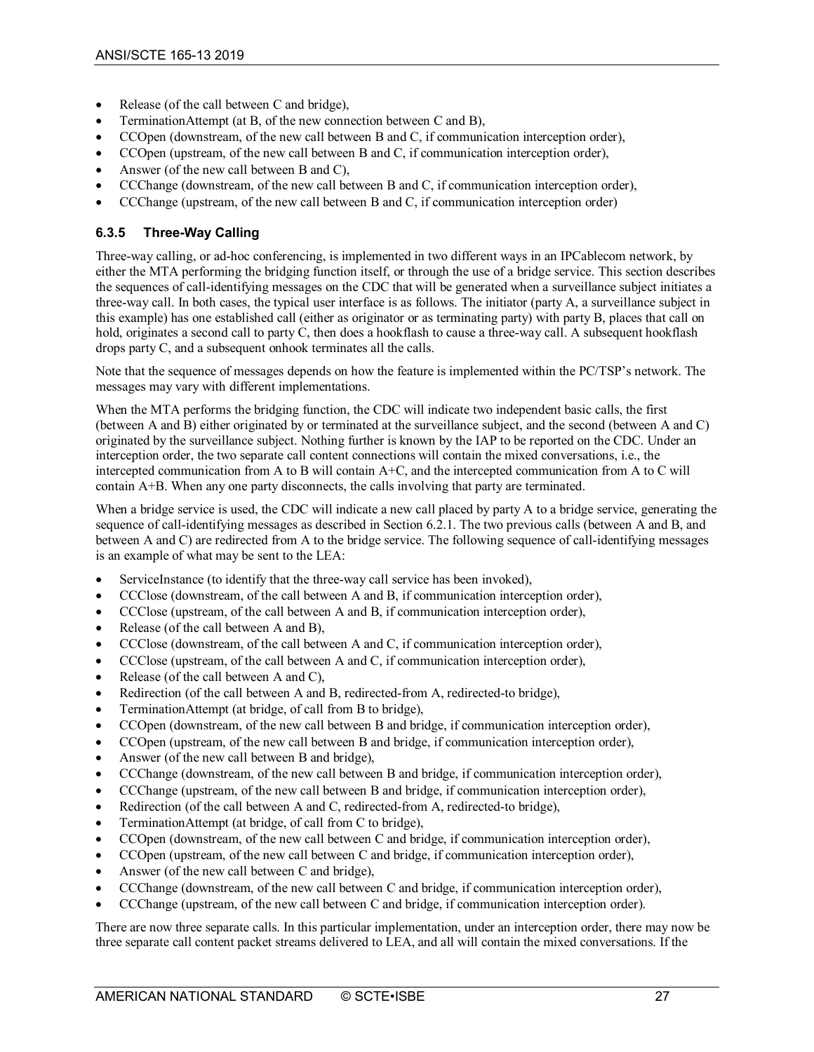- Release (of the call between C and bridge),
- TerminationAttempt (at B, of the new connection between C and B),
- CCOpen (downstream, of the new call between B and C, if communication interception order),
- CCOpen (upstream, of the new call between B and C, if communication interception order),
- Answer (of the new call between B and C),
- CCChange (downstream, of the new call between B and C, if communication interception order),
- CCChange (upstream, of the new call between B and C, if communication interception order)

### 6.3.5 Three-Way Calling

Three-way calling, or ad-hoc conferencing, is implemented in two different ways in an IPCablecom network, by either the MTA performing the bridging function itself, or through the use of a bridge service. This section describes the sequences of call-identifying messages on the CDC that will be generated when a surveillance subject initiates a three-way call. In both cases, the typical user interface is as follows. The initiator (party A, a surveillance subject in this example) has one established call (either as originator or as terminating party) with party B, places that call on hold, originates a second call to party C, then does a hookflash to cause a three-way call. A subsequent hookflash drops party C, and a subsequent onhook terminates all the calls.

Note that the sequence of messages depends on how the feature is implemented within the PC/TSP's network. The messages may vary with different implementations.

When the MTA performs the bridging function, the CDC will indicate two independent basic calls, the first (between A and B) either originated by or terminated at the surveillance subject, and the second (between A and C) originated by the surveillance subject. Nothing further is known by the IAP to be reported on the CDC. Under an interception order, the two separate call content connections will contain the mixed conversations, i.e., the intercepted communication from A to B will contain A+C, and the intercepted communication from A to C will contain A+B. When any one party disconnects, the calls involving that party are terminated.

When a bridge service is used, the CDC will indicate a new call placed by party A to a bridge service, generating the sequence of call-identifying messages as described in Section 6.2.1. The two previous calls (between A and B, and between A and C) are redirected from A to the bridge service. The following sequence of call-identifying messages is an example of what may be sent to the LEA:

- ServiceInstance (to identify that the three-way call service has been invoked),
- CCClose (downstream, of the call between A and B, if communication interception order),
- CCClose (upstream, of the call between A and B, if communication interception order),
- Release (of the call between A and B),
- CCClose (downstream, of the call between A and C, if communication interception order),
- CCClose (upstream, of the call between A and C, if communication interception order),
- Release (of the call between A and C),
- Redirection (of the call between A and B, redirected-from A, redirected-to bridge),
- TerminationAttempt (at bridge, of call from B to bridge),
- CCOpen (downstream, of the new call between B and bridge, if communication interception order),
- CCOpen (upstream, of the new call between B and bridge, if communication interception order),
- Answer (of the new call between B and bridge),
- CCChange (downstream, of the new call between B and bridge, if communication interception order),
- CCChange (upstream, of the new call between B and bridge, if communication interception order),
- Redirection (of the call between A and C, redirected-from A, redirected-to bridge),
- TerminationAttempt (at bridge, of call from C to bridge),
- CCOpen (downstream, of the new call between C and bridge, if communication interception order),
- CCOpen (upstream, of the new call between C and bridge, if communication interception order),
- Answer (of the new call between C and bridge),
- CCChange (downstream, of the new call between C and bridge, if communication interception order),
- CCChange (upstream, of the new call between C and bridge, if communication interception order).

There are now three separate calls. In this particular implementation, under an interception order, there may now be three separate call content packet streams delivered to LEA, and all will contain the mixed conversations. If the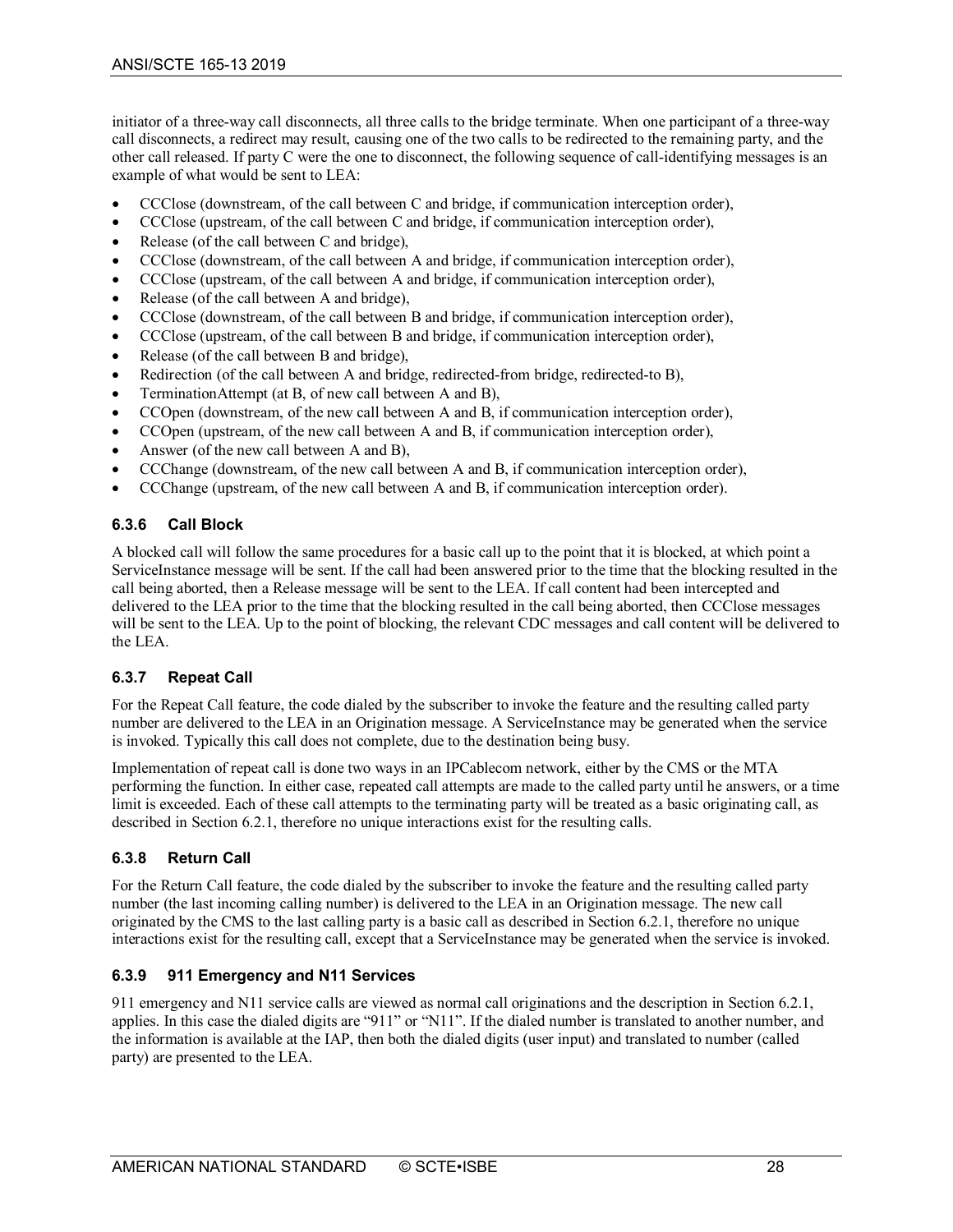initiator of a three-way call disconnects, all three calls to the bridge terminate. When one participant of a three-way call disconnects, a redirect may result, causing one of the two calls to be redirected to the remaining party, and the other call released. If party C were the one to disconnect, the following sequence of call-identifying messages is an example of what would be sent to LEA:

- CCClose (downstream, of the call between C and bridge, if communication interception order),
- CCClose (upstream, of the call between C and bridge, if communication interception order),
- Release (of the call between C and bridge),
- CCClose (downstream, of the call between A and bridge, if communication interception order),
- CCClose (upstream, of the call between A and bridge, if communication interception order),
- Release (of the call between A and bridge),
- CCClose (downstream, of the call between B and bridge, if communication interception order),
- CCClose (upstream, of the call between B and bridge, if communication interception order),
- Release (of the call between B and bridge),
- Redirection (of the call between A and bridge, redirected-from bridge, redirected-to B),
- TerminationAttempt (at B, of new call between A and B),
- CCOpen (downstream, of the new call between A and B, if communication interception order),
- CCOpen (upstream, of the new call between A and B, if communication interception order),
- Answer (of the new call between A and B),
- CCChange (downstream, of the new call between A and B, if communication interception order),
- CCChange (upstream, of the new call between A and B, if communication interception order).

### 6.3.6 Call Block

A blocked call will follow the same procedures for a basic call up to the point that it is blocked, at which point a ServiceInstance message will be sent. If the call had been answered prior to the time that the blocking resulted in the call being aborted, then a Release message will be sent to the LEA. If call content had been intercepted and delivered to the LEA prior to the time that the blocking resulted in the call being aborted, then CCClose messages will be sent to the LEA. Up to the point of blocking, the relevant CDC messages and call content will be delivered to the LEA.

### 6.3.7 Repeat Call

For the Repeat Call feature, the code dialed by the subscriber to invoke the feature and the resulting called party number are delivered to the LEA in an Origination message. A ServiceInstance may be generated when the service is invoked. Typically this call does not complete, due to the destination being busy.

Implementation of repeat call is done two ways in an IPCablecom network, either by the CMS or the MTA performing the function. In either case, repeated call attempts are made to the called party until he answers, or a time limit is exceeded. Each of these call attempts to the terminating party will be treated as a basic originating call, as described in Section 6.2.1, therefore no unique interactions exist for the resulting calls.

### 6.3.8 Return Call

For the Return Call feature, the code dialed by the subscriber to invoke the feature and the resulting called party number (the last incoming calling number) is delivered to the LEA in an Origination message. The new call originated by the CMS to the last calling party is a basic call as described in Section 6.2.1, therefore no unique interactions exist for the resulting call, except that a ServiceInstance may be generated when the service is invoked.

### 6.3.9 911 Emergency and N11 Services

911 emergency and N11 service calls are viewed as normal call originations and the description in Section 6.2.1, applies. In this case the dialed digits are "911" or "N11". If the dialed number is translated to another number, and the information is available at the IAP, then both the dialed digits (user input) and translated to number (called party) are presented to the LEA.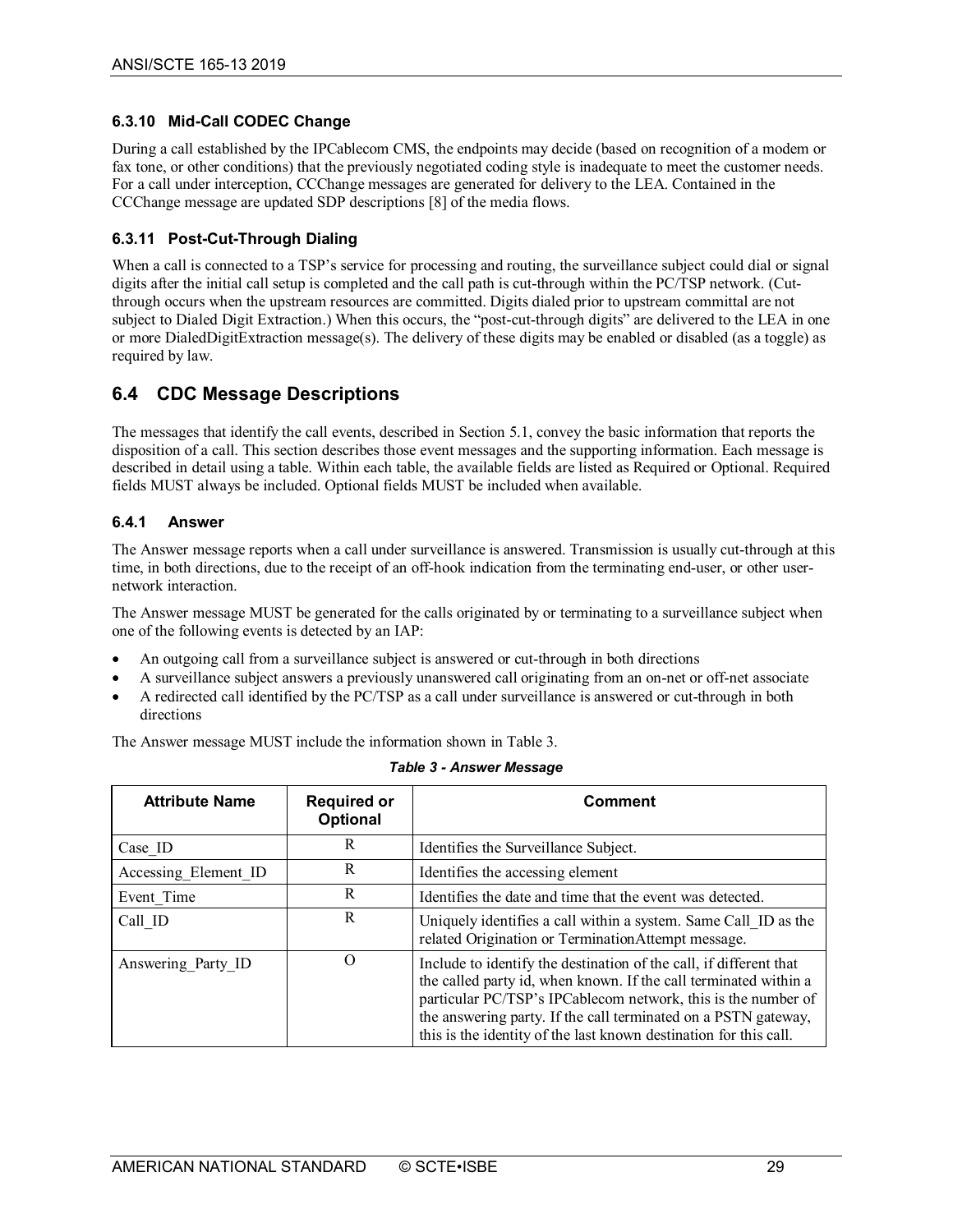### 6.3.10 Mid-Call CODEC Change

During a call established by the IPCablecom CMS, the endpoints may decide (based on recognition of a modem or fax tone, or other conditions) that the previously negotiated coding style is inadequate to meet the customer needs. For a call under interception, CCChange messages are generated for delivery to the LEA. Contained in the CCChange message are updated SDP descriptions [8] of the media flows.

### 6.3.11 Post-Cut-Through Dialing

When a call is connected to a TSP's service for processing and routing, the surveillance subject could dial or signal digits after the initial call setup is completed and the call path is cut-through within the PC/TSP network. (Cut-through occurs when the upstream resources are committed. Digits dialed prior to upstream committal are not subject to Dialed Digit Extraction.) When this occurs, the "post-cut-through digits" are delivered to the LEA in one or more DialedDigitExtraction message(s). The delivery of these digits may be enabled or disabled (as a toggle) as required by law.

## 6.4 CDC Message Descriptions

The messages that identify the call events, described in Section 5.1, convey the basic information that reports the disposition of a call. This section describes those event messages and the supporting information. Each message is described in detail using a table. Within each table, the available fields are listed as Required or Optional. Required fields MUST always be included. Optional fields MUST be included when available.

### 6.4.1 Answer

The Answer message reports when a call under surveillance is answered. Transmission is usually cut-through at this time, in both directions, due to the receipt of an off-hook indication from the terminating end-user, or other user-network interaction.

The Answer message MUST be generated for the calls originated by or terminating to a surveillance subject when one of the following events is detected by an IAP:

- An outgoing call from a surveillance subject is answered or cut-through in both directions
- A surveillance subject answers a previously unanswered call originating from an on-net or off-net associate
- A redirected call identified by the PC/TSP as a call under surveillance is answered or cut-through in both directions

The Answer message MUST include the information shown in Table 3.

*Table 3 - Answer Message*

| Attribute Name | Required or Optional | Comment |
|---|---|---|
| Case_ID | R | Identifies the Surveillance Subject. |
| Accessing_Element_ID | R | Identifies the accessing element |
| Event_Time | R | Identifies the date and time that the event was detected. |
| Call_ID | R | Uniquely identifies a call within a system. Same Call_ID as the related Origination or TerminationAttempt message. |
| Answering_Party_ID | O | Include to identify the destination of the call, if different that the called party id, when known. If the call terminated within a particular PC/TSP's IPCablecom network, this is the number of the answering party. If the call terminated on a PSTN gateway, this is the identity of the last known destination for this call. |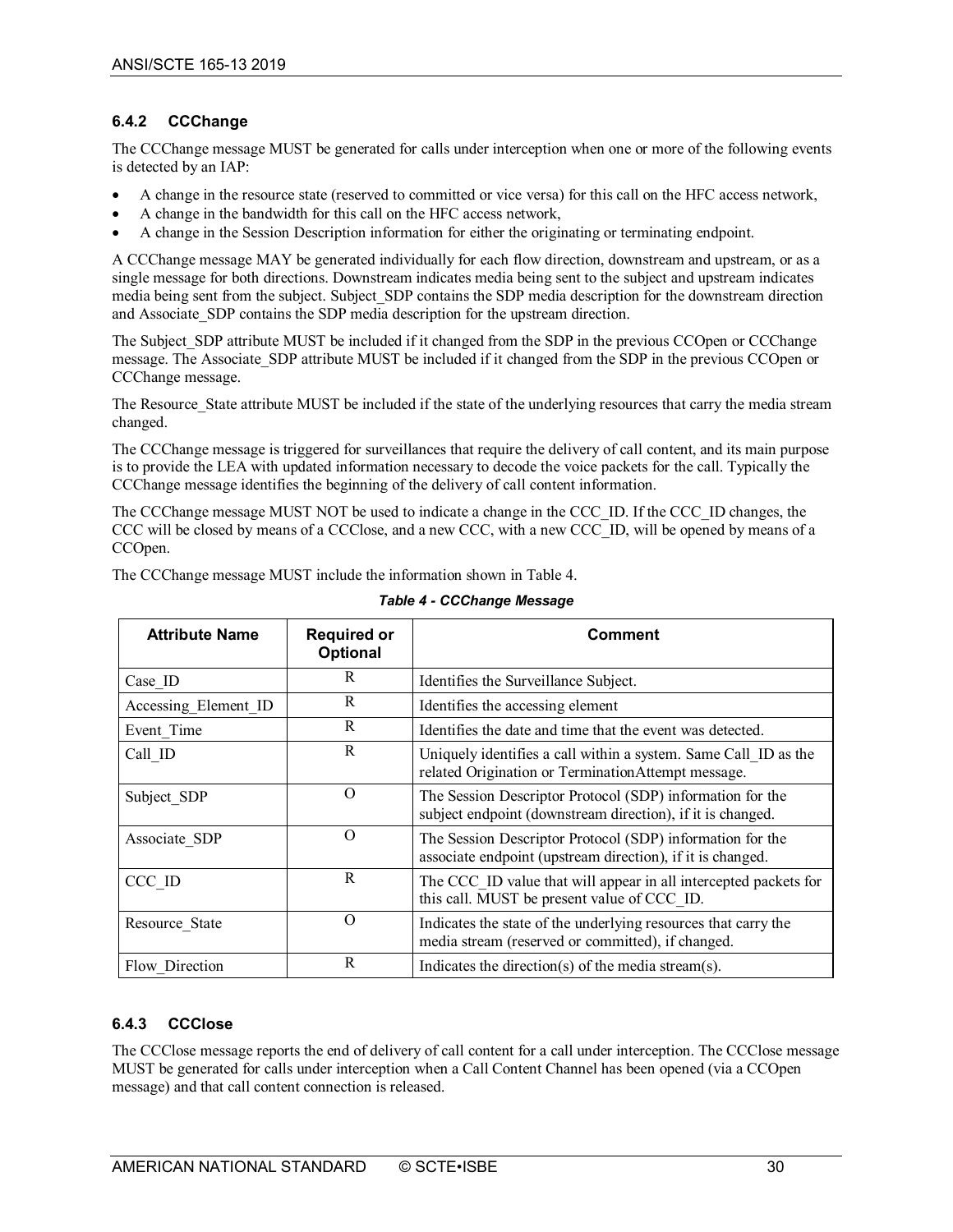### 6.4.2 CCChange

The CCChange message MUST be generated for calls under interception when one or more of the following events is detected by an IAP:

- A change in the resource state (reserved to committed or vice versa) for this call on the HFC access network,
- A change in the bandwidth for this call on the HFC access network,
- A change in the Session Description information for either the originating or terminating endpoint.

A CCChange message MAY be generated individually for each flow direction, downstream and upstream, or as a single message for both directions. Downstream indicates media being sent to the subject and upstream indicates media being sent from the subject. Subject_SDP contains the SDP media description for the downstream direction and Associate_SDP contains the SDP media description for the upstream direction.

The Subject_SDP attribute MUST be included if it changed from the SDP in the previous CCOpen or CCChange message. The Associate_SDP attribute MUST be included if it changed from the SDP in the previous CCOpen or CCChange message.

The Resource_State attribute MUST be included if the state of the underlying resources that carry the media stream changed.

The CCChange message is triggered for surveillances that require the delivery of call content, and its main purpose is to provide the LEA with updated information necessary to decode the voice packets for the call. Typically the CCChange message identifies the beginning of the delivery of call content information.

The CCChange message MUST NOT be used to indicate a change in the CCC_ID. If the CCC_ID changes, the CCC will be closed by means of a CCClose, and a new CCC, with a new CCC_ID, will be opened by means of a CCOpen.

The CCChange message MUST include the information shown in Table 4.

*Table 4 - CCChange Message*

| Attribute Name | Required or Optional | Comment |
|---|---|---|
| Case_ID | R | Identifies the Surveillance Subject. |
| Accessing_Element_ID | R | Identifies the accessing element |
| Event_Time | R | Identifies the date and time that the event was detected. |
| Call_ID | R | Uniquely identifies a call within a system. Same Call_ID as the related Origination or TerminationAttempt message. |
| Subject_SDP | O | The Session Descriptor Protocol (SDP) information for the subject endpoint (downstream direction), if it is changed. |
| Associate_SDP | O | The Session Descriptor Protocol (SDP) information for the associate endpoint (upstream direction), if it is changed. |
| CCC_ID | R | The CCC_ID value that will appear in all intercepted packets for this call. MUST be present value of CCC_ID. |
| Resource_State | O | Indicates the state of the underlying resources that carry the media stream (reserved or committed), if changed. |
| Flow_Direction | R | Indicates the direction(s) of the media stream(s). |

### 6.4.3 CCClose

The CCClose message reports the end of delivery of call content for a call under interception. The CCClose message MUST be generated for calls under interception when a Call Content Channel has been opened (via a CCOpen message) and that call content connection is released.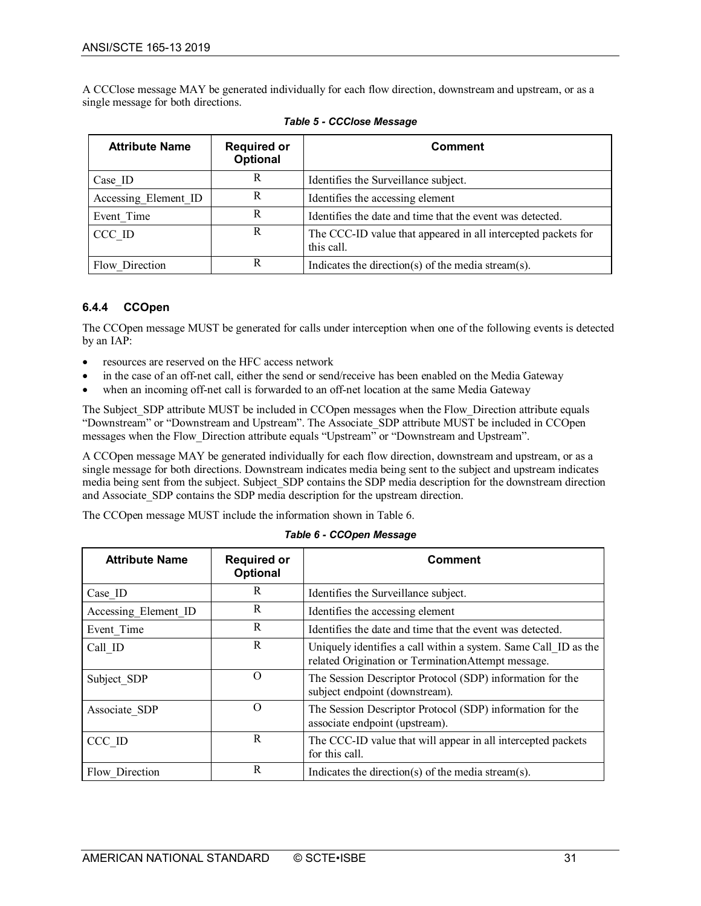A CCClose message MAY be generated individually for each flow direction, downstream and upstream, or as a single message for both directions.

*Table 5 - CCClose Message*

| Attribute Name | Required or Optional | Comment |
|---|---|---|
| Case_ID | R | Identifies the Surveillance subject. |
| Accessing_Element_ID | R | Identifies the accessing element |
| Event_Time | R | Identifies the date and time that the event was detected. |
| CCC_ID | R | The CCC-ID value that appeared in all intercepted packets for this call. |
| Flow_Direction | R | Indicates the direction(s) of the media stream(s). |

### 6.4.4 CCOpen

The CCOpen message MUST be generated for calls under interception when one of the following events is detected by an IAP:

- resources are reserved on the HFC access network
- in the case of an off-net call, either the send or send/receive has been enabled on the Media Gateway
- when an incoming off-net call is forwarded to an off-net location at the same Media Gateway

The Subject_SDP attribute MUST be included in CCOpen messages when the Flow_Direction attribute equals "Downstream" or "Downstream and Upstream". The Associate_SDP attribute MUST be included in CCOpen messages when the Flow_Direction attribute equals "Upstream" or "Downstream and Upstream".

A CCOpen message MAY be generated individually for each flow direction, downstream and upstream, or as a single message for both directions. Downstream indicates media being sent to the subject and upstream indicates media being sent from the subject. Subject_SDP contains the SDP media description for the downstream direction and Associate_SDP contains the SDP media description for the upstream direction.

The CCOpen message MUST include the information shown in Table 6.

*Table 6 - CCOpen Message*

| Attribute Name | Required or Optional | Comment |
|---|---|---|
| Case_ID | R | Identifies the Surveillance subject. |
| Accessing_Element_ID | R | Identifies the accessing element |
| Event_Time | R | Identifies the date and time that the event was detected. |
| Call_ID | R | Uniquely identifies a call within a system. Same Call_ID as the related Origination or TerminationAttempt message. |
| Subject_SDP | O | The Session Descriptor Protocol (SDP) information for the subject endpoint (downstream). |
| Associate_SDP | O | The Session Descriptor Protocol (SDP) information for the associate endpoint (upstream). |
| CCC_ID | R | The CCC-ID value that will appear in all intercepted packets for this call. |
| Flow_Direction | R | Indicates the direction(s) of the media stream(s). |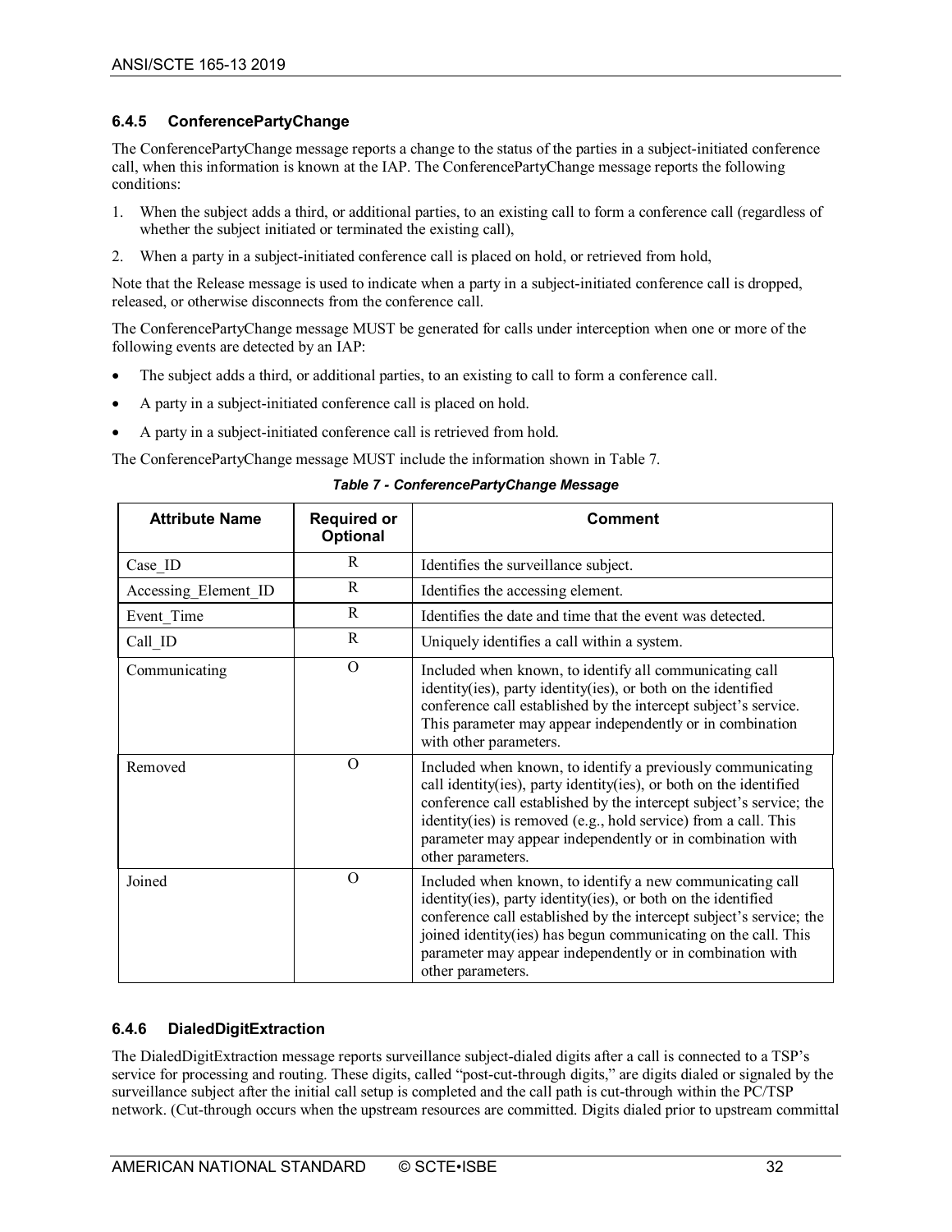### 6.4.5 ConferencePartyChange

The ConferencePartyChange message reports a change to the status of the parties in a subject-initiated conference call, when this information is known at the IAP. The ConferencePartyChange message reports the following conditions:

1. When the subject adds a third, or additional parties, to an existing call to form a conference call (regardless of whether the subject initiated or terminated the existing call),
2. When a party in a subject-initiated conference call is placed on hold, or retrieved from hold,

Note that the Release message is used to indicate when a party in a subject-initiated conference call is dropped, released, or otherwise disconnects from the conference call.

The ConferencePartyChange message MUST be generated for calls under interception when one or more of the following events are detected by an IAP:

- The subject adds a third, or additional parties, to an existing to call to form a conference call.
- A party in a subject-initiated conference call is placed on hold.
- A party in a subject-initiated conference call is retrieved from hold.

The ConferencePartyChange message MUST include the information shown in Table 7.

*Table 7 - ConferencePartyChange Message*

| Attribute Name | Required or Optional | Comment |
|---|---|---|
| Case_ID | R | Identifies the surveillance subject. |
| Accessing_Element_ID | R | Identifies the accessing element. |
| Event_Time | R | Identifies the date and time that the event was detected. |
| Call_ID | R | Uniquely identifies a call within a system. |
| Communicating | O | Included when known, to identify all communicating call identity(ies), party identity(ies), or both on the identified conference call established by the intercept subject's service. This parameter may appear independently or in combination with other parameters. |
| Removed | O | Included when known, to identify a previously communicating call identity(ies), party identity(ies), or both on the identified conference call established by the intercept subject's service; the identity(ies) is removed (e.g., hold service) from a call. This parameter may appear independently or in combination with other parameters. |
| Joined | O | Included when known, to identify a new communicating call identity(ies), party identity(ies), or both on the identified conference call established by the intercept subject's service; the joined identity(ies) has begun communicating on the call. This parameter may appear independently or in combination with other parameters. |

### 6.4.6 DialedDigitExtraction

The DialedDigitExtraction message reports surveillance subject-dialed digits after a call is connected to a TSP's service for processing and routing. These digits, called "post-cut-through digits," are digits dialed or signaled by the surveillance subject after the initial call setup is completed and the call path is cut-through within the PC/TSP network. (Cut-through occurs when the upstream resources are committed. Digits dialed prior to upstream committal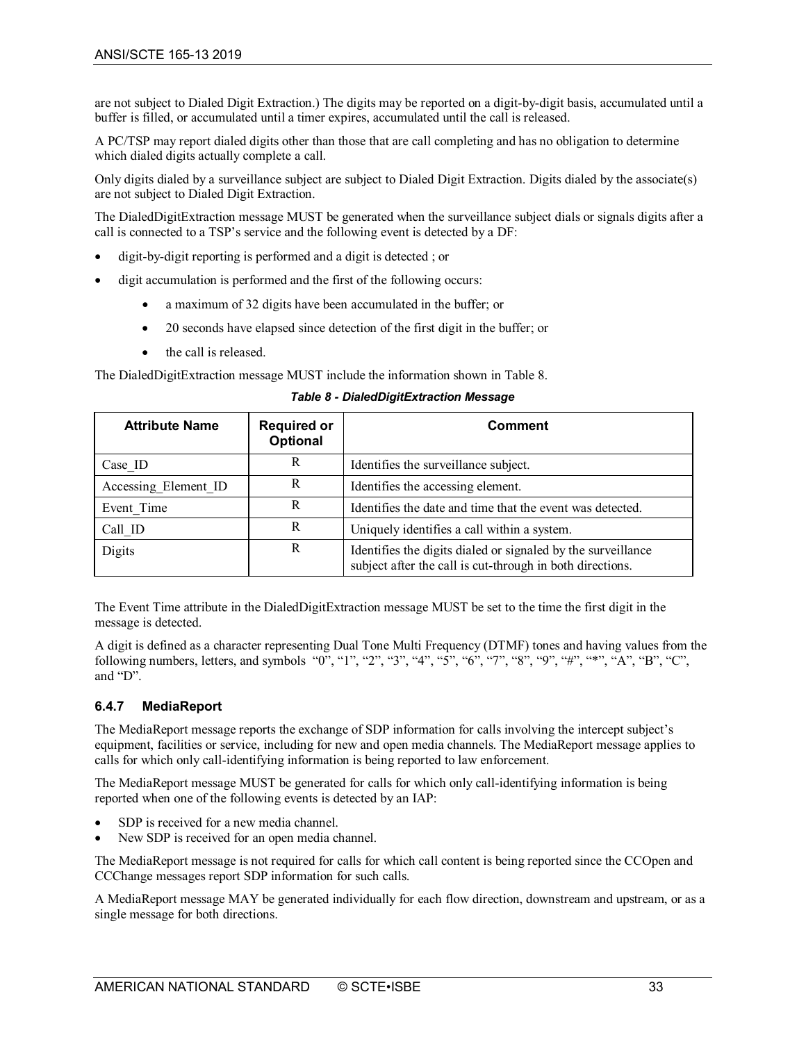are not subject to Dialed Digit Extraction.) The digits may be reported on a digit-by-digit basis, accumulated until a buffer is filled, or accumulated until a timer expires, accumulated until the call is released.

A PC/TSP may report dialed digits other than those that are call completing and has no obligation to determine which dialed digits actually complete a call.

Only digits dialed by a surveillance subject are subject to Dialed Digit Extraction. Digits dialed by the associate(s) are not subject to Dialed Digit Extraction.

The DialedDigitExtraction message MUST be generated when the surveillance subject dials or signals digits after a call is connected to a TSP's service and the following event is detected by a DF:

- digit-by-digit reporting is performed and a digit is detected ; or
- digit accumulation is performed and the first of the following occurs:
    - a maximum of 32 digits have been accumulated in the buffer; or
    - 20 seconds have elapsed since detection of the first digit in the buffer; or
    - the call is released.

The DialedDigitExtraction message MUST include the information shown in Table 8.

***Table 8 - DialedDigitExtraction Message***

| Attribute Name | Required or Optional | Comment |
|---|---|---|
| Case_ID | R | Identifies the surveillance subject. |
| Accessing_Element_ID | R | Identifies the accessing element. |
| Event_Time | R | Identifies the date and time that the event was detected. |
| Call_ID | R | Uniquely identifies a call within a system. |
| Digits | R | Identifies the digits dialed or signaled by the surveillance subject after the call is cut-through in both directions. |

The Event Time attribute in the DialedDigitExtraction message MUST be set to the time the first digit in the message is detected.

A digit is defined as a character representing Dual Tone Multi Frequency (DTMF) tones and having values from the following numbers, letters, and symbols "0", "1", "2", "3", "4", "5", "6", "7", "8", "9", "#", "*", "A", "B", "C", and "D".

### 6.4.7 MediaReport

The MediaReport message reports the exchange of SDP information for calls involving the intercept subject's equipment, facilities or service, including for new and open media channels. The MediaReport message applies to calls for which only call-identifying information is being reported to law enforcement.

The MediaReport message MUST be generated for calls for which only call-identifying information is being reported when one of the following events is detected by an IAP:

- SDP is received for a new media channel.
- New SDP is received for an open media channel.

The MediaReport message is not required for calls for which call content is being reported since the CCOpen and CCChange messages report SDP information for such calls.

A MediaReport message MAY be generated individually for each flow direction, downstream and upstream, or as a single message for both directions.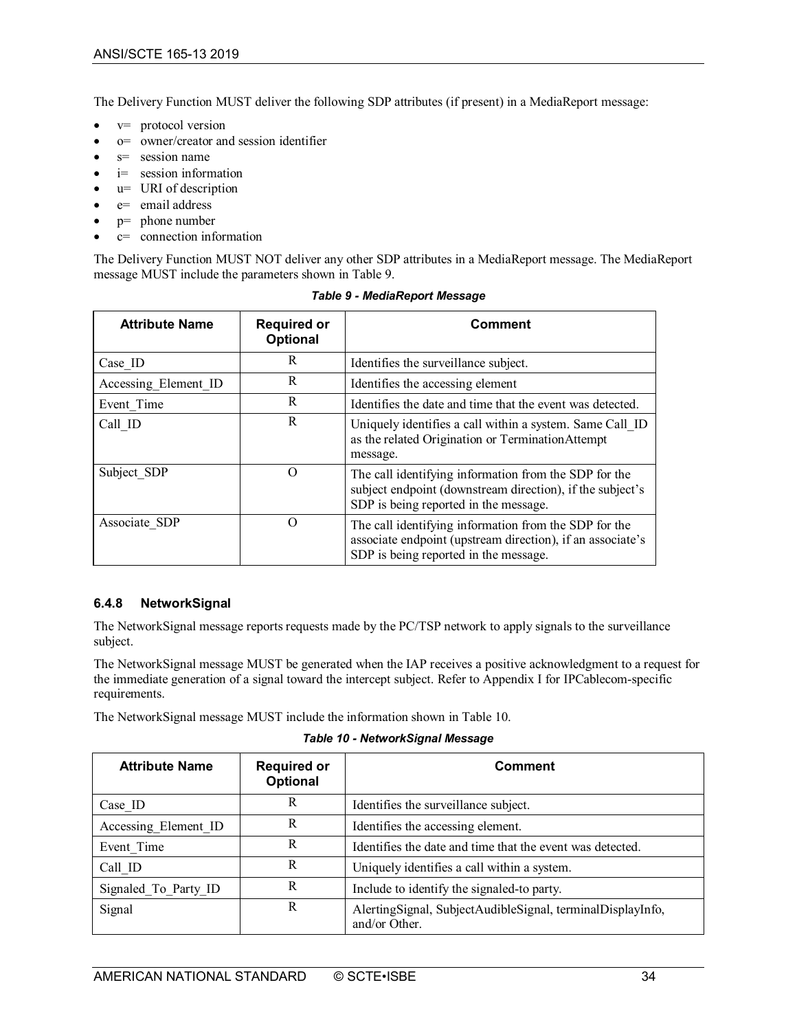The Delivery Function MUST deliver the following SDP attributes (if present) in a MediaReport message:

- v= protocol version
- o= owner/creator and session identifier
- s= session name
- i= session information
- u= URI of description
- e= email address
- p= phone number
- c= connection information

The Delivery Function MUST NOT deliver any other SDP attributes in a MediaReport message. The MediaReport message MUST include the parameters shown in Table 9.

*Table 9 - MediaReport Message*

| Attribute Name | Required or Optional | Comment |
|---|---|---|
| Case_ID | R | Identifies the surveillance subject. |
| Accessing_Element_ID | R | Identifies the accessing element |
| Event_Time | R | Identifies the date and time that the event was detected. |
| Call_ID | R | Uniquely identifies a call within a system. Same Call_ID as the related Origination or TerminationAttempt message. |
| Subject_SDP | O | The call identifying information from the SDP for the subject endpoint (downstream direction), if the subject's SDP is being reported in the message. |
| Associate_SDP | O | The call identifying information from the SDP for the associate endpoint (upstream direction), if an associate's SDP is being reported in the message. |

### 6.4.8 NetworkSignal

The NetworkSignal message reports requests made by the PC/TSP network to apply signals to the surveillance subject.

The NetworkSignal message MUST be generated when the IAP receives a positive acknowledgment to a request for the immediate generation of a signal toward the intercept subject. Refer to Appendix I for IPCablecom-specific requirements.

The NetworkSignal message MUST include the information shown in Table 10.

*Table 10 - NetworkSignal Message*

| Attribute Name | Required or Optional | Comment |
|---|---|---|
| Case_ID | R | Identifies the surveillance subject. |
| Accessing_Element_ID | R | Identifies the accessing element. |
| Event_Time | R | Identifies the date and time that the event was detected. |
| Call_ID | R | Uniquely identifies a call within a system. |
| Signaled_To_Party_ID | R | Include to identify the signaled-to party. |
| Signal | R | AlertingSignal, SubjectAudibleSignal, terminalDisplayInfo, and/or Other. |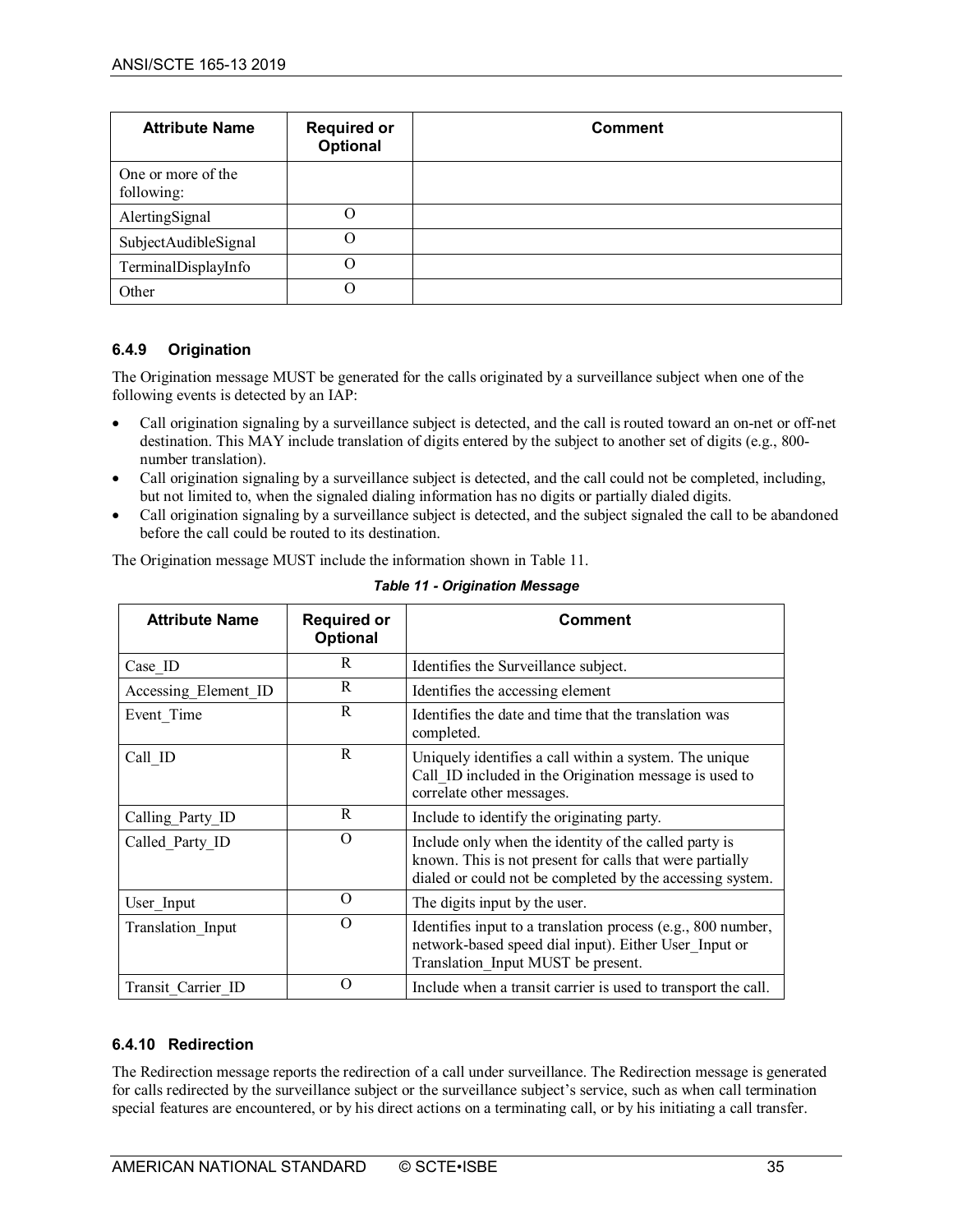| Attribute Name | Required or Optional | Comment |
|---|---|---|
| One or more of the following: | | |
| AlertingSignal | O | |
| SubjectAudibleSignal | O | |
| TerminalDisplayInfo | O | |
| Other | O | |

### 6.4.9 Origination

The Origination message MUST be generated for the calls originated by a surveillance subject when one of the following events is detected by an IAP:

- Call origination signaling by a surveillance subject is detected, and the call is routed toward an on-net or off-net destination. This MAY include translation of digits entered by the subject to another set of digits (e.g., 800-number translation).
- Call origination signaling by a surveillance subject is detected, and the call could not be completed, including, but not limited to, when the signaled dialing information has no digits or partially dialed digits.
- Call origination signaling by a surveillance subject is detected, and the subject signaled the call to be abandoned before the call could be routed to its destination.

The Origination message MUST include the information shown in Table 11.

*Table 11 - Origination Message*

| Attribute Name | Required or Optional | Comment |
|---|---|---|
| Case_ID | R | Identifies the Surveillance subject. |
| Accessing_Element_ID | R | Identifies the accessing element |
| Event_Time | R | Identifies the date and time that the translation was completed. |
| Call_ID | R | Uniquely identifies a call within a system. The unique Call_ID included in the Origination message is used to correlate other messages. |
| Calling_Party_ID | R | Include to identify the originating party. |
| Called_Party_ID | O | Include only when the identity of the called party is known. This is not present for calls that were partially dialed or could not be completed by the accessing system. |
| User_Input | O | The digits input by the user. |
| Translation_Input | O | Identifies input to a translation process (e.g., 800 number, network-based speed dial input). Either User_Input or Translation_Input MUST be present. |
| Transit_Carrier_ID | O | Include when a transit carrier is used to transport the call. |

### 6.4.10 Redirection

The Redirection message reports the redirection of a call under surveillance. The Redirection message is generated for calls redirected by the surveillance subject or the surveillance subject's service, such as when call termination special features are encountered, or by his direct actions on a terminating call, or by his initiating a call transfer.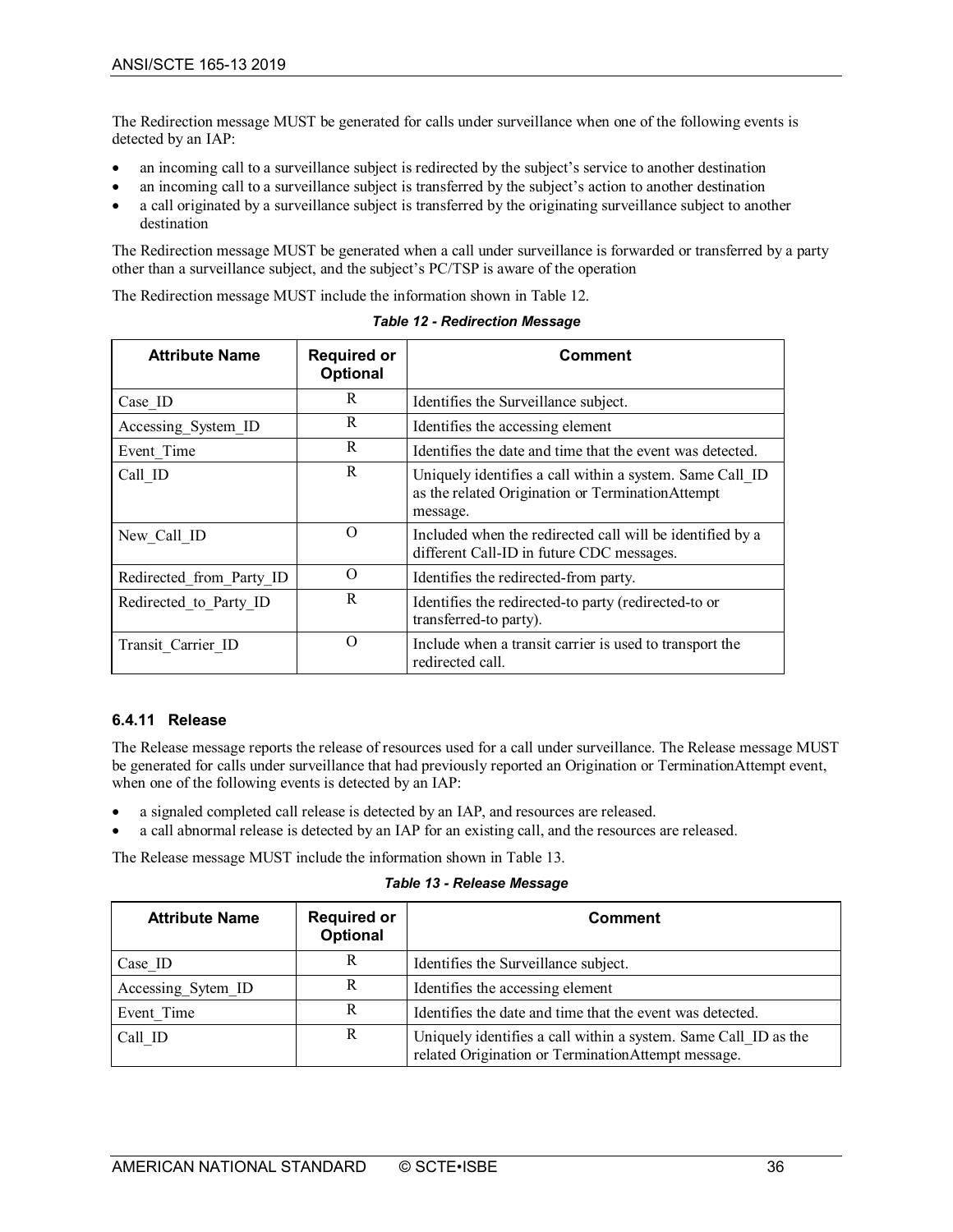The Redirection message MUST be generated for calls under surveillance when one of the following events is detected by an IAP:

- an incoming call to a surveillance subject is redirected by the subject's service to another destination
- an incoming call to a surveillance subject is transferred by the subject's action to another destination
- a call originated by a surveillance subject is transferred by the originating surveillance subject to another destination

The Redirection message MUST be generated when a call under surveillance is forwarded or transferred by a party other than a surveillance subject, and the subject's PC/TSP is aware of the operation

The Redirection message MUST include the information shown in Table 12.

***Table 12 - Redirection Message***

| Attribute Name | Required or Optional | Comment |
|---|---|---|
| Case_ID | R | Identifies the Surveillance subject. |
| Accessing_System_ID | R | Identifies the accessing element |
| Event_Time | R | Identifies the date and time that the event was detected. |
| Call_ID | R | Uniquely identifies a call within a system. Same Call_ID as the related Origination or TerminationAttempt message. |
| New_Call_ID | O | Included when the redirected call will be identified by a different Call-ID in future CDC messages. |
| Redirected_from_Party_ID | O | Identifies the redirected-from party. |
| Redirected_to_Party_ID | R | Identifies the redirected-to party (redirected-to or transferred-to party). |
| Transit_Carrier_ID | O | Include when a transit carrier is used to transport the redirected call. |

### 6.4.11 Release

The Release message reports the release of resources used for a call under surveillance. The Release message MUST be generated for calls under surveillance that had previously reported an Origination or TerminationAttempt event, when one of the following events is detected by an IAP:

- a signaled completed call release is detected by an IAP, and resources are released.
- a call abnormal release is detected by an IAP for an existing call, and the resources are released.

The Release message MUST include the information shown in Table 13.

***Table 13 - Release Message***

| Attribute Name | Required or Optional | Comment |
|---|---|---|
| Case_ID | R | Identifies the Surveillance subject. |
| Accessing_Sytem_ID | R | Identifies the accessing element |
| Event_Time | R | Identifies the date and time that the event was detected. |
| Call_ID | R | Uniquely identifies a call within a system. Same Call_ID as the related Origination or TerminationAttempt message. |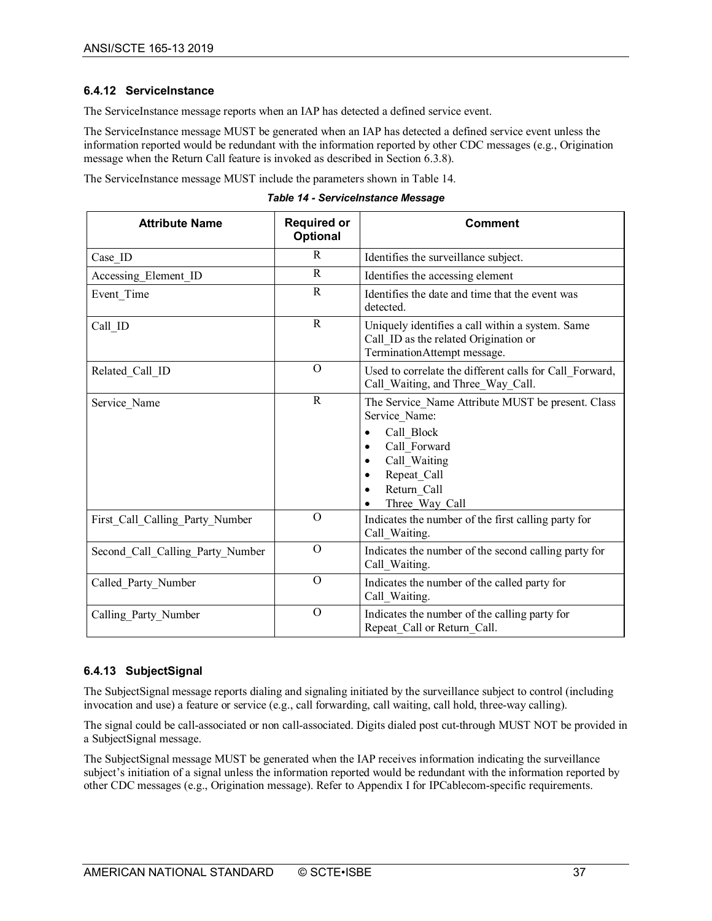### 6.4.12 ServiceInstance

The ServiceInstance message reports when an IAP has detected a defined service event.

The ServiceInstance message MUST be generated when an IAP has detected a defined service event unless the information reported would be redundant with the information reported by other CDC messages (e.g., Origination message when the Return Call feature is invoked as described in Section 6.3.8).

The ServiceInstance message MUST include the parameters shown in Table 14.

*Table 14 - ServiceInstance Message*

| Attribute Name | Required or Optional | Comment |
|---|---|---|
| Case_ID | R | Identifies the surveillance subject. |
| Accessing_Element_ID | R | Identifies the accessing element |
| Event_Time | R | Identifies the date and time that the event was detected. |
| Call_ID | R | Uniquely identifies a call within a system. Same Call_ID as the related Origination or TerminationAttempt message. |
| Related_Call_ID | O | Used to correlate the different calls for Call_Forward, Call_Waiting, and Three_Way_Call. |
| Service_Name | R | The Service_Name Attribute MUST be present. Class Service_Name:<br>• Call_Block<br>• Call_Forward<br>• Call_Waiting<br>• Repeat_Call<br>• Return_Call<br>• Three_Way_Call |
| First_Call_Calling_Party_Number | O | Indicates the number of the first calling party for Call_Waiting. |
| Second_Call_Calling_Party_Number | O | Indicates the number of the second calling party for Call_Waiting. |
| Called_Party_Number | O | Indicates the number of the called party for Call_Waiting. |
| Calling_Party_Number | O | Indicates the number of the calling party for Repeat_Call or Return_Call. |

### 6.4.13 SubjectSignal

The SubjectSignal message reports dialing and signaling initiated by the surveillance subject to control (including invocation and use) a feature or service (e.g., call forwarding, call waiting, call hold, three-way calling).

The signal could be call-associated or non call-associated. Digits dialed post cut-through MUST NOT be provided in a SubjectSignal message.

The SubjectSignal message MUST be generated when the IAP receives information indicating the surveillance subject's initiation of a signal unless the information reported would be redundant with the information reported by other CDC messages (e.g., Origination message). Refer to Appendix I for IPCablecom-specific requirements.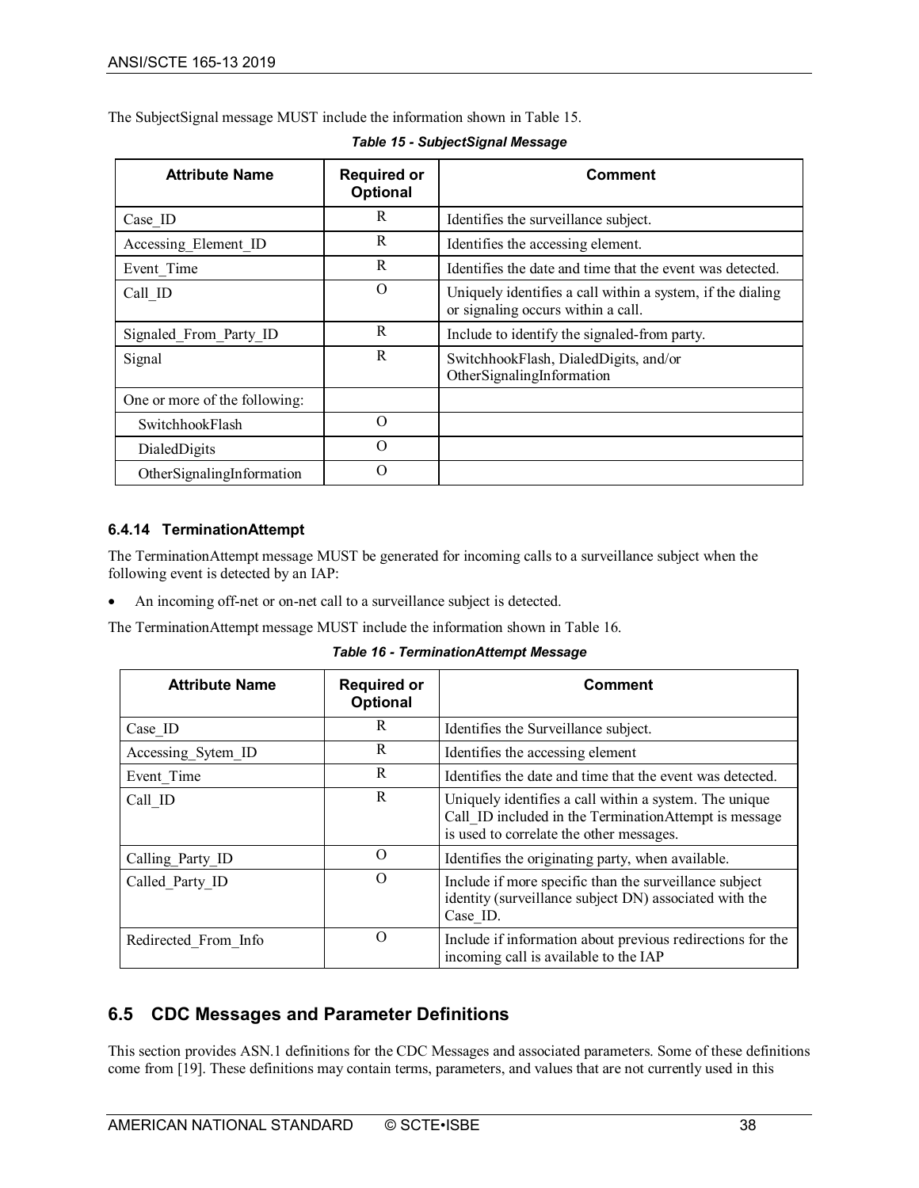The SubjectSignal message MUST include the information shown in Table 15.

*Table 15 - SubjectSignal Message*

| Attribute Name | Required or Optional | Comment |
|---|---|---|
| Case_ID | R | Identifies the surveillance subject. |
| Accessing_Element_ID | R | Identifies the accessing element. |
| Event_Time | R | Identifies the date and time that the event was detected. |
| Call_ID | O | Uniquely identifies a call within a system, if the dialing or signaling occurs within a call. |
| Signaled_From_Party_ID | R | Include to identify the signaled-from party. |
| Signal | R | SwitchhookFlash, DialedDigits, and/or OtherSignalingInformation |
| One or more of the following: | | |
| SwitchhookFlash | O | |
| DialedDigits | O | |
| OtherSignalingInformation | O | |

### 6.4.14 TerminationAttempt

The TerminationAttempt message MUST be generated for incoming calls to a surveillance subject when the following event is detected by an IAP:

- An incoming off-net or on-net call to a surveillance subject is detected.

The TerminationAttempt message MUST include the information shown in Table 16.

*Table 16 - TerminationAttempt Message*

| Attribute Name | Required or Optional | Comment |
|---|---|---|
| Case_ID | R | Identifies the Surveillance subject. |
| Accessing_Sytem_ID | R | Identifies the accessing element |
| Event_Time | R | Identifies the date and time that the event was detected. |
| Call_ID | R | Uniquely identifies a call within a system. The unique Call_ID included in the TerminationAttempt is message is used to correlate the other messages. |
| Calling_Party_ID | O | Identifies the originating party, when available. |
| Called_Party_ID | O | Include if more specific than the surveillance subject identity (surveillance subject DN) associated with the Case_ID. |
| Redirected_From_Info | O | Include if information about previous redirections for the incoming call is available to the IAP |

## 6.5 CDC Messages and Parameter Definitions

This section provides ASN.1 definitions for the CDC Messages and associated parameters. Some of these definitions come from [19]. These definitions may contain terms, parameters, and values that are not currently used in this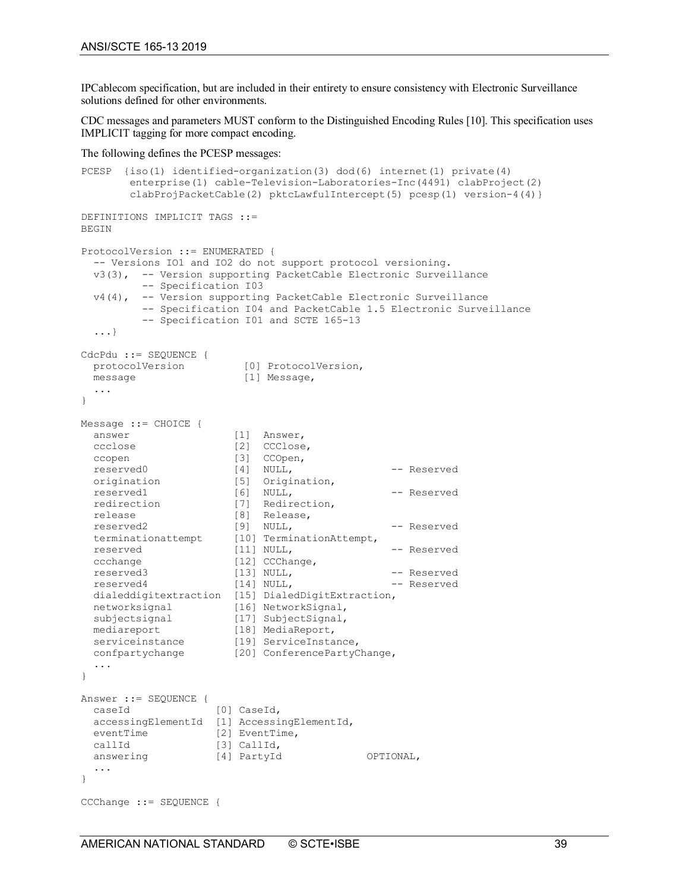IPCablecom specification, but are included in their entirety to ensure consistency with Electronic Surveillance solutions defined for other environments.

CDC messages and parameters MUST conform to the Distinguished Encoding Rules [10]. This specification uses IMPLICIT tagging for more compact encoding.

The following defines the PCESP messages:

```
PCESP  {iso(1) identified-organization(3) dod(6) internet(1) private(4)
        enterprise(1) cable-Television-Laboratories-Inc(4491) clabProject(2)
        clabProjPacketCable(2) pktcLawfulIntercept(5) pcesp(1) version-4(4)}

DEFINITIONS IMPLICIT TAGS ::=
BEGIN

ProtocolVersion ::= ENUMERATED {
  -- Versions IO1 and IO2 do not support protocol versioning.
  v3(3),  -- Version supporting PacketCable Electronic Surveillance
          -- Specification I03
  v4(4),  -- Version supporting PacketCable Electronic Surveillance
          -- Specification I04 and PacketCable 1.5 Electronic Surveillance
          -- Specification I01 and SCTE 165-13
  ...}

CdcPdu ::= SEQUENCE {
  protocolVersion          [0] ProtocolVersion,
  message                  [1] Message,
  ...
}

Message ::= CHOICE {
  answer                  [1]  Answer,
  ccclose                 [2]  CCClose,
  ccopen                  [3]  CCOpen,
  reserved0               [4]  NULL,                 -- Reserved
  origination             [5]  Origination,
  reserved1               [6]  NULL,                 -- Reserved
  redirection             [7]  Redirection,
  release                 [8]  Release,
  reserved2               [9]  NULL,                 -- Reserved
  terminationattempt      [10] TerminationAttempt,
  reserved                [11] NULL,                 -- Reserved
  ccchange                [12] CCChange,
  reserved3               [13] NULL,                 -- Reserved
  reserved4               [14] NULL,                 -- Reserved
  dialeddigitextraction   [15] DialedDigitExtraction,
  networksignal           [16] NetworkSignal,
  subjectsignal           [17] SubjectSignal,
  mediareport             [18] MediaReport,
  serviceinstance         [19] ServiceInstance,
  confpartychange         [20] ConferencePartyChange,
  ...
}

Answer ::= SEQUENCE {
  caseId               [0] CaseId,
  accessingElementId   [1] AccessingElementId,
  eventTime            [2] EventTime,
  callId               [3] CallId,
  answering            [4] PartyId               OPTIONAL,
  ...
}

CCChange ::= SEQUENCE {
```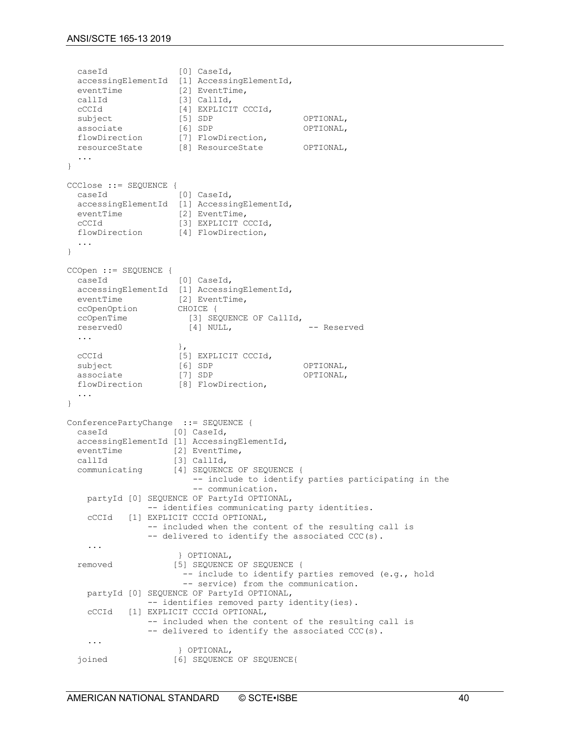```
  caseId              [0] CaseId,
  accessingElementId  [1] AccessingElementId,
  eventTime           [2] EventTime,
  callId              [3] CallId,
  cCCId               [4] EXPLICIT CCCId,
  subject             [5] SDP                     OPTIONAL,
  associate           [6] SDP                     OPTIONAL,
  flowDirection       [7] FlowDirection,
  resourceState       [8] ResourceState           OPTIONAL,
  ...
}

CCClose ::= SEQUENCE {
  caseId              [0] CaseId,
  accessingElementId  [1] AccessingElementId,
  eventTime           [2] EventTime,
  cCCId               [3] EXPLICIT CCCId,
  flowDirection       [4] FlowDirection,
  ...
}

CCOpen ::= SEQUENCE {
  caseId              [0] CaseId,
  accessingElementId  [1] AccessingElementId,
  eventTime           [2] EventTime,
  ccOpenOption        CHOICE {
  ccOpenTime            [3] SEQUENCE OF CallId,
  reserved0             [4] NULL,                  -- Reserved
  ...
                      },
  cCCId               [5] EXPLICIT CCCId,
  subject             [6] SDP                     OPTIONAL,
  associate           [7] SDP                     OPTIONAL,
  flowDirection       [8] FlowDirection,
  ...
}

ConferencePartyChange  ::= SEQUENCE {
  caseId             [0] CaseId,
  accessingElementId [1] AccessingElementId,
  eventTime          [2] EventTime,
  callId             [3] CallId,
  communicating      [4] SEQUENCE OF SEQUENCE {
                        -- include to identify parties participating in the
                        -- communication.
    partyId [0] SEQUENCE OF PartyId OPTIONAL,
              -- identifies communicating party identities.
    cCCId   [1] EXPLICIT CCCId OPTIONAL,
              -- included when the content of the resulting call is
              -- delivered to identify the associated CCC(s).
    ...
                      } OPTIONAL,
  removed            [5] SEQUENCE OF SEQUENCE {
                       -- include to identify parties removed (e.g., hold
                       -- service) from the communication.
    partyId [0] SEQUENCE OF PartyId OPTIONAL,
              -- identifies removed party identity(ies).
    cCCId   [1] EXPLICIT CCCId OPTIONAL,
              -- included when the content of the resulting call is
              -- delivered to identify the associated CCC(s).
    ...
                      } OPTIONAL,
  joined             [6] SEQUENCE OF SEQUENCE{
```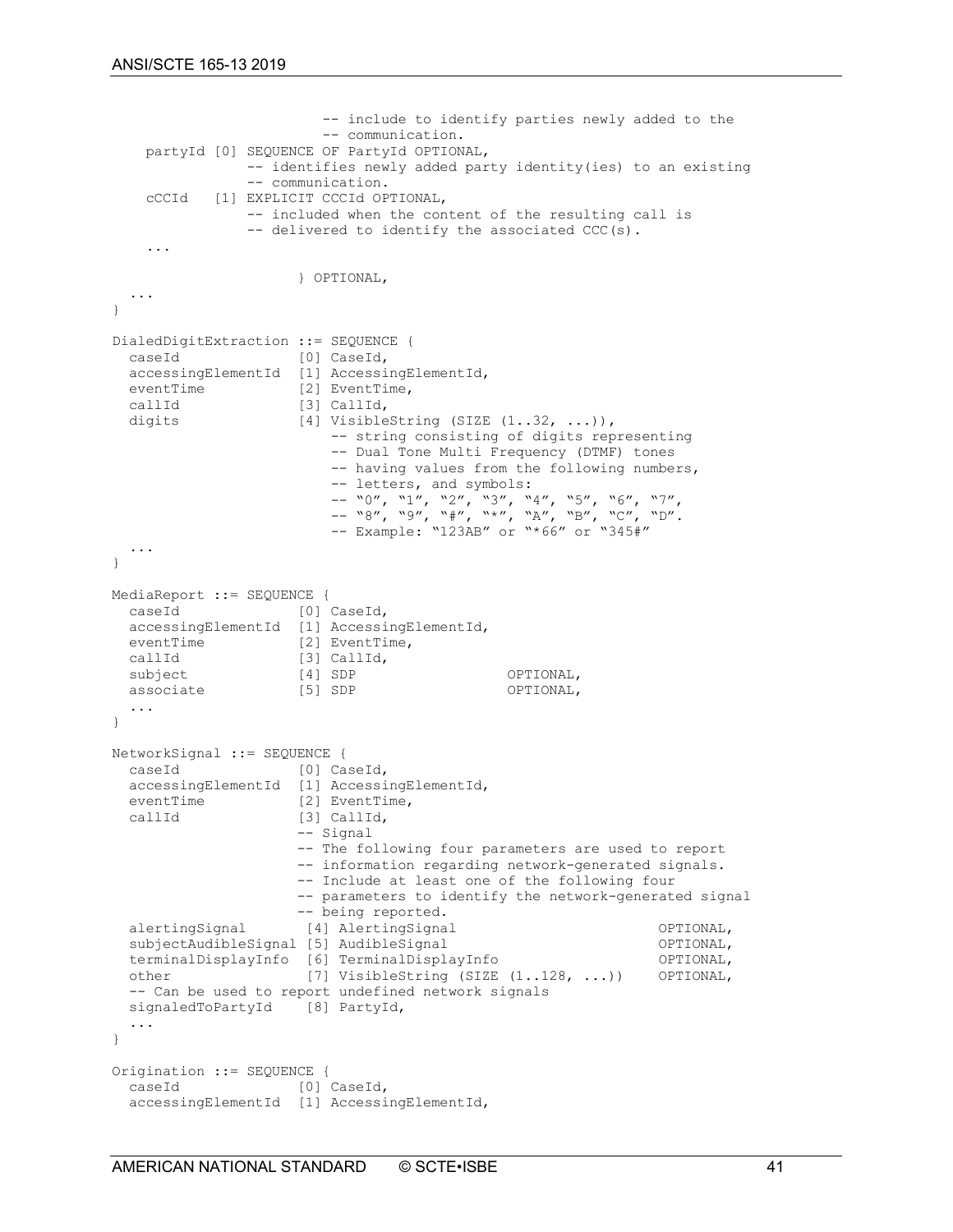```
                          -- include to identify parties newly added to the
                          -- communication.
    partyId [0] SEQUENCE OF PartyId OPTIONAL,
                -- identifies newly added party identity(ies) to an existing
                -- communication.
    cCCId   [1] EXPLICIT CCCId OPTIONAL,
                -- included when the content of the resulting call is
                -- delivered to identify the associated CCC(s).
    ...

                      } OPTIONAL,
  ...
}

DialedDigitExtraction ::= SEQUENCE {
  caseId              [0] CaseId,
  accessingElementId  [1] AccessingElementId,
  eventTime           [2] EventTime,
  callId              [3] CallId,
  digits              [4] VisibleString (SIZE (1..32, ...)),
                          -- string consisting of digits representing
                          -- Dual Tone Multi Frequency (DTMF) tones
                          -- having values from the following numbers,
                          -- letters, and symbols:
                          -- "0", "1", "2", "3", "4", "5", "6", "7",
                          -- "8", "9", "#", "*", "A", "B", "C", "D".
                          -- Example: "123AB" or "*66" or "345#"
  ...
}

MediaReport ::= SEQUENCE {
  caseId              [0] CaseId,
  accessingElementId  [1] AccessingElementId,
  eventTime           [2] EventTime,
  callId              [3] CallId,
  subject             [4] SDP                  OPTIONAL,
  associate           [5] SDP                  OPTIONAL,
  ...
}

NetworkSignal ::= SEQUENCE {
  caseId              [0] CaseId,
  accessingElementId  [1] AccessingElementId,
  eventTime           [2] EventTime,
  callId              [3] CallId,
                      -- Signal
                      -- The following four parameters are used to report
                      -- information regarding network-generated signals.
                      -- Include at least one of the following four
                      -- parameters to identify the network-generated signal
                      -- being reported.
  alertingSignal       [4] AlertingSignal                        OPTIONAL,
  subjectAudibleSignal [5] AudibleSignal                         OPTIONAL,
  terminalDisplayInfo  [6] TerminalDisplayInfo                   OPTIONAL,
  other                [7] VisibleString (SIZE (1..128, ...))    OPTIONAL,
  -- Can be used to report undefined network signals
  signaledToPartyId    [8] PartyId,
  ...
}

Origination ::= SEQUENCE {
  caseId              [0] CaseId,
  accessingElementId  [1] AccessingElementId,
```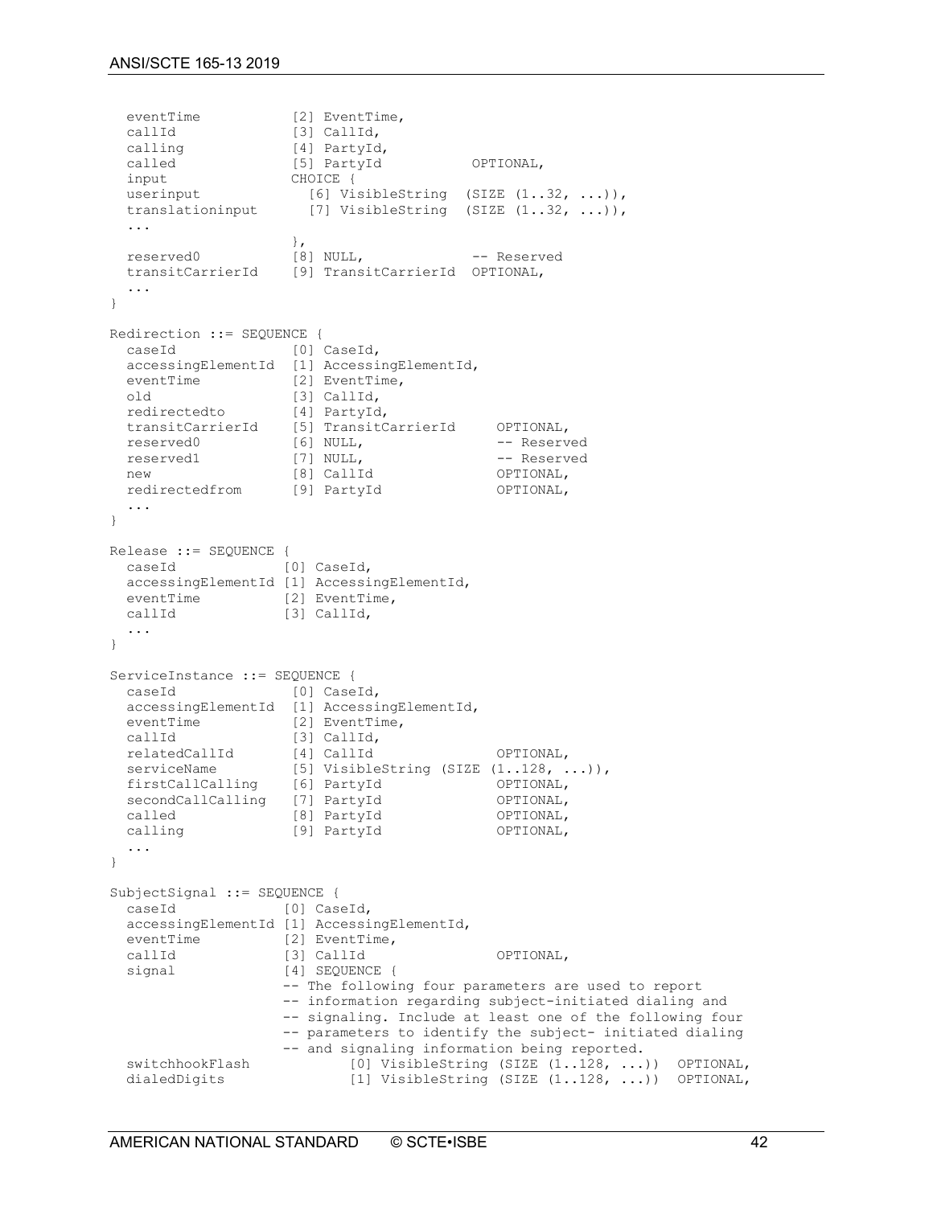```
  eventTime           [2] EventTime,
  callId              [3] CallId,
  calling             [4] PartyId,
  called              [5] PartyId           OPTIONAL,
  input               CHOICE {
  userinput             [6] VisibleString  (SIZE (1..32, ...)),
  translationinput      [7] VisibleString  (SIZE (1..32, ...)),
  ...
                      },
  reserved0           [8] NULL,             -- Reserved
  transitCarrierId    [9] TransitCarrierId  OPTIONAL,
  ...
}

Redirection ::= SEQUENCE {
  caseId              [0] CaseId,
  accessingElementId  [1] AccessingElementId,
  eventTime           [2] EventTime,
  old                 [3] CallId,
  redirectedto        [4] PartyId,
  transitCarrierId    [5] TransitCarrierId     OPTIONAL,
  reserved0           [6] NULL,                -- Reserved
  reserved1           [7] NULL,                -- Reserved
  new                 [8] CallId               OPTIONAL,
  redirectedfrom      [9] PartyId              OPTIONAL,
  ...
}

Release ::= SEQUENCE {
  caseId             [0] CaseId,
  accessingElementId [1] AccessingElementId,
  eventTime          [2] EventTime,
  callId             [3] CallId,
  ...
}

ServiceInstance ::= SEQUENCE {
  caseId              [0] CaseId,
  accessingElementId  [1] AccessingElementId,
  eventTime           [2] EventTime,
  callId              [3] CallId,
  relatedCallId       [4] CallId               OPTIONAL,
  serviceName         [5] VisibleString (SIZE (1..128, ...)),
  firstCallCalling    [6] PartyId              OPTIONAL,
  secondCallCalling   [7] PartyId              OPTIONAL,
  called              [8] PartyId              OPTIONAL,
  calling             [9] PartyId              OPTIONAL,
  ...
}

SubjectSignal ::= SEQUENCE {
  caseId             [0] CaseId,
  accessingElementId [1] AccessingElementId,
  eventTime          [2] EventTime,
  callId             [3] CallId                OPTIONAL,
  signal             [4] SEQUENCE {
                     -- The following four parameters are used to report
                     -- information regarding subject-initiated dialing and
                     -- signaling. Include at least one of the following four
                     -- parameters to identify the subject- initiated dialing
                     -- and signaling information being reported.
  switchhookFlash            [0] VisibleString (SIZE (1..128, ...))  OPTIONAL,
  dialedDigits               [1] VisibleString (SIZE (1..128, ...))  OPTIONAL,
```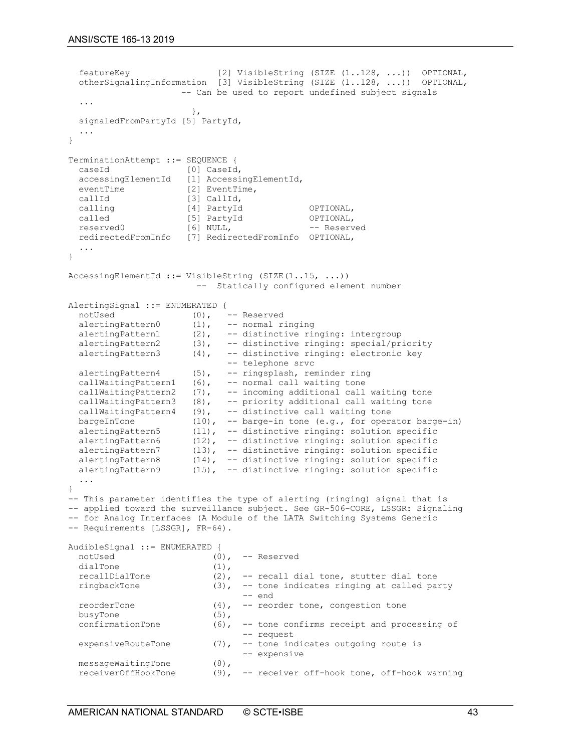```
  featureKey                 [2] VisibleString (SIZE (1..128, ...))  OPTIONAL,
  otherSignalingInformation  [3] VisibleString (SIZE (1..128, ...))  OPTIONAL,
                      -- Can be used to report undefined subject signals
  ...
                         },
  signaledFromPartyId [5] PartyId,
  ...
}

TerminationAttempt ::= SEQUENCE {
  caseId              [0] CaseId,
  accessingElementId  [1] AccessingElementId,
  eventTime           [2] EventTime,
  callId              [3] CallId,
  calling             [4] PartyId              OPTIONAL,
  called              [5] PartyId              OPTIONAL,
  reserved0           [6] NULL,                -- Reserved
  redirectedFromInfo  [7] RedirectedFromInfo  OPTIONAL,
  ...
}

AccessingElementId ::= VisibleString (SIZE(1..15, ...))
                        --  Statically configured element number

AlertingSignal ::= ENUMERATED {
  notUsed              (0),   -- Reserved
  alertingPattern0     (1),   -- normal ringing
  alertingPattern1     (2),   -- distinctive ringing: intergroup
  alertingPattern2     (3),   -- distinctive ringing: special/priority
  alertingPattern3     (4),   -- distinctive ringing: electronic key
                              -- telephone srvc
  alertingPattern4     (5),   -- ringsplash, reminder ring
  callWaitingPattern1  (6),   -- normal call waiting tone
  callWaitingPattern2  (7),   -- incoming additional call waiting tone
  callWaitingPattern3  (8),   -- priority additional call waiting tone
  callWaitingPattern4  (9),   -- distinctive call waiting tone
  bargeInTone          (10),  -- barge-in tone (e.g., for operator barge-in)
  alertingPattern5     (11),  -- distinctive ringing: solution specific
  alertingPattern6     (12),  -- distinctive ringing: solution specific
  alertingPattern7     (13),  -- distinctive ringing: solution specific
  alertingPattern8     (14),  -- distinctive ringing: solution specific
  alertingPattern9     (15),  -- distinctive ringing: solution specific
  ...
}
-- This parameter identifies the type of alerting (ringing) signal that is
-- applied toward the surveillance subject. See GR-506-CORE, LSSGR: Signaling
-- for Analog Interfaces (A Module of the LATA Switching Systems Generic
-- Requirements [LSSGR], FR-64).

AudibleSignal ::= ENUMERATED {
  notUsed                  (0),  -- Reserved
  dialTone                 (1),
  recallDialTone           (2),  -- recall dial tone, stutter dial tone
  ringbackTone             (3),  -- tone indicates ringing at called party
                                 -- end
  reorderTone              (4),  -- reorder tone, congestion tone
  busyTone                 (5),
  confirmationTone         (6),  -- tone confirms receipt and processing of
                                 -- request
  expensiveRouteTone       (7),  -- tone indicates outgoing route is
                                 -- expensive
  messageWaitingTone       (8),
  receiverOffHookTone      (9),  -- receiver off-hook tone, off-hook warning
```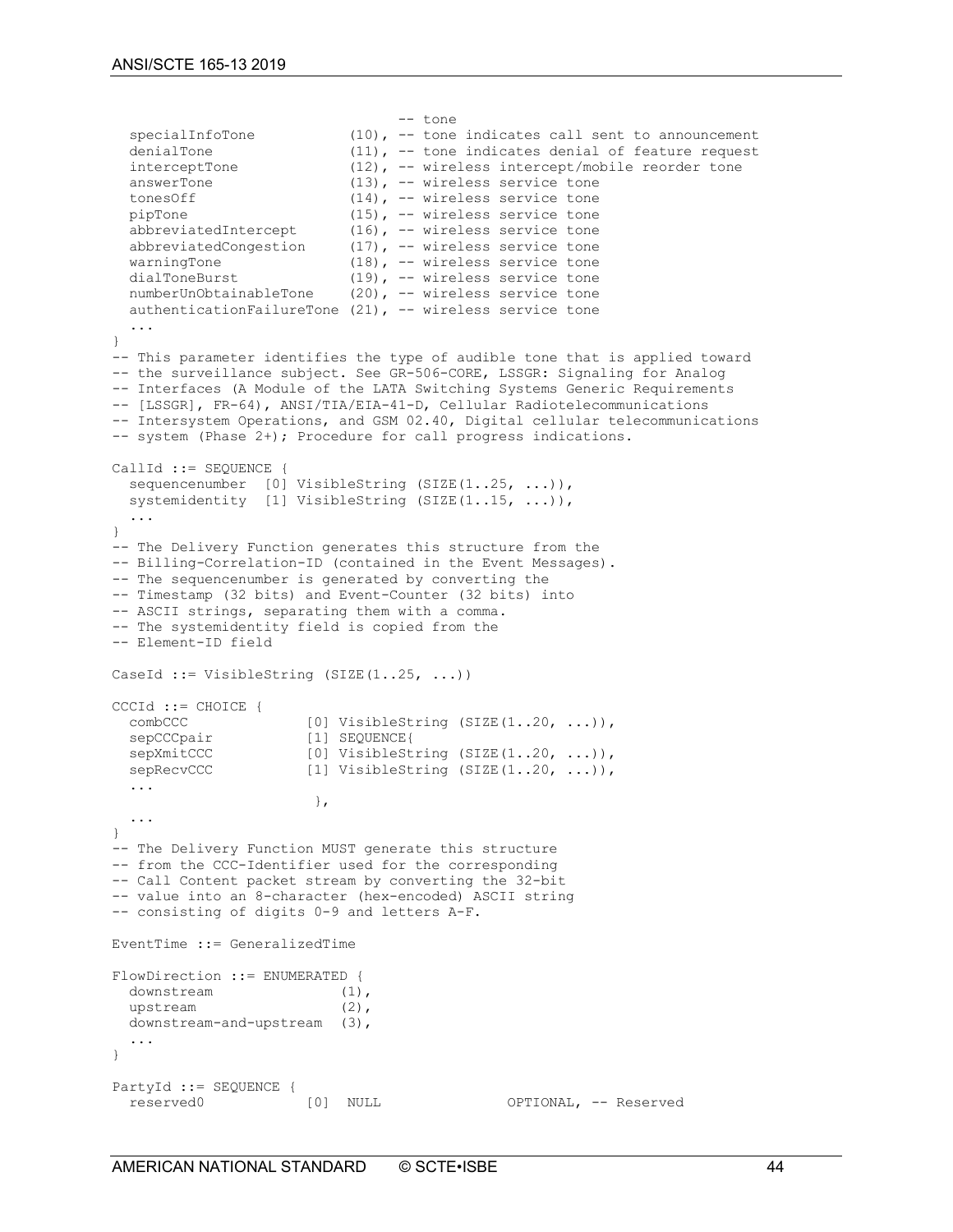```
                                  -- tone
  specialInfoTone          (10), -- tone indicates call sent to announcement
  denialTone               (11), -- tone indicates denial of feature request
  interceptTone            (12), -- wireless intercept/mobile reorder tone
  answerTone               (13), -- wireless service tone
  tonesOff                 (14), -- wireless service tone
  pipTone                  (15), -- wireless service tone
  abbreviatedIntercept     (16), -- wireless service tone
  abbreviatedCongestion    (17), -- wireless service tone
  warningTone              (18), -- wireless service tone
  dialToneBurst            (19), -- wireless service tone
  numberUnObtainableTone   (20), -- wireless service tone
  authenticationFailureTone (21), -- wireless service tone
  ...
}
-- This parameter identifies the type of audible tone that is applied toward
-- the surveillance subject. See GR-506-CORE, LSSGR: Signaling for Analog
-- Interfaces (A Module of the LATA Switching Systems Generic Requirements
-- [LSSGR], FR-64), ANSI/TIA/EIA-41-D, Cellular Radiotelecommunications
-- Intersystem Operations, and GSM 02.40, Digital cellular telecommunications
-- system (Phase 2+); Procedure for call progress indications.

CallId ::= SEQUENCE {
  sequencenumber  [0] VisibleString (SIZE(1..25, ...)),
  systemidentity  [1] VisibleString (SIZE(1..15, ...)),
  ...
}
-- The Delivery Function generates this structure from the
-- Billing-Correlation-ID (contained in the Event Messages).
-- The sequencenumber is generated by converting the
-- Timestamp (32 bits) and Event-Counter (32 bits) into
-- ASCII strings, separating them with a comma.
-- The systemidentity field is copied from the
-- Element-ID field

CaseId ::= VisibleString (SIZE(1..25, ...))

CCCId ::= CHOICE {
  combCCC             [0] VisibleString (SIZE(1..20, ...)),
  sepCCCpair          [1] SEQUENCE{
  sepXmitCCC          [0] VisibleString (SIZE(1..20, ...)),
  sepRecvCCC          [1] VisibleString (SIZE(1..20, ...)),
  ...
                       },
  ...
}
-- The Delivery Function MUST generate this structure
-- from the CCC-Identifier used for the corresponding
-- Call Content packet stream by converting the 32-bit
-- value into an 8-character (hex-encoded) ASCII string
-- consisting of digits 0-9 and letters A-F.

EventTime ::= GeneralizedTime

FlowDirection ::= ENUMERATED {
  downstream              (1),
  upstream                (2),
  downstream-and-upstream  (3),
  ...
}

PartyId ::= SEQUENCE {
  reserved0           [0]  NULL               OPTIONAL, -- Reserved
```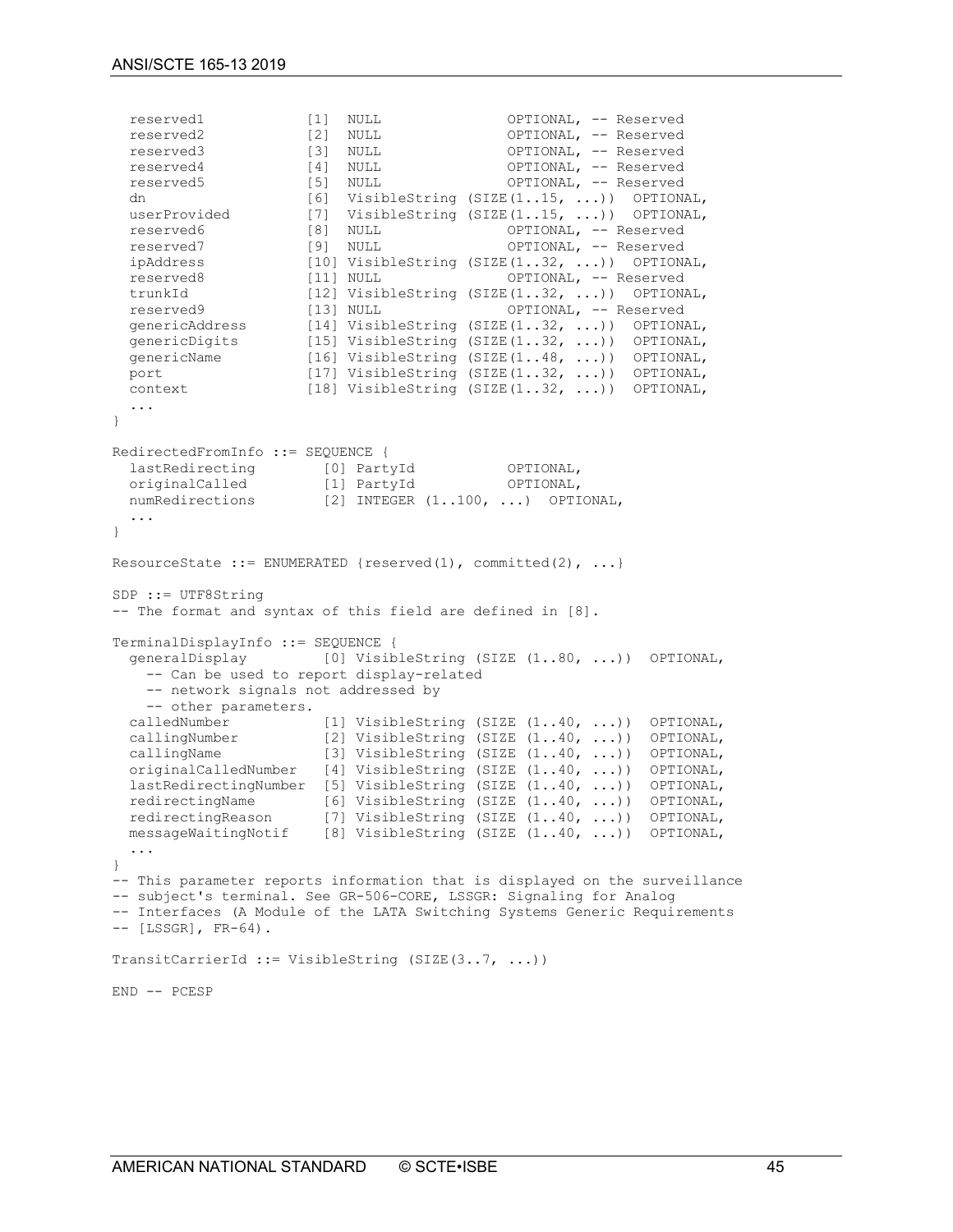```
  reserved1            [1]  NULL               OPTIONAL, -- Reserved
  reserved2            [2]  NULL               OPTIONAL, -- Reserved
  reserved3            [3]  NULL               OPTIONAL, -- Reserved
  reserved4            [4]  NULL               OPTIONAL, -- Reserved
  reserved5            [5]  NULL               OPTIONAL, -- Reserved
  dn                   [6]  VisibleString (SIZE(1..15, ...))  OPTIONAL,
  userProvided         [7]  VisibleString (SIZE(1..15, ...))  OPTIONAL,
  reserved6            [8]  NULL               OPTIONAL, -- Reserved
  reserved7            [9]  NULL               OPTIONAL, -- Reserved
  ipAddress            [10] VisibleString (SIZE(1..32, ...))  OPTIONAL,
  reserved8            [11] NULL               OPTIONAL, -- Reserved
  trunkId              [12] VisibleString (SIZE(1..32, ...))  OPTIONAL,
  reserved9            [13] NULL               OPTIONAL, -- Reserved
  genericAddress       [14] VisibleString (SIZE(1..32, ...))  OPTIONAL,
  genericDigits        [15] VisibleString (SIZE(1..32, ...))  OPTIONAL,
  genericName          [16] VisibleString (SIZE(1..48, ...))  OPTIONAL,
  port                 [17] VisibleString (SIZE(1..32, ...))  OPTIONAL,
  context              [18] VisibleString (SIZE(1..32, ...))  OPTIONAL,
  ...
}

RedirectedFromInfo ::= SEQUENCE {
  lastRedirecting        [0] PartyId           OPTIONAL,
  originalCalled         [1] PartyId           OPTIONAL,
  numRedirections        [2] INTEGER (1..100, ...)  OPTIONAL,
  ...
}

ResourceState ::= ENUMERATED {reserved(1), committed(2), ...}

SDP ::= UTF8String
-- The format and syntax of this field are defined in [8].

TerminalDisplayInfo ::= SEQUENCE {
  generalDisplay         [0] VisibleString (SIZE (1..80, ...))  OPTIONAL,
    -- Can be used to report display-related
    -- network signals not addressed by
    -- other parameters.
  calledNumber           [1] VisibleString (SIZE (1..40, ...))  OPTIONAL,
  callingNumber          [2] VisibleString (SIZE (1..40, ...))  OPTIONAL,
  callingName            [3] VisibleString (SIZE (1..40, ...))  OPTIONAL,
  originalCalledNumber   [4] VisibleString (SIZE (1..40, ...))  OPTIONAL,
  lastRedirectingNumber  [5] VisibleString (SIZE (1..40, ...))  OPTIONAL,
  redirectingName        [6] VisibleString (SIZE (1..40, ...))  OPTIONAL,
  redirectingReason      [7] VisibleString (SIZE (1..40, ...))  OPTIONAL,
  messageWaitingNotif    [8] VisibleString (SIZE (1..40, ...))  OPTIONAL,
  ...
}
-- This parameter reports information that is displayed on the surveillance
-- subject's terminal. See GR-506-CORE, LSSGR: Signaling for Analog
-- Interfaces (A Module of the LATA Switching Systems Generic Requirements
-- [LSSGR], FR-64).

TransitCarrierId ::= VisibleString (SIZE(3..7, ...))

END -- PCESP
```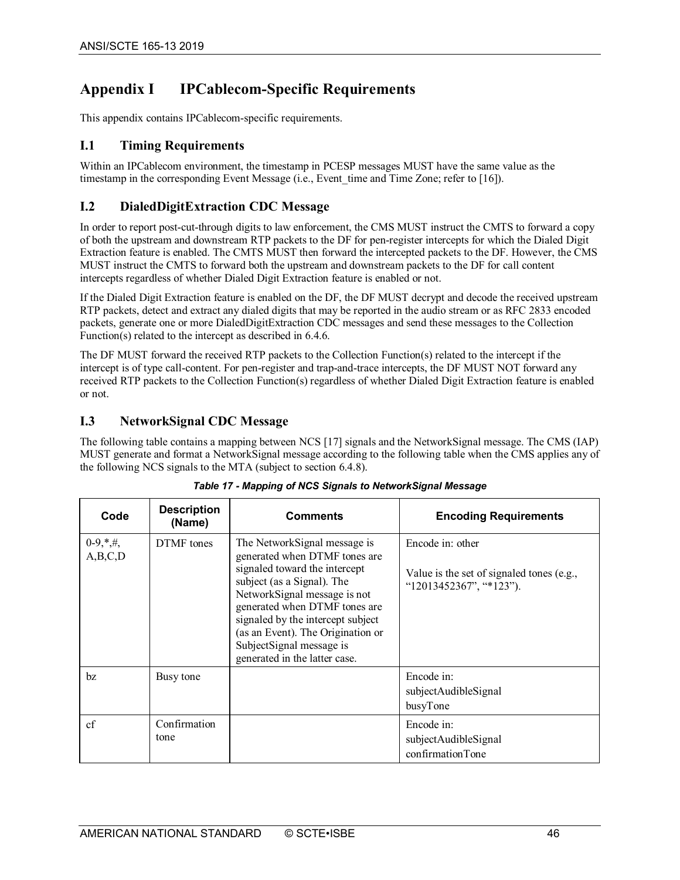# Appendix I IPCablecom-Specific Requirements

This appendix contains IPCablecom-specific requirements.

## I.1 Timing Requirements

Within an IPCablecom environment, the timestamp in PCESP messages MUST have the same value as the timestamp in the corresponding Event Message (i.e., Event_time and Time Zone; refer to [16]).

## I.2 DialedDigitExtraction CDC Message

In order to report post-cut-through digits to law enforcement, the CMS MUST instruct the CMTS to forward a copy of both the upstream and downstream RTP packets to the DF for pen-register intercepts for which the Dialed Digit Extraction feature is enabled. The CMTS MUST then forward the intercepted packets to the DF. However, the CMS MUST instruct the CMTS to forward both the upstream and downstream packets to the DF for call content intercepts regardless of whether Dialed Digit Extraction feature is enabled or not.

If the Dialed Digit Extraction feature is enabled on the DF, the DF MUST decrypt and decode the received upstream RTP packets, detect and extract any dialed digits that may be reported in the audio stream or as RFC 2833 encoded packets, generate one or more DialedDigitExtraction CDC messages and send these messages to the Collection Function(s) related to the intercept as described in 6.4.6.

The DF MUST forward the received RTP packets to the Collection Function(s) related to the intercept if the intercept is of type call-content. For pen-register and trap-and-trace intercepts, the DF MUST NOT forward any received RTP packets to the Collection Function(s) regardless of whether Dialed Digit Extraction feature is enabled or not.

## I.3 NetworkSignal CDC Message

The following table contains a mapping between NCS [17] signals and the NetworkSignal message. The CMS (IAP) MUST generate and format a NetworkSignal message according to the following table when the CMS applies any of the following NCS signals to the MTA (subject to section 6.4.8).

*Table 17 - Mapping of NCS Signals to NetworkSignal Message*

| Code | Description (Name) | Comments | Encoding Requirements |
|---|---|---|---|
| 0-9,*,#, A,B,C,D | DTMF tones | The NetworkSignal message is generated when DTMF tones are signaled toward the intercept subject (as a Signal). The NetworkSignal message is not generated when DTMF tones are signaled by the intercept subject (as an Event). The Origination or SubjectSignal message is generated in the latter case. | Encode in: other<br><br>Value is the set of signaled tones (e.g., "12013452367", "*123"). |
| bz | Busy tone | | Encode in:<br>subjectAudibleSignal<br>busyTone |
| cf | Confirmation tone | | Encode in:<br>subjectAudibleSignal<br>confirmationTone |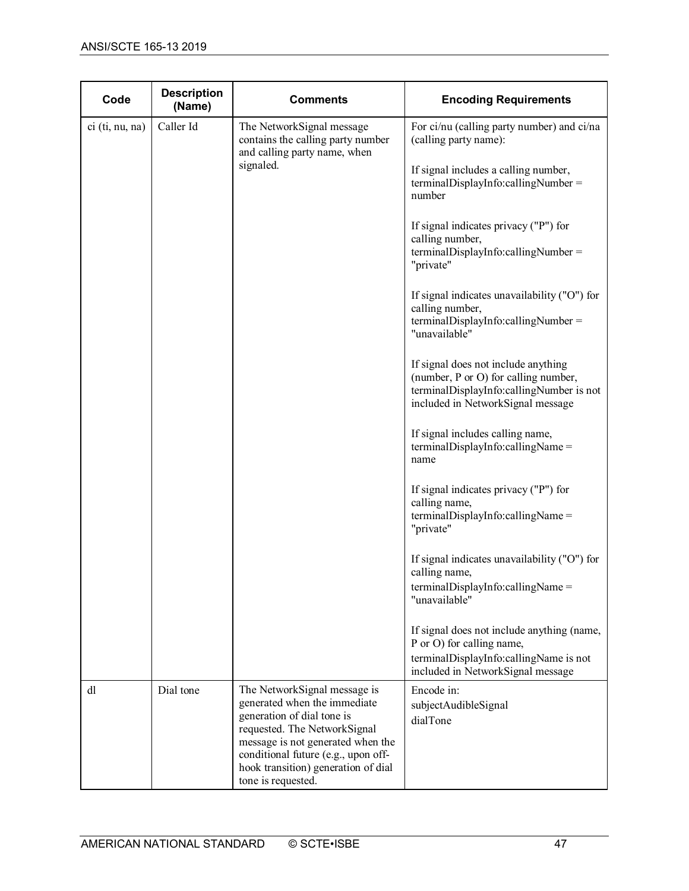| Code | Description (Name) | Comments | Encoding Requirements |
|---|---|---|---|
| ci (ti, nu, na) | Caller Id | The NetworkSignal message contains the calling party number and calling party name, when signaled. | For ci/nu (calling party number) and ci/na (calling party name):<br><br>If signal includes a calling number, terminalDisplayInfo:callingNumber = number<br><br>If signal indicates privacy ("P") for calling number, terminalDisplayInfo:callingNumber = "private"<br><br>If signal indicates unavailability ("O") for calling number, terminalDisplayInfo:callingNumber = "unavailable"<br><br>If signal does not include anything (number, P or O) for calling number, terminalDisplayInfo:callingNumber is not included in NetworkSignal message<br><br>If signal includes calling name, terminalDisplayInfo:callingName = name<br><br>If signal indicates privacy ("P") for calling name, terminalDisplayInfo:callingName = "private"<br><br>If signal indicates unavailability ("O") for calling name, terminalDisplayInfo:callingName = "unavailable"<br><br>If signal does not include anything (name, P or O) for calling name, terminalDisplayInfo:callingName is not included in NetworkSignal message |
| dl | Dial tone | The NetworkSignal message is generated when the immediate generation of dial tone is requested. The NetworkSignal message is not generated when the conditional future (e.g., upon off-hook transition) generation of dial tone is requested. | Encode in:<br>subjectAudibleSignal<br>dialTone |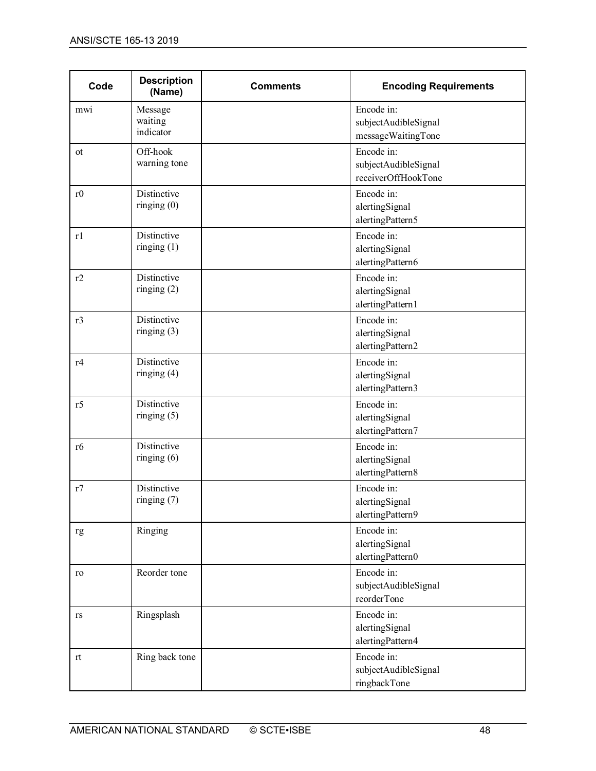| Code | Description (Name) | Comments | Encoding Requirements |
|---|---|---|---|
| mwi | Message waiting indicator | | Encode in: subjectAudibleSignal messageWaitingTone |
| ot | Off-hook warning tone | | Encode in: subjectAudibleSignal receiverOffHookTone |
| r0 | Distinctive ringing (0) | | Encode in: alertingSignal alertingPattern5 |
| r1 | Distinctive ringing (1) | | Encode in: alertingSignal alertingPattern6 |
| r2 | Distinctive ringing (2) | | Encode in: alertingSignal alertingPattern1 |
| r3 | Distinctive ringing (3) | | Encode in: alertingSignal alertingPattern2 |
| r4 | Distinctive ringing (4) | | Encode in: alertingSignal alertingPattern3 |
| r5 | Distinctive ringing (5) | | Encode in: alertingSignal alertingPattern7 |
| r6 | Distinctive ringing (6) | | Encode in: alertingSignal alertingPattern8 |
| r7 | Distinctive ringing (7) | | Encode in: alertingSignal alertingPattern9 |
| rg | Ringing | | Encode in: alertingSignal alertingPattern0 |
| ro | Reorder tone | | Encode in: subjectAudibleSignal reorderTone |
| rs | Ringsplash | | Encode in: alertingSignal alertingPattern4 |
| rt | Ring back tone | | Encode in: subjectAudibleSignal ringbackTone |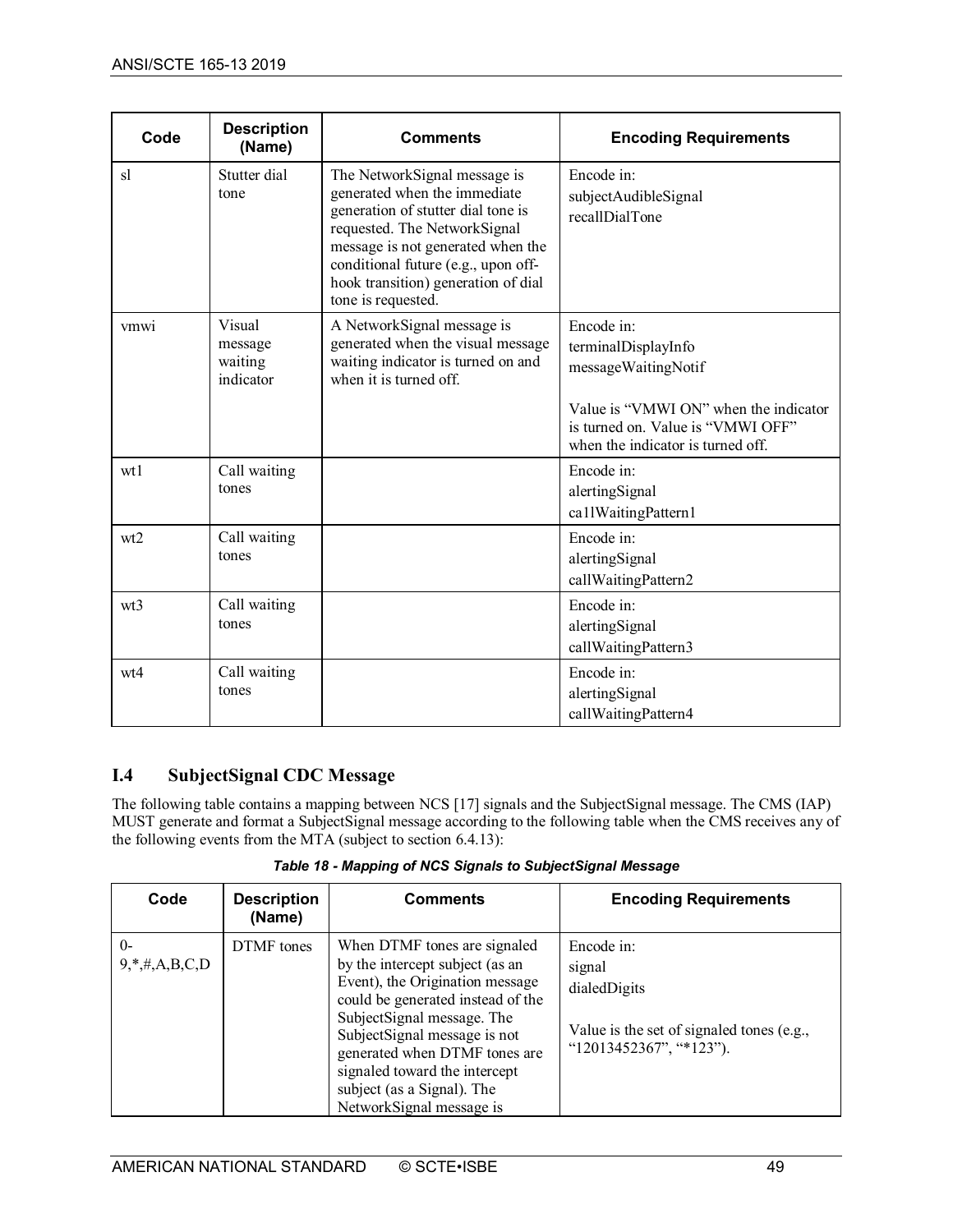| Code | Description (Name) | Comments | Encoding Requirements |
|---|---|---|---|
| sl | Stutter dial tone | The NetworkSignal message is generated when the immediate generation of stutter dial tone is requested. The NetworkSignal message is not generated when the conditional future (e.g., upon off-hook transition) generation of dial tone is requested. | Encode in:<br>subjectAudibleSignal<br>recallDialTone |
| vmwi | Visual message waiting indicator | A NetworkSignal message is generated when the visual message waiting indicator is turned on and when it is turned off. | Encode in:<br>terminalDisplayInfo<br>messageWaitingNotif<br><br>Value is "VMWI ON" when the indicator is turned on. Value is "VMWI OFF" when the indicator is turned off. |
| wt1 | Call waiting tones | | Encode in:<br>alertingSignal<br>ca1lWaitingPattern1 |
| wt2 | Call waiting tones | | Encode in:<br>alertingSignal<br>callWaitingPattern2 |
| wt3 | Call waiting tones | | Encode in:<br>alertingSignal<br>callWaitingPattern3 |
| wt4 | Call waiting tones | | Encode in:<br>alertingSignal<br>callWaitingPattern4 |

## I.4 SubjectSignal CDC Message

The following table contains a mapping between NCS [17] signals and the SubjectSignal message. The CMS (IAP) MUST generate and format a SubjectSignal message according to the following table when the CMS receives any of the following events from the MTA (subject to section 6.4.13):

*Table 18 - Mapping of NCS Signals to SubjectSignal Message*

| Code | Description (Name) | Comments | Encoding Requirements |
|---|---|---|---|
| 0-9,*,#,A,B,C,D | DTMF tones | When DTMF tones are signaled by the intercept subject (as an Event), the Origination message could be generated instead of the SubjectSignal message. The SubjectSignal message is not generated when DTMF tones are signaled toward the intercept subject (as a Signal). The NetworkSignal message is | Encode in:<br>signal<br>dialedDigits<br><br>Value is the set of signaled tones (e.g., "12013452367", "*123"). |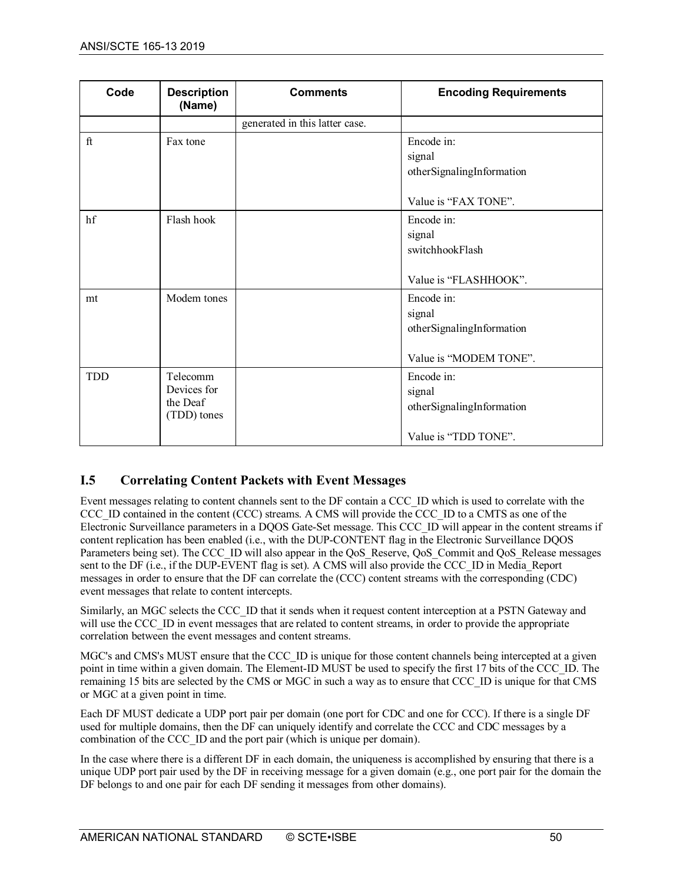| Code | Description (Name) | Comments | Encoding Requirements |
|---|---|---|---|
| | | generated in this latter case. | |
| ft | Fax tone | | Encode in:<br>signal<br>otherSignalingInformation<br><br>Value is “FAX TONE”. |
| hf | Flash hook | | Encode in:<br>signal<br>switchhookFlash<br><br>Value is “FLASHHOOK”. |
| mt | Modem tones | | Encode in:<br>signal<br>otherSignalingInformation<br><br>Value is “MODEM TONE”. |
| TDD | Telecomm Devices for the Deaf (TDD) tones | | Encode in:<br>signal<br>otherSignalingInformation<br><br>Value is “TDD TONE”. |

## I.5 Correlating Content Packets with Event Messages

Event messages relating to content channels sent to the DF contain a CCC_ID which is used to correlate with the CCC_ID contained in the content (CCC) streams. A CMS will provide the CCC_ID to a CMTS as one of the Electronic Surveillance parameters in a DQOS Gate-Set message. This CCC_ID will appear in the content streams if content replication has been enabled (i.e., with the DUP-CONTENT flag in the Electronic Surveillance DQOS Parameters being set). The CCC_ID will also appear in the QoS_Reserve, QoS_Commit and QoS_Release messages sent to the DF (i.e., if the DUP-EVENT flag is set). A CMS will also provide the CCC_ID in Media_Report messages in order to ensure that the DF can correlate the (CCC) content streams with the corresponding (CDC) event messages that relate to content intercepts.

Similarly, an MGC selects the CCC_ID that it sends when it request content interception at a PSTN Gateway and will use the CCC_ID in event messages that are related to content streams, in order to provide the appropriate correlation between the event messages and content streams.

MGC's and CMS's MUST ensure that the CCC_ID is unique for those content channels being intercepted at a given point in time within a given domain. The Element-ID MUST be used to specify the first 17 bits of the CCC_ID. The remaining 15 bits are selected by the CMS or MGC in such a way as to ensure that CCC_ID is unique for that CMS or MGC at a given point in time.

Each DF MUST dedicate a UDP port pair per domain (one port for CDC and one for CCC). If there is a single DF used for multiple domains, then the DF can uniquely identify and correlate the CCC and CDC messages by a combination of the CCC_ID and the port pair (which is unique per domain).

In the case where there is a different DF in each domain, the uniqueness is accomplished by ensuring that there is a unique UDP port pair used by the DF in receiving message for a given domain (e.g., one port pair for the domain the DF belongs to and one pair for each DF sending it messages from other domains).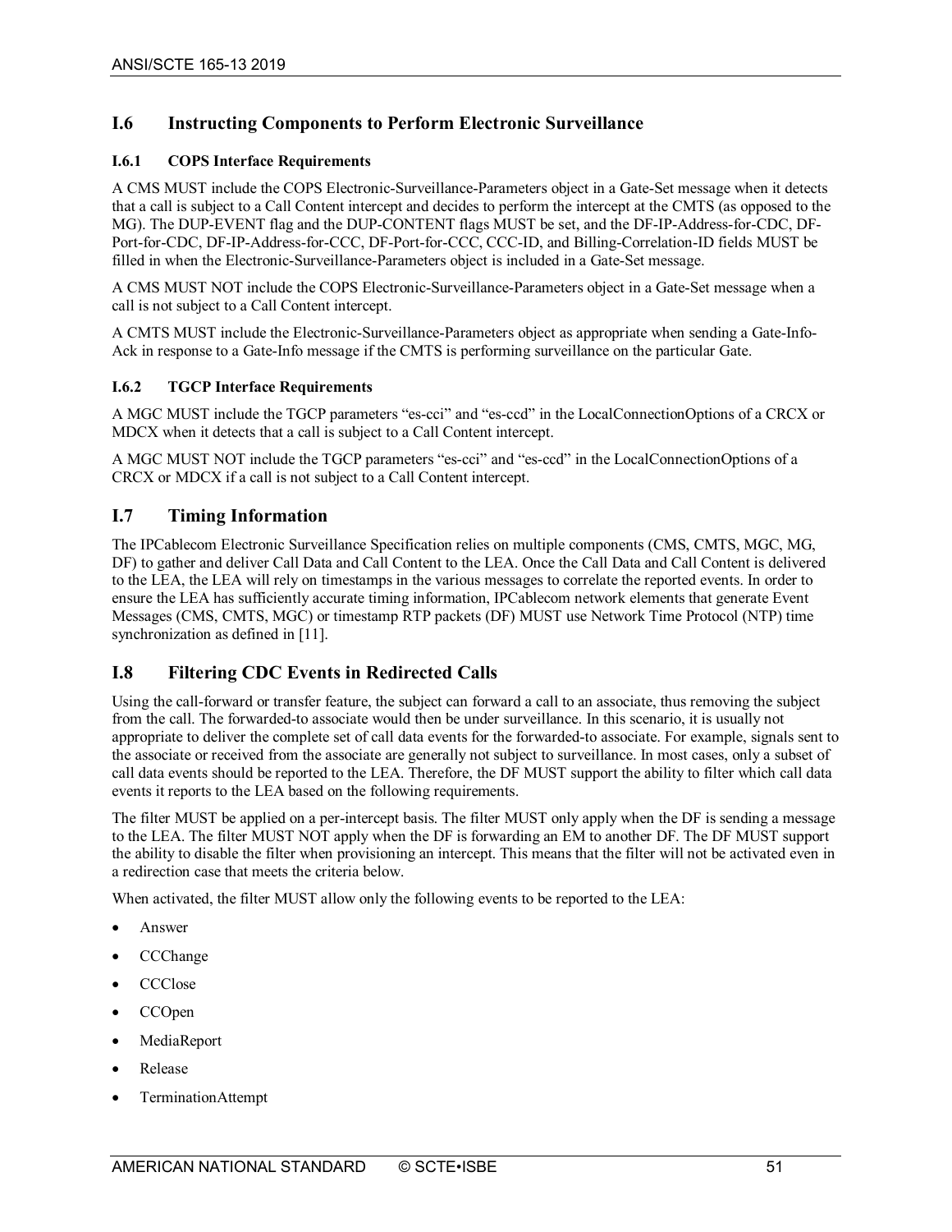## I.6 Instructing Components to Perform Electronic Surveillance

### I.6.1 COPS Interface Requirements

A CMS MUST include the COPS Electronic-Surveillance-Parameters object in a Gate-Set message when it detects that a call is subject to a Call Content intercept and decides to perform the intercept at the CMTS (as opposed to the MG). The DUP-EVENT flag and the DUP-CONTENT flags MUST be set, and the DF-IP-Address-for-CDC, DF-Port-for-CDC, DF-IP-Address-for-CCC, DF-Port-for-CCC, CCC-ID, and Billing-Correlation-ID fields MUST be filled in when the Electronic-Surveillance-Parameters object is included in a Gate-Set message.

A CMS MUST NOT include the COPS Electronic-Surveillance-Parameters object in a Gate-Set message when a call is not subject to a Call Content intercept.

A CMTS MUST include the Electronic-Surveillance-Parameters object as appropriate when sending a Gate-Info-Ack in response to a Gate-Info message if the CMTS is performing surveillance on the particular Gate.

### I.6.2 TGCP Interface Requirements

A MGC MUST include the TGCP parameters "es-cci" and "es-ccd" in the LocalConnectionOptions of a CRCX or MDCX when it detects that a call is subject to a Call Content intercept.

A MGC MUST NOT include the TGCP parameters "es-cci" and "es-ccd" in the LocalConnectionOptions of a CRCX or MDCX if a call is not subject to a Call Content intercept.

## I.7 Timing Information

The IPCablecom Electronic Surveillance Specification relies on multiple components (CMS, CMTS, MGC, MG, DF) to gather and deliver Call Data and Call Content to the LEA. Once the Call Data and Call Content is delivered to the LEA, the LEA will rely on timestamps in the various messages to correlate the reported events. In order to ensure the LEA has sufficiently accurate timing information, IPCablecom network elements that generate Event Messages (CMS, CMTS, MGC) or timestamp RTP packets (DF) MUST use Network Time Protocol (NTP) time synchronization as defined in [11].

## I.8 Filtering CDC Events in Redirected Calls

Using the call-forward or transfer feature, the subject can forward a call to an associate, thus removing the subject from the call. The forwarded-to associate would then be under surveillance. In this scenario, it is usually not appropriate to deliver the complete set of call data events for the forwarded-to associate. For example, signals sent to the associate or received from the associate are generally not subject to surveillance. In most cases, only a subset of call data events should be reported to the LEA. Therefore, the DF MUST support the ability to filter which call data events it reports to the LEA based on the following requirements.

The filter MUST be applied on a per-intercept basis. The filter MUST only apply when the DF is sending a message to the LEA. The filter MUST NOT apply when the DF is forwarding an EM to another DF. The DF MUST support the ability to disable the filter when provisioning an intercept. This means that the filter will not be activated even in a redirection case that meets the criteria below.

When activated, the filter MUST allow only the following events to be reported to the LEA:

- Answer
- CCChange
- CCClose
- CCOpen
- MediaReport
- Release
- TerminationAttempt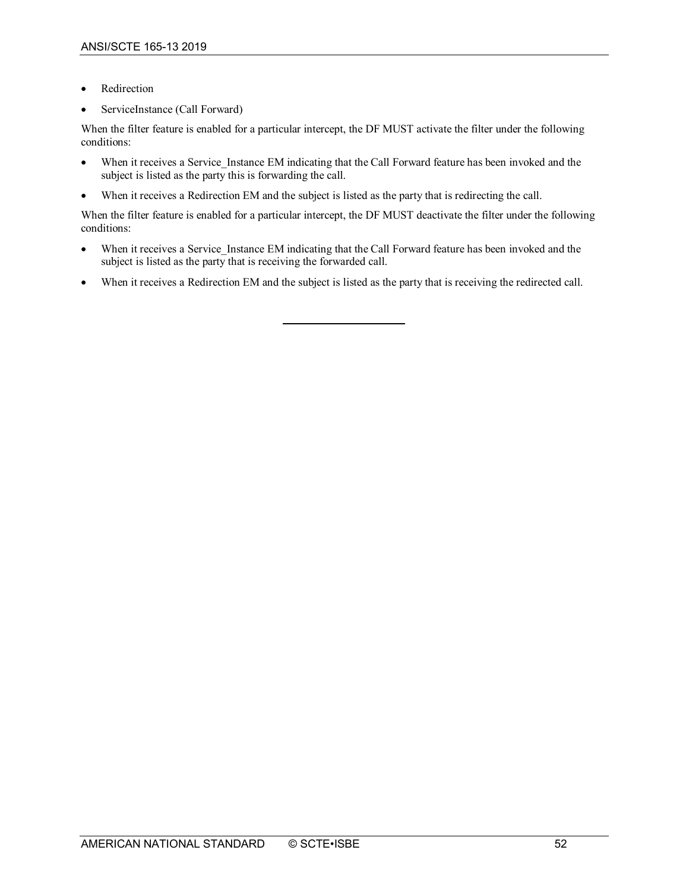- Redirection
- ServiceInstance (Call Forward)

When the filter feature is enabled for a particular intercept, the DF MUST activate the filter under the following conditions:

- When it receives a Service_Instance EM indicating that the Call Forward feature has been invoked and the subject is listed as the party this is forwarding the call.
- When it receives a Redirection EM and the subject is listed as the party that is redirecting the call.

When the filter feature is enabled for a particular intercept, the DF MUST deactivate the filter under the following conditions:

- When it receives a Service_Instance EM indicating that the Call Forward feature has been invoked and the subject is listed as the party that is receiving the forwarded call.
- When it receives a Redirection EM and the subject is listed as the party that is receiving the redirected call.